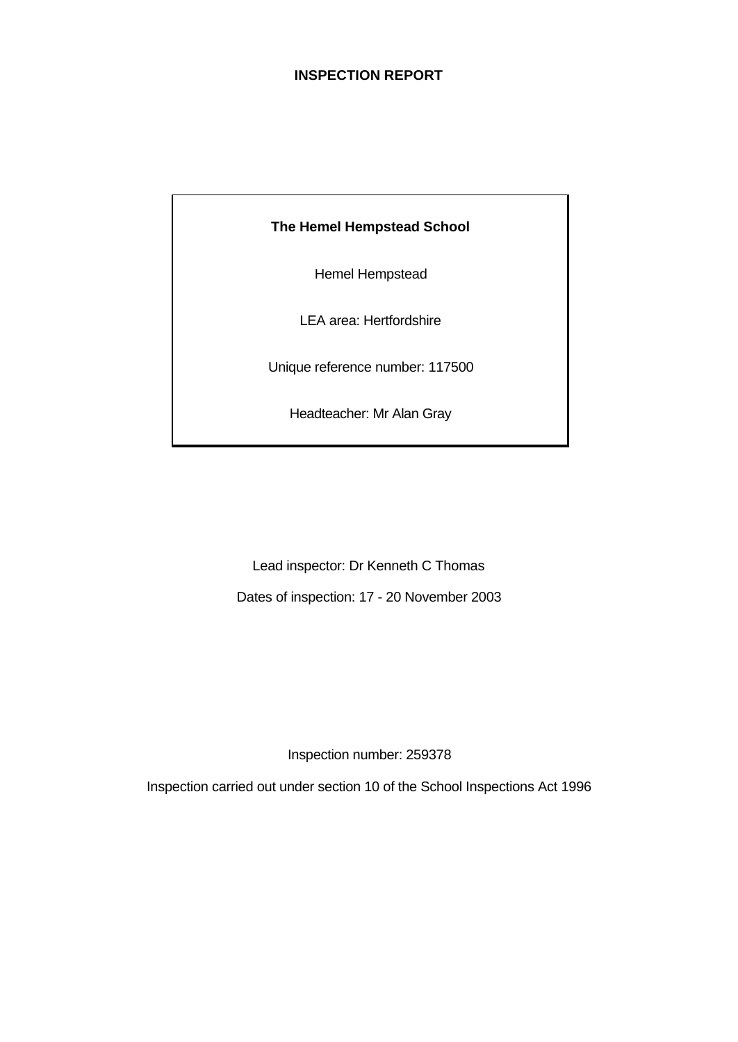# INSPECTION REPORT

**The Hemel Hempstead School**

Hemel Hempstead

LEA area: Hertfordshire

Unique reference number: 117500

Headteacher: Mr Alan Gray

Lead inspector: Dr Kenneth C Thomas

Dates of inspection: 17 - 20 November 2003

Inspection number: 259378

Inspection carried out under section 10 of the School Inspections Act 1996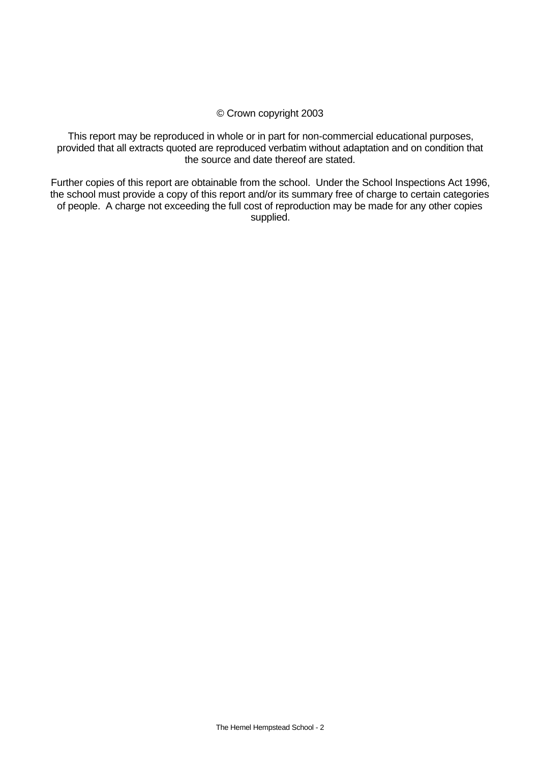© Crown copyright 2003

This report may be reproduced in whole or in part for non-commercial educational purposes, provided that all extracts quoted are reproduced verbatim without adaptation and on condition that the source and date thereof are stated.

Further copies of this report are obtainable from the school. Under the School Inspections Act 1996, the school must provide a copy of this report and/or its summary free of charge to certain categories of people. A charge not exceeding the full cost of reproduction may be made for any other copies supplied.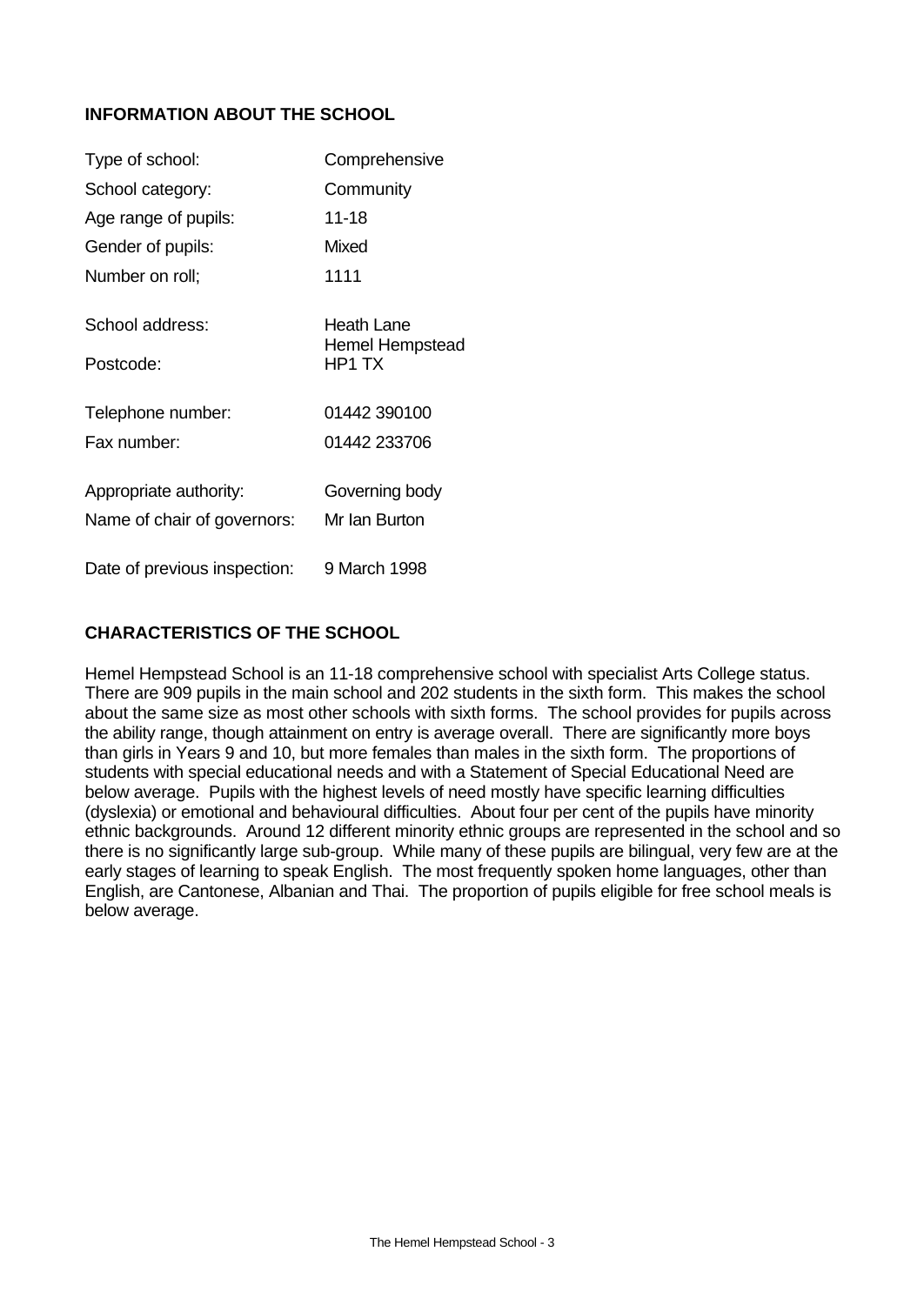## INFORMATION ABOUT THE SCHOOL

| | |
|---|---|
| Type of school: | Comprehensive |
| School category: | Community |
| Age range of pupils: | 11-18 |
| Gender of pupils: | Mixed |
| Number on roll; | 1111 |
| School address: | Heath Lane<br>Hemel Hempstead |
| Postcode: | HP1 TX |
| Telephone number: | 01442 390100 |
| Fax number: | 01442 233706 |
| Appropriate authority: | Governing body |
| Name of chair of governors: | Mr Ian Burton |
| Date of previous inspection: | 9 March 1998 |

## CHARACTERISTICS OF THE SCHOOL

Hemel Hempstead School is an 11-18 comprehensive school with specialist Arts College status. There are 909 pupils in the main school and 202 students in the sixth form. This makes the school about the same size as most other schools with sixth forms. The school provides for pupils across the ability range, though attainment on entry is average overall. There are significantly more boys than girls in Years 9 and 10, but more females than males in the sixth form. The proportions of students with special educational needs and with a Statement of Special Educational Need are below average. Pupils with the highest levels of need mostly have specific learning difficulties (dyslexia) or emotional and behavioural difficulties. About four per cent of the pupils have minority ethnic backgrounds. Around 12 different minority ethnic groups are represented in the school and so there is no significantly large sub-group. While many of these pupils are bilingual, very few are at the early stages of learning to speak English. The most frequently spoken home languages, other than English, are Cantonese, Albanian and Thai. The proportion of pupils eligible for free school meals is below average.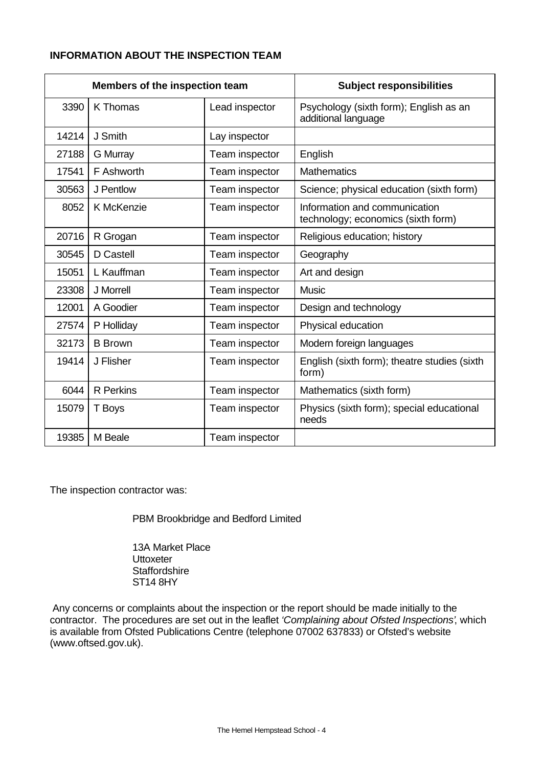**INFORMATION ABOUT THE INSPECTION TEAM**

| Members of the inspection team | | | Subject responsibilities |
|---|---|---|---|
| 3390 | K Thomas | Lead inspector | Psychology (sixth form); English as an additional language |
| 14214 | J Smith | Lay inspector | |
| 27188 | G Murray | Team inspector | English |
| 17541 | F Ashworth | Team inspector | Mathematics |
| 30563 | J Pentlow | Team inspector | Science; physical education (sixth form) |
| 8052 | K McKenzie | Team inspector | Information and communication technology; economics (sixth form) |
| 20716 | R Grogan | Team inspector | Religious education; history |
| 30545 | D Castell | Team inspector | Geography |
| 15051 | L Kauffman | Team inspector | Art and design |
| 23308 | J Morrell | Team inspector | Music |
| 12001 | A Goodier | Team inspector | Design and technology |
| 27574 | P Holliday | Team inspector | Physical education |
| 32173 | B Brown | Team inspector | Modern foreign languages |
| 19414 | J Flisher | Team inspector | English (sixth form); theatre studies (sixth form) |
| 6044 | R Perkins | Team inspector | Mathematics (sixth form) |
| 15079 | T Boys | Team inspector | Physics (sixth form); special educational needs |
| 19385 | M Beale | Team inspector | |

The inspection contractor was:

PBM Brookbridge and Bedford Limited

13A Market Place
Uttoxeter
Staffordshire
ST14 8HY

Any concerns or complaints about the inspection or the report should be made initially to the contractor. The procedures are set out in the leaflet *'Complaining about Ofsted Inspections'*, which is available from Ofsted Publications Centre (telephone 07002 637833) or Ofsted's website (www.oftsed.gov.uk).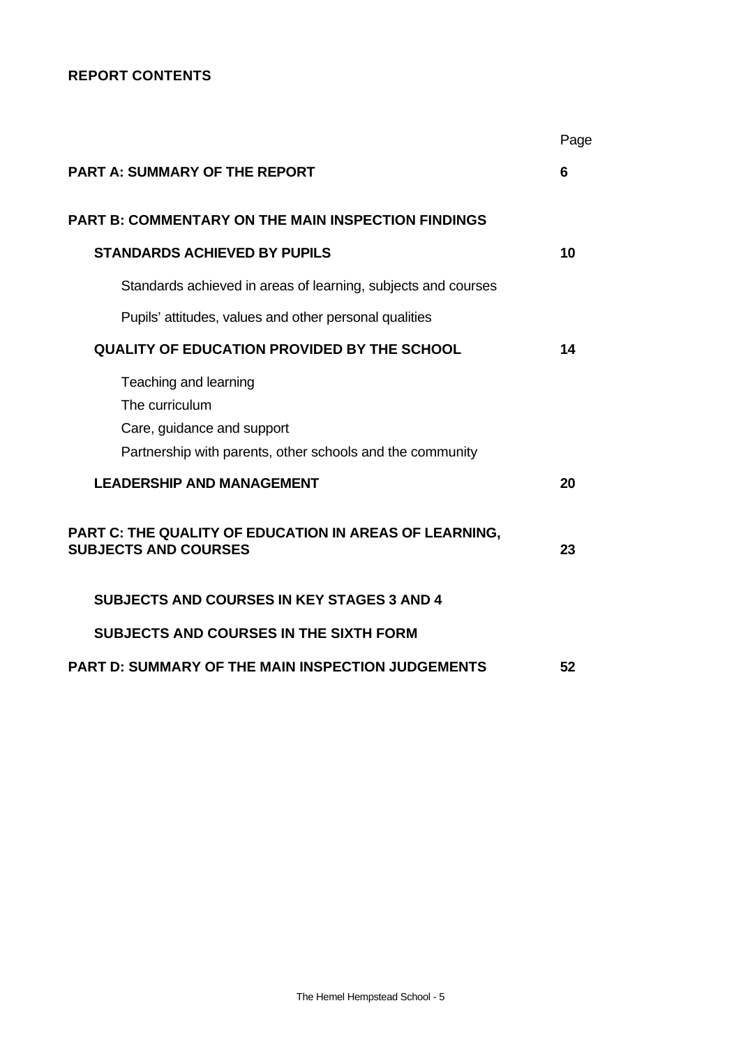**REPORT CONTENTS**

| | Page |
|---|---|
| **PART A: SUMMARY OF THE REPORT** | **6** |
| **PART B: COMMENTARY ON THE MAIN INSPECTION FINDINGS** | |
| **STANDARDS ACHIEVED BY PUPILS** | **10** |
| Standards achieved in areas of learning, subjects and courses | |
| Pupils' attitudes, values and other personal qualities | |
| **QUALITY OF EDUCATION PROVIDED BY THE SCHOOL** | **14** |
| Teaching and learning | |
| The curriculum | |
| Care, guidance and support | |
| Partnership with parents, other schools and the community | |
| **LEADERSHIP AND MANAGEMENT** | **20** |
| **PART C: THE QUALITY OF EDUCATION IN AREAS OF LEARNING, SUBJECTS AND COURSES** | **23** |
| **SUBJECTS AND COURSES IN KEY STAGES 3 AND 4** | |
| **SUBJECTS AND COURSES IN THE SIXTH FORM** | |
| **PART D: SUMMARY OF THE MAIN INSPECTION JUDGEMENTS** | **52** |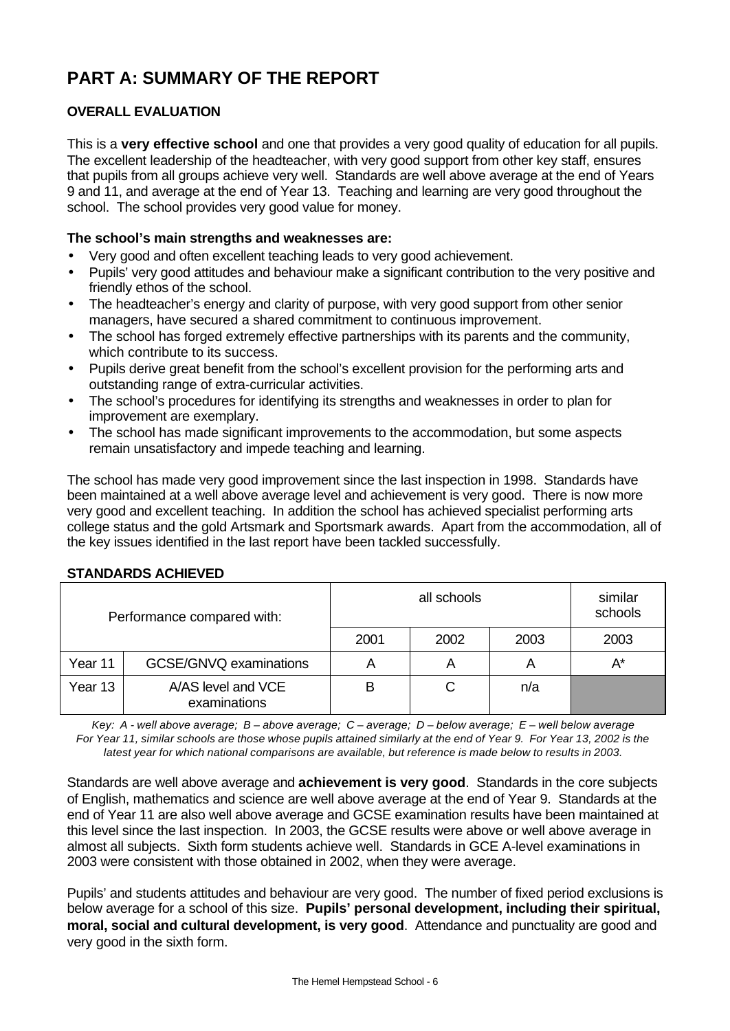# PART A: SUMMARY OF THE REPORT

### OVERALL EVALUATION

This is a **very effective school** and one that provides a very good quality of education for all pupils. The excellent leadership of the headteacher, with very good support from other key staff, ensures that pupils from all groups achieve very well. Standards are well above average at the end of Years 9 and 11, and average at the end of Year 13. Teaching and learning are very good throughout the school. The school provides very good value for money.

**The school's main strengths and weaknesses are:**

- Very good and often excellent teaching leads to very good achievement.
- Pupils' very good attitudes and behaviour make a significant contribution to the very positive and friendly ethos of the school.
- The headteacher's energy and clarity of purpose, with very good support from other senior managers, have secured a shared commitment to continuous improvement.
- The school has forged extremely effective partnerships with its parents and the community, which contribute to its success.
- Pupils derive great benefit from the school's excellent provision for the performing arts and outstanding range of extra-curricular activities.
- The school's procedures for identifying its strengths and weaknesses in order to plan for improvement are exemplary.
- The school has made significant improvements to the accommodation, but some aspects remain unsatisfactory and impede teaching and learning.

The school has made very good improvement since the last inspection in 1998. Standards have been maintained at a well above average level and achievement is very good. There is now more very good and excellent teaching. In addition the school has achieved specialist performing arts college status and the gold Artsmark and Sportsmark awards. Apart from the accommodation, all of the key issues identified in the last report have been tackled successfully.

### STANDARDS ACHIEVED

| Performance compared with: | | all schools | | | similar schools |
|---|---|---|---|---|---|
| | | 2001 | 2002 | 2003 | 2003 |
| Year 11 | GCSE/GNVQ examinations | A | A | A | A* |
| Year 13 | A/AS level and VCE examinations | B | C | n/a | |

*Key: A - well above average; B – above average; C – average; D – below average; E – well below average*
*For Year 11, similar schools are those whose pupils attained similarly at the end of Year 9. For Year 13, 2002 is the latest year for which national comparisons are available, but reference is made below to results in 2003.*

Standards are well above average and **achievement is very good**. Standards in the core subjects of English, mathematics and science are well above average at the end of Year 9. Standards at the end of Year 11 are also well above average and GCSE examination results have been maintained at this level since the last inspection. In 2003, the GCSE results were above or well above average in almost all subjects. Sixth form students achieve well. Standards in GCE A-level examinations in 2003 were consistent with those obtained in 2002, when they were average.

Pupils' and students attitudes and behaviour are very good. The number of fixed period exclusions is below average for a school of this size. **Pupils' personal development, including their spiritual, moral, social and cultural development, is very good**. Attendance and punctuality are good and very good in the sixth form.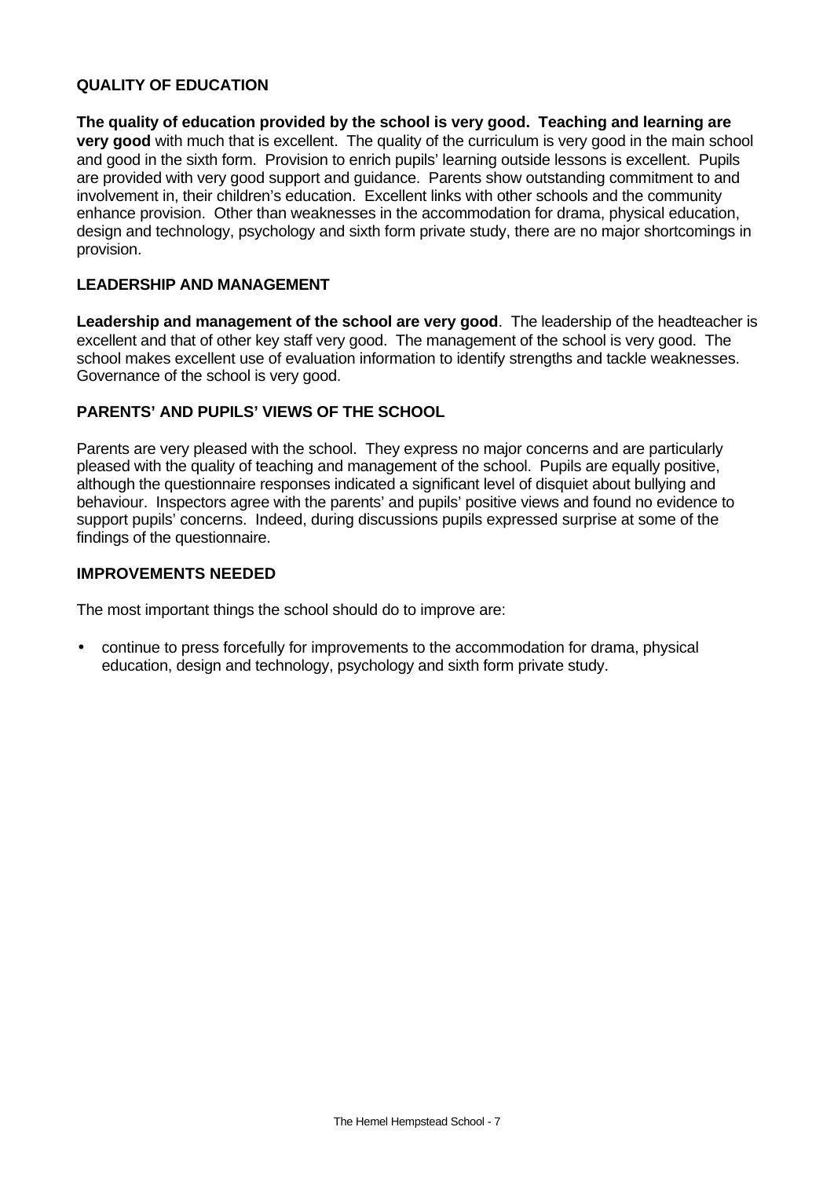### QUALITY OF EDUCATION

**The quality of education provided by the school is very good. Teaching and learning are very good** with much that is excellent. The quality of the curriculum is very good in the main school and good in the sixth form. Provision to enrich pupils' learning outside lessons is excellent. Pupils are provided with very good support and guidance. Parents show outstanding commitment to and involvement in, their children's education. Excellent links with other schools and the community enhance provision. Other than weaknesses in the accommodation for drama, physical education, design and technology, psychology and sixth form private study, there are no major shortcomings in provision.

### LEADERSHIP AND MANAGEMENT

**Leadership and management of the school are very good**. The leadership of the headteacher is excellent and that of other key staff very good. The management of the school is very good. The school makes excellent use of evaluation information to identify strengths and tackle weaknesses. Governance of the school is very good.

### PARENTS' AND PUPILS' VIEWS OF THE SCHOOL

Parents are very pleased with the school. They express no major concerns and are particularly pleased with the quality of teaching and management of the school. Pupils are equally positive, although the questionnaire responses indicated a significant level of disquiet about bullying and behaviour. Inspectors agree with the parents' and pupils' positive views and found no evidence to support pupils' concerns. Indeed, during discussions pupils expressed surprise at some of the findings of the questionnaire.

### IMPROVEMENTS NEEDED

The most important things the school should do to improve are:

- continue to press forcefully for improvements to the accommodation for drama, physical education, design and technology, psychology and sixth form private study.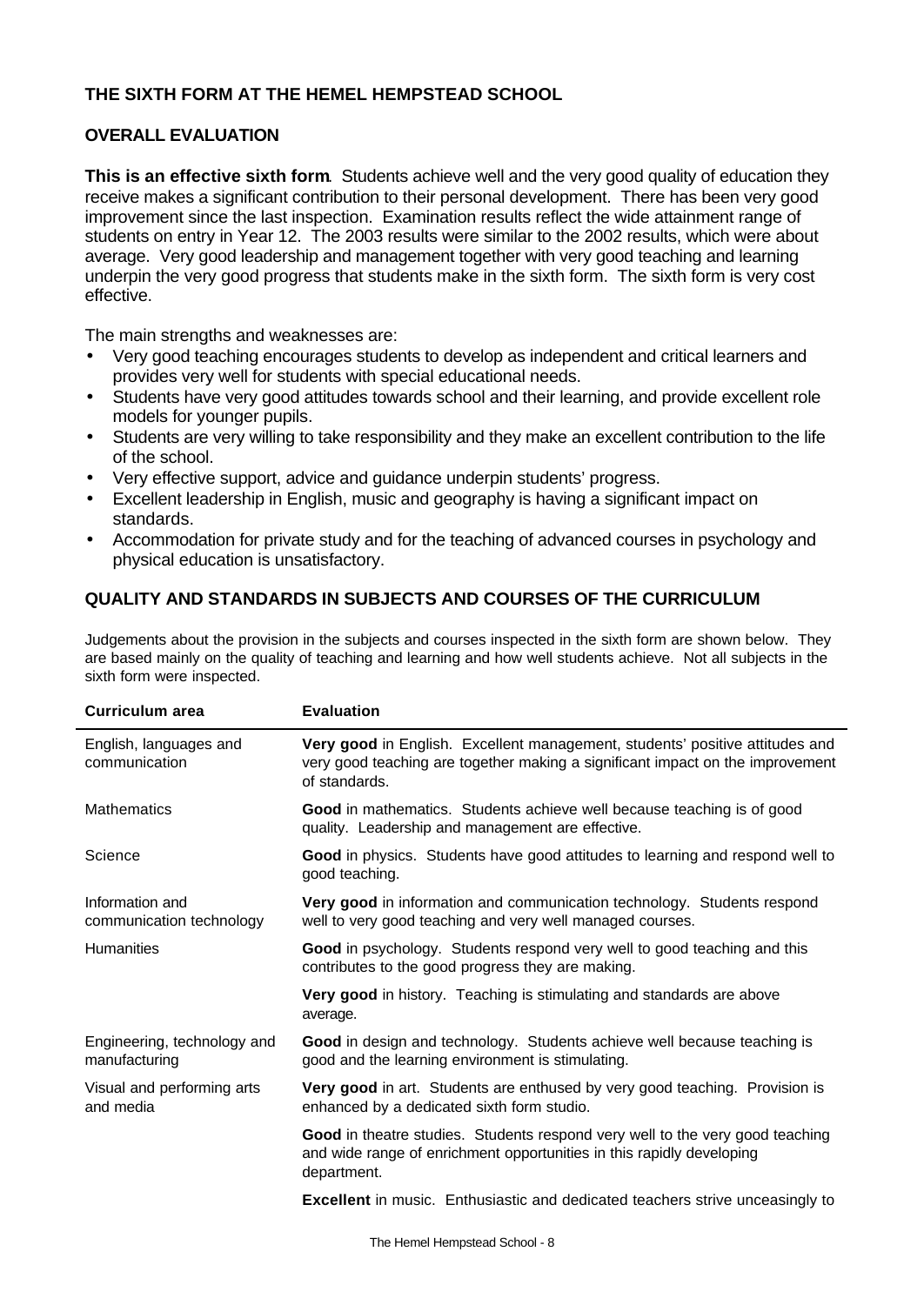## THE SIXTH FORM AT THE HEMEL HEMPSTEAD SCHOOL

### OVERALL EVALUATION

**This is an effective sixth form**. Students achieve well and the very good quality of education they receive makes a significant contribution to their personal development. There has been very good improvement since the last inspection. Examination results reflect the wide attainment range of students on entry in Year 12. The 2003 results were similar to the 2002 results, which were about average. Very good leadership and management together with very good teaching and learning underpin the very good progress that students make in the sixth form. The sixth form is very cost effective.

The main strengths and weaknesses are:

- Very good teaching encourages students to develop as independent and critical learners and provides very well for students with special educational needs.
- Students have very good attitudes towards school and their learning, and provide excellent role models for younger pupils.
- Students are very willing to take responsibility and they make an excellent contribution to the life of the school.
- Very effective support, advice and guidance underpin students' progress.
- Excellent leadership in English, music and geography is having a significant impact on standards.
- Accommodation for private study and for the teaching of advanced courses in psychology and physical education is unsatisfactory.

### QUALITY AND STANDARDS IN SUBJECTS AND COURSES OF THE CURRICULUM

Judgements about the provision in the subjects and courses inspected in the sixth form are shown below. They are based mainly on the quality of teaching and learning and how well students achieve. Not all subjects in the sixth form were inspected.

| Curriculum area | Evaluation |
|---|---|
| English, languages and communication | **Very good** in English. Excellent management, students' positive attitudes and very good teaching are together making a significant impact on the improvement of standards. |
| Mathematics | **Good** in mathematics. Students achieve well because teaching is of good quality. Leadership and management are effective. |
| Science | **Good** in physics. Students have good attitudes to learning and respond well to good teaching. |
| Information and communication technology | **Very good** in information and communication technology. Students respond well to very good teaching and very well managed courses. |
| Humanities | **Good** in psychology. Students respond very well to good teaching and this contributes to the good progress they are making. |
| | **Very good** in history. Teaching is stimulating and standards are above average. |
| Engineering, technology and manufacturing | **Good** in design and technology. Students achieve well because teaching is good and the learning environment is stimulating. |
| Visual and performing arts and media | **Very good** in art. Students are enthused by very good teaching. Provision is enhanced by a dedicated sixth form studio. |
| | **Good** in theatre studies. Students respond very well to the very good teaching and wide range of enrichment opportunities in this rapidly developing department. |
| | **Excellent** in music. Enthusiastic and dedicated teachers strive unceasingly to |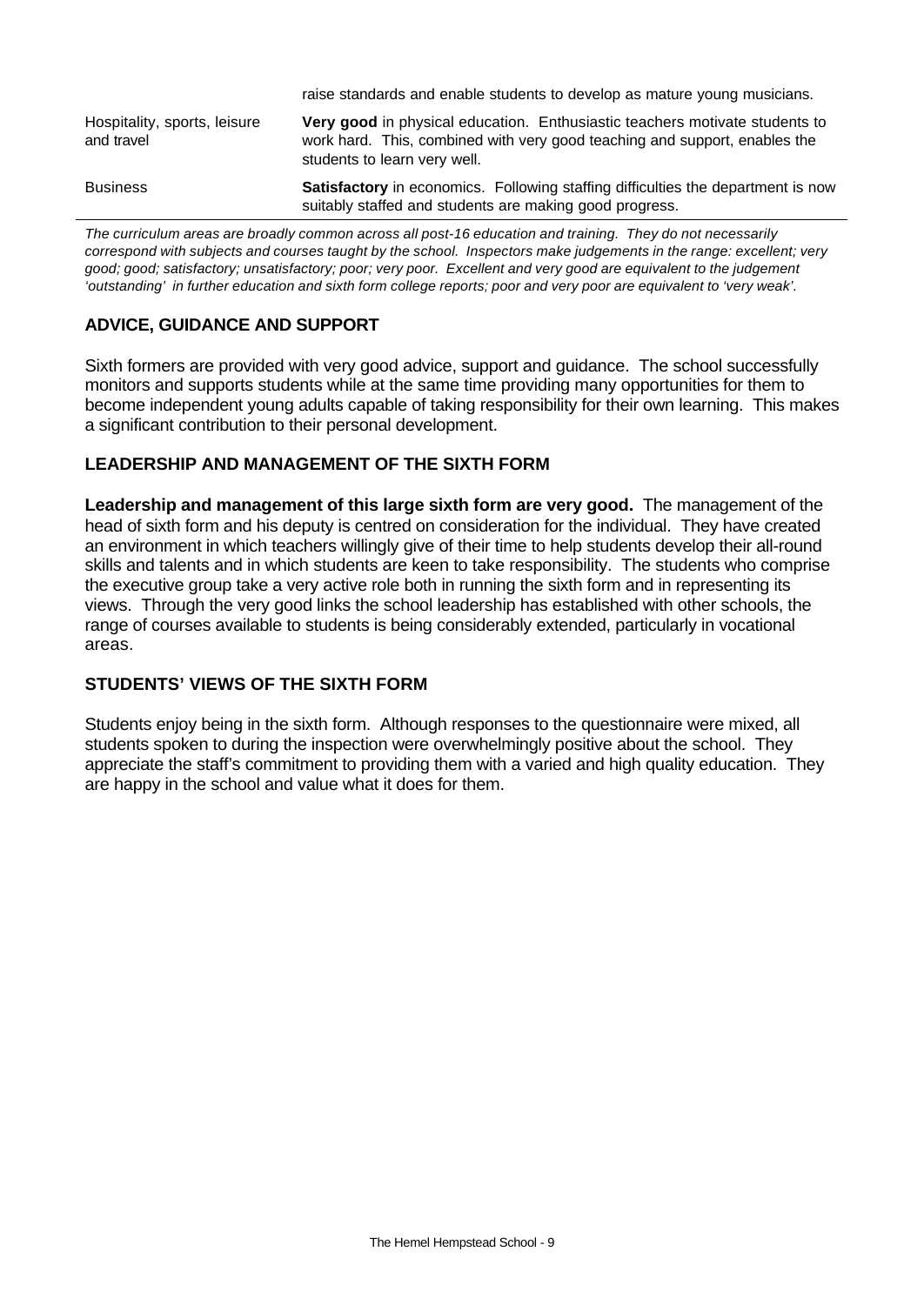|  |  |
|---|---|
|  | raise standards and enable students to develop as mature young musicians. |
| Hospitality, sports, leisure and travel | **Very good** in physical education. Enthusiastic teachers motivate students to work hard. This, combined with very good teaching and support, enables the students to learn very well. |
| Business | **Satisfactory** in economics. Following staffing difficulties the department is now suitably staffed and students are making good progress. |

*The curriculum areas are broadly common across all post-16 education and training. They do not necessarily correspond with subjects and courses taught by the school. Inspectors make judgements in the range: excellent; very good; good; satisfactory; unsatisfactory; poor; very poor. Excellent and very good are equivalent to the judgement 'outstanding' in further education and sixth form college reports; poor and very poor are equivalent to 'very weak'.*

## ADVICE, GUIDANCE AND SUPPORT

Sixth formers are provided with very good advice, support and guidance. The school successfully monitors and supports students while at the same time providing many opportunities for them to become independent young adults capable of taking responsibility for their own learning. This makes a significant contribution to their personal development.

## LEADERSHIP AND MANAGEMENT OF THE SIXTH FORM

**Leadership and management of this large sixth form are very good.** The management of the head of sixth form and his deputy is centred on consideration for the individual. They have created an environment in which teachers willingly give of their time to help students develop their all-round skills and talents and in which students are keen to take responsibility. The students who comprise the executive group take a very active role both in running the sixth form and in representing its views. Through the very good links the school leadership has established with other schools, the range of courses available to students is being considerably extended, particularly in vocational areas.

## STUDENTS' VIEWS OF THE SIXTH FORM

Students enjoy being in the sixth form. Although responses to the questionnaire were mixed, all students spoken to during the inspection were overwhelmingly positive about the school. They appreciate the staff's commitment to providing them with a varied and high quality education. They are happy in the school and value what it does for them.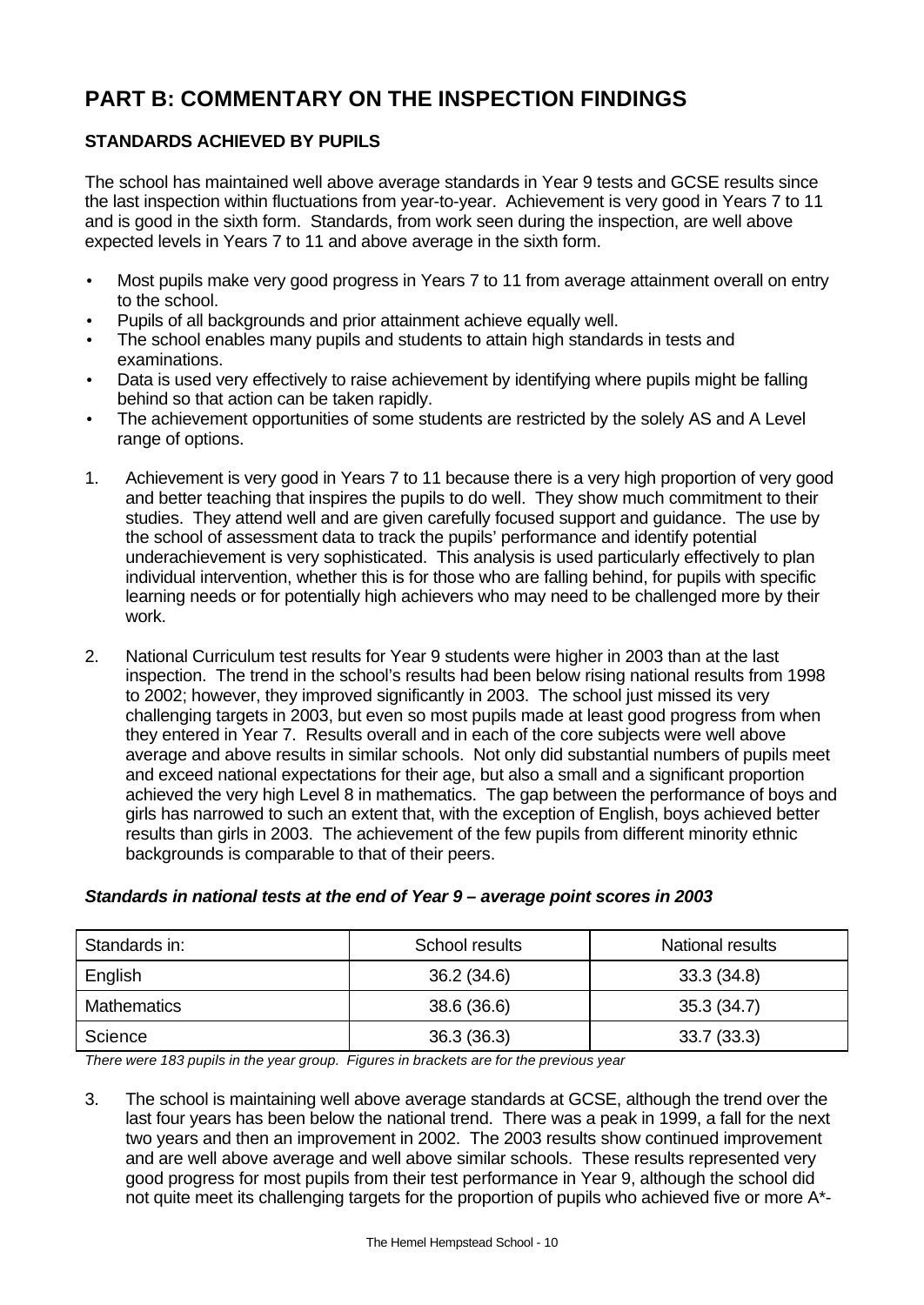# PART B: COMMENTARY ON THE INSPECTION FINDINGS

## STANDARDS ACHIEVED BY PUPILS

The school has maintained well above average standards in Year 9 tests and GCSE results since the last inspection within fluctuations from year-to-year. Achievement is very good in Years 7 to 11 and is good in the sixth form. Standards, from work seen during the inspection, are well above expected levels in Years 7 to 11 and above average in the sixth form.

- Most pupils make very good progress in Years 7 to 11 from average attainment overall on entry to the school.
- Pupils of all backgrounds and prior attainment achieve equally well.
- The school enables many pupils and students to attain high standards in tests and examinations.
- Data is used very effectively to raise achievement by identifying where pupils might be falling behind so that action can be taken rapidly.
- The achievement opportunities of some students are restricted by the solely AS and A Level range of options.

1. Achievement is very good in Years 7 to 11 because there is a very high proportion of very good and better teaching that inspires the pupils to do well. They show much commitment to their studies. They attend well and are given carefully focused support and guidance. The use by the school of assessment data to track the pupils' performance and identify potential underachievement is very sophisticated. This analysis is used particularly effectively to plan individual intervention, whether this is for those who are falling behind, for pupils with specific learning needs or for potentially high achievers who may need to be challenged more by their work.

2. National Curriculum test results for Year 9 students were higher in 2003 than at the last inspection. The trend in the school's results had been below rising national results from 1998 to 2002; however, they improved significantly in 2003. The school just missed its very challenging targets in 2003, but even so most pupils made at least good progress from when they entered in Year 7. Results overall and in each of the core subjects were well above average and above results in similar schools. Not only did substantial numbers of pupils meet and exceed national expectations for their age, but also a small and a significant proportion achieved the very high Level 8 in mathematics. The gap between the performance of boys and girls has narrowed to such an extent that, with the exception of English, boys achieved better results than girls in 2003. The achievement of the few pupils from different minority ethnic backgrounds is comparable to that of their peers.

***Standards in national tests at the end of Year 9 – average point scores in 2003***

| Standards in: | School results | National results |
|---|---|---|
| English | 36.2 (34.6) | 33.3 (34.8) |
| Mathematics | 38.6 (36.6) | 35.3 (34.7) |
| Science | 36.3 (36.3) | 33.7 (33.3) |

*There were 183 pupils in the year group. Figures in brackets are for the previous year*

3. The school is maintaining well above average standards at GCSE, although the trend over the last four years has been below the national trend. There was a peak in 1999, a fall for the next two years and then an improvement in 2002. The 2003 results show continued improvement and are well above average and well above similar schools. These results represented very good progress for most pupils from their test performance in Year 9, although the school did not quite meet its challenging targets for the proportion of pupils who achieved five or more A*-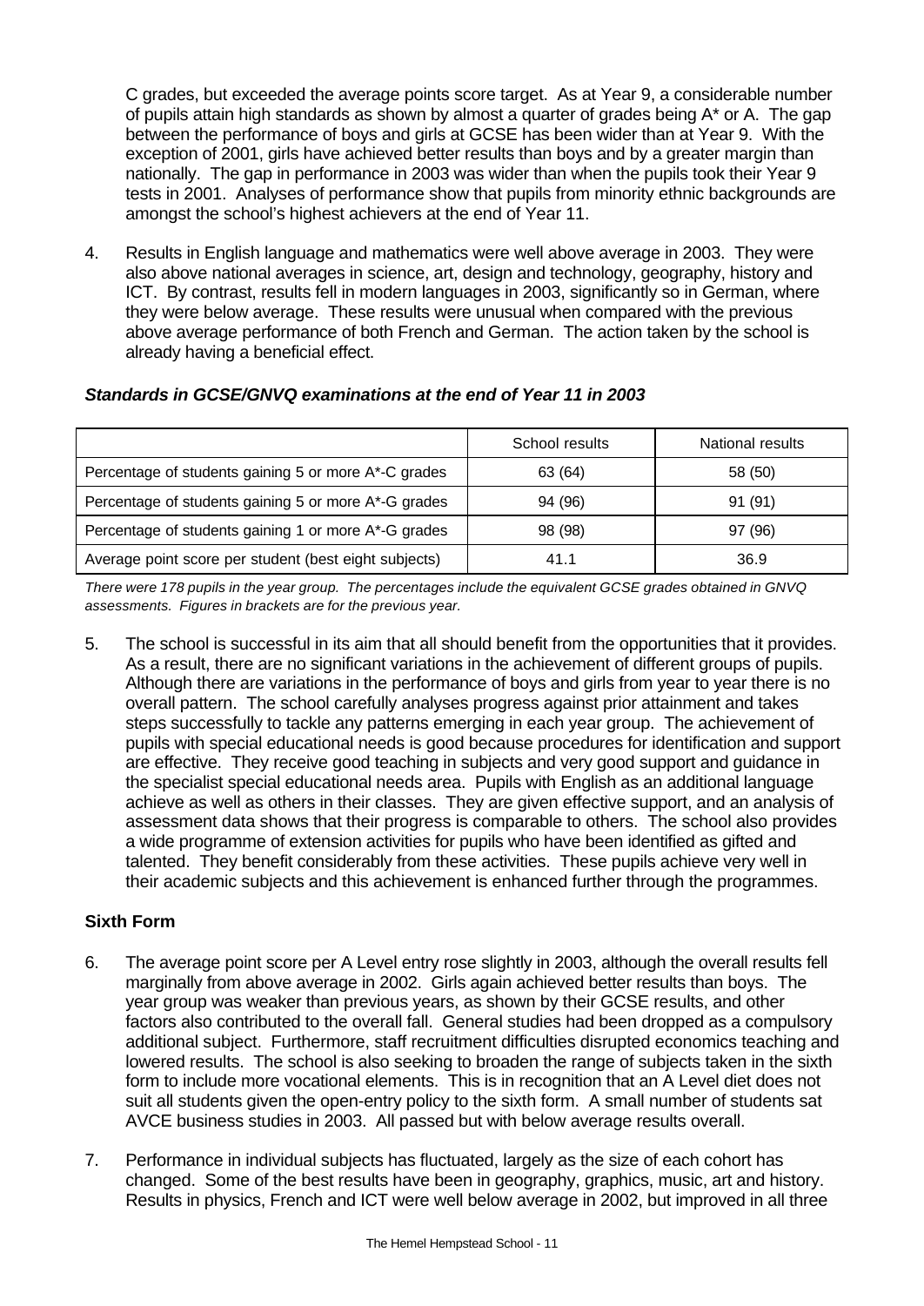C grades, but exceeded the average points score target. As at Year 9, a considerable number of pupils attain high standards as shown by almost a quarter of grades being A* or A. The gap between the performance of boys and girls at GCSE has been wider than at Year 9. With the exception of 2001, girls have achieved better results than boys and by a greater margin than nationally. The gap in performance in 2003 was wider than when the pupils took their Year 9 tests in 2001. Analyses of performance show that pupils from minority ethnic backgrounds are amongst the school's highest achievers at the end of Year 11.

4. Results in English language and mathematics were well above average in 2003. They were also above national averages in science, art, design and technology, geography, history and ICT. By contrast, results fell in modern languages in 2003, significantly so in German, where they were below average. These results were unusual when compared with the previous above average performance of both French and German. The action taken by the school is already having a beneficial effect.

***Standards in GCSE/GNVQ examinations at the end of Year 11 in 2003***

| | School results | National results |
|---|---|---|
| Percentage of students gaining 5 or more A*-C grades | 63 (64) | 58 (50) |
| Percentage of students gaining 5 or more A*-G grades | 94 (96) | 91 (91) |
| Percentage of students gaining 1 or more A*-G grades | 98 (98) | 97 (96) |
| Average point score per student (best eight subjects) | 41.1 | 36.9 |

*There were 178 pupils in the year group. The percentages include the equivalent GCSE grades obtained in GNVQ assessments. Figures in brackets are for the previous year.*

5. The school is successful in its aim that all should benefit from the opportunities that it provides. As a result, there are no significant variations in the achievement of different groups of pupils. Although there are variations in the performance of boys and girls from year to year there is no overall pattern. The school carefully analyses progress against prior attainment and takes steps successfully to tackle any patterns emerging in each year group. The achievement of pupils with special educational needs is good because procedures for identification and support are effective. They receive good teaching in subjects and very good support and guidance in the specialist special educational needs area. Pupils with English as an additional language achieve as well as others in their classes. They are given effective support, and an analysis of assessment data shows that their progress is comparable to others. The school also provides a wide programme of extension activities for pupils who have been identified as gifted and talented. They benefit considerably from these activities. These pupils achieve very well in their academic subjects and this achievement is enhanced further through the programmes.

**Sixth Form**

6. The average point score per A Level entry rose slightly in 2003, although the overall results fell marginally from above average in 2002. Girls again achieved better results than boys. The year group was weaker than previous years, as shown by their GCSE results, and other factors also contributed to the overall fall. General studies had been dropped as a compulsory additional subject. Furthermore, staff recruitment difficulties disrupted economics teaching and lowered results. The school is also seeking to broaden the range of subjects taken in the sixth form to include more vocational elements. This is in recognition that an A Level diet does not suit all students given the open-entry policy to the sixth form. A small number of students sat AVCE business studies in 2003. All passed but with below average results overall.

7. Performance in individual subjects has fluctuated, largely as the size of each cohort has changed. Some of the best results have been in geography, graphics, music, art and history. Results in physics, French and ICT were well below average in 2002, but improved in all three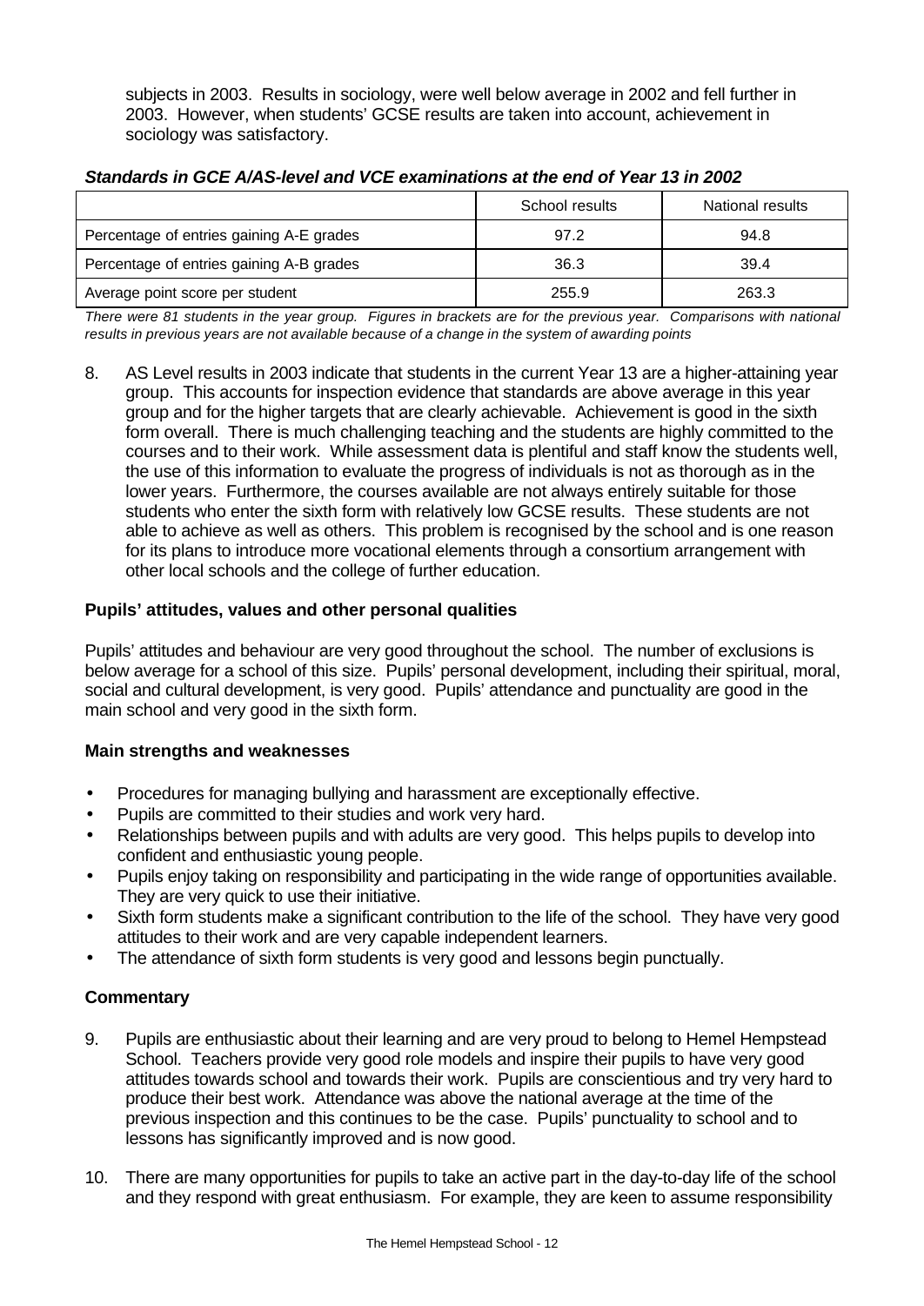subjects in 2003. Results in sociology, were well below average in 2002 and fell further in 2003. However, when students' GCSE results are taken into account, achievement in sociology was satisfactory.

***Standards in GCE A/AS-level and VCE examinations at the end of Year 13 in 2002***

| | School results | National results |
|---|---|---|
| Percentage of entries gaining A-E grades | 97.2 | 94.8 |
| Percentage of entries gaining A-B grades | 36.3 | 39.4 |
| Average point score per student | 255.9 | 263.3 |

*There were 81 students in the year group. Figures in brackets are for the previous year. Comparisons with national results in previous years are not available because of a change in the system of awarding points*

8. AS Level results in 2003 indicate that students in the current Year 13 are a higher-attaining year group. This accounts for inspection evidence that standards are above average in this year group and for the higher targets that are clearly achievable. Achievement is good in the sixth form overall. There is much challenging teaching and the students are highly committed to the courses and to their work. While assessment data is plentiful and staff know the students well, the use of this information to evaluate the progress of individuals is not as thorough as in the lower years. Furthermore, the courses available are not always entirely suitable for those students who enter the sixth form with relatively low GCSE results. These students are not able to achieve as well as others. This problem is recognised by the school and is one reason for its plans to introduce more vocational elements through a consortium arrangement with other local schools and the college of further education.

### Pupils' attitudes, values and other personal qualities

Pupils' attitudes and behaviour are very good throughout the school. The number of exclusions is below average for a school of this size. Pupils' personal development, including their spiritual, moral, social and cultural development, is very good. Pupils' attendance and punctuality are good in the main school and very good in the sixth form.

### Main strengths and weaknesses

- Procedures for managing bullying and harassment are exceptionally effective.
- Pupils are committed to their studies and work very hard.
- Relationships between pupils and with adults are very good. This helps pupils to develop into confident and enthusiastic young people.
- Pupils enjoy taking on responsibility and participating in the wide range of opportunities available. They are very quick to use their initiative.
- Sixth form students make a significant contribution to the life of the school. They have very good attitudes to their work and are very capable independent learners.
- The attendance of sixth form students is very good and lessons begin punctually.

### Commentary

9. Pupils are enthusiastic about their learning and are very proud to belong to Hemel Hempstead School. Teachers provide very good role models and inspire their pupils to have very good attitudes towards school and towards their work. Pupils are conscientious and try very hard to produce their best work. Attendance was above the national average at the time of the previous inspection and this continues to be the case. Pupils' punctuality to school and to lessons has significantly improved and is now good.

10. There are many opportunities for pupils to take an active part in the day-to-day life of the school and they respond with great enthusiasm. For example, they are keen to assume responsibility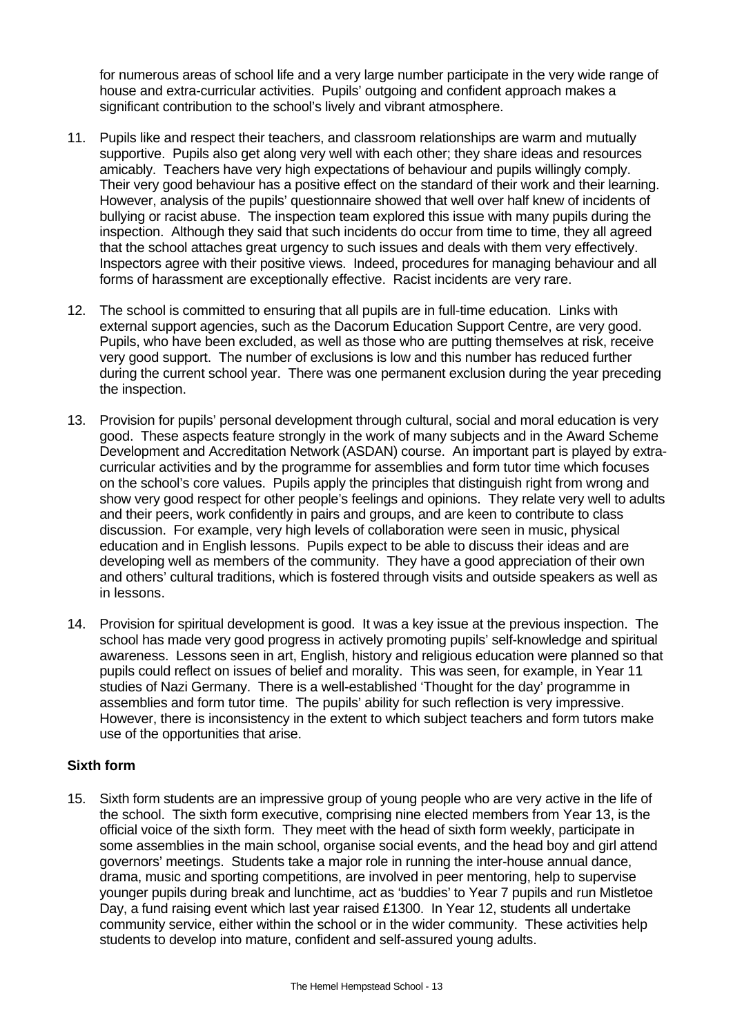for numerous areas of school life and a very large number participate in the very wide range of house and extra-curricular activities. Pupils' outgoing and confident approach makes a significant contribution to the school's lively and vibrant atmosphere.

11. Pupils like and respect their teachers, and classroom relationships are warm and mutually supportive. Pupils also get along very well with each other; they share ideas and resources amicably. Teachers have very high expectations of behaviour and pupils willingly comply. Their very good behaviour has a positive effect on the standard of their work and their learning. However, analysis of the pupils' questionnaire showed that well over half knew of incidents of bullying or racist abuse. The inspection team explored this issue with many pupils during the inspection. Although they said that such incidents do occur from time to time, they all agreed that the school attaches great urgency to such issues and deals with them very effectively. Inspectors agree with their positive views. Indeed, procedures for managing behaviour and all forms of harassment are exceptionally effective. Racist incidents are very rare.

12. The school is committed to ensuring that all pupils are in full-time education. Links with external support agencies, such as the Dacorum Education Support Centre, are very good. Pupils, who have been excluded, as well as those who are putting themselves at risk, receive very good support. The number of exclusions is low and this number has reduced further during the current school year. There was one permanent exclusion during the year preceding the inspection.

13. Provision for pupils' personal development through cultural, social and moral education is very good. These aspects feature strongly in the work of many subjects and in the Award Scheme Development and Accreditation Network (ASDAN) course. An important part is played by extra-curricular activities and by the programme for assemblies and form tutor time which focuses on the school's core values. Pupils apply the principles that distinguish right from wrong and show very good respect for other people's feelings and opinions. They relate very well to adults and their peers, work confidently in pairs and groups, and are keen to contribute to class discussion. For example, very high levels of collaboration were seen in music, physical education and in English lessons. Pupils expect to be able to discuss their ideas and are developing well as members of the community. They have a good appreciation of their own and others' cultural traditions, which is fostered through visits and outside speakers as well as in lessons.

14. Provision for spiritual development is good. It was a key issue at the previous inspection. The school has made very good progress in actively promoting pupils' self-knowledge and spiritual awareness. Lessons seen in art, English, history and religious education were planned so that pupils could reflect on issues of belief and morality. This was seen, for example, in Year 11 studies of Nazi Germany. There is a well-established 'Thought for the day' programme in assemblies and form tutor time. The pupils' ability for such reflection is very impressive. However, there is inconsistency in the extent to which subject teachers and form tutors make use of the opportunities that arise.

**Sixth form**

15. Sixth form students are an impressive group of young people who are very active in the life of the school. The sixth form executive, comprising nine elected members from Year 13, is the official voice of the sixth form. They meet with the head of sixth form weekly, participate in some assemblies in the main school, organise social events, and the head boy and girl attend governors' meetings. Students take a major role in running the inter-house annual dance, drama, music and sporting competitions, are involved in peer mentoring, help to supervise younger pupils during break and lunchtime, act as 'buddies' to Year 7 pupils and run Mistletoe Day, a fund raising event which last year raised £1300. In Year 12, students all undertake community service, either within the school or in the wider community. These activities help students to develop into mature, confident and self-assured young adults.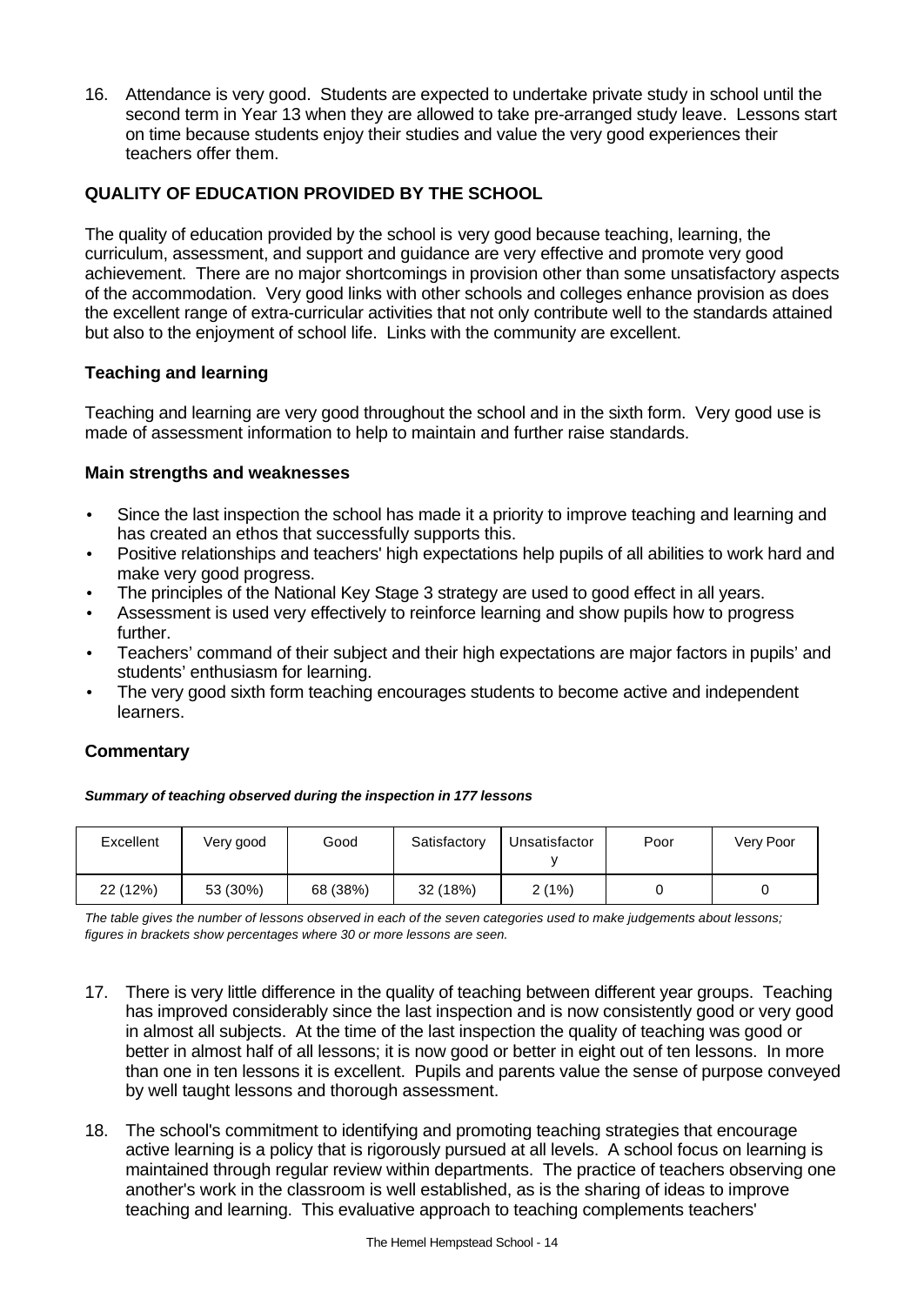16. Attendance is very good. Students are expected to undertake private study in school until the second term in Year 13 when they are allowed to take pre-arranged study leave. Lessons start on time because students enjoy their studies and value the very good experiences their teachers offer them.

## QUALITY OF EDUCATION PROVIDED BY THE SCHOOL

The quality of education provided by the school is very good because teaching, learning, the curriculum, assessment, and support and guidance are very effective and promote very good achievement. There are no major shortcomings in provision other than some unsatisfactory aspects of the accommodation. Very good links with other schools and colleges enhance provision as does the excellent range of extra-curricular activities that not only contribute well to the standards attained but also to the enjoyment of school life. Links with the community are excellent.

### Teaching and learning

Teaching and learning are very good throughout the school and in the sixth form. Very good use is made of assessment information to help to maintain and further raise standards.

### Main strengths and weaknesses

- Since the last inspection the school has made it a priority to improve teaching and learning and has created an ethos that successfully supports this.
- Positive relationships and teachers' high expectations help pupils of all abilities to work hard and make very good progress.
- The principles of the National Key Stage 3 strategy are used to good effect in all years.
- Assessment is used very effectively to reinforce learning and show pupils how to progress further.
- Teachers' command of their subject and their high expectations are major factors in pupils' and students' enthusiasm for learning.
- The very good sixth form teaching encourages students to become active and independent learners.

### Commentary

***Summary of teaching observed during the inspection in 177 lessons***

| Excellent | Very good | Good | Satisfactory | Unsatisfactory | Poor | Very Poor |
|---|---|---|---|---|---|---|
| 22 (12%) | 53 (30%) | 68 (38%) | 32 (18%) | 2 (1%) | 0 | 0 |

*The table gives the number of lessons observed in each of the seven categories used to make judgements about lessons; figures in brackets show percentages where 30 or more lessons are seen.*

17. There is very little difference in the quality of teaching between different year groups. Teaching has improved considerably since the last inspection and is now consistently good or very good in almost all subjects. At the time of the last inspection the quality of teaching was good or better in almost half of all lessons; it is now good or better in eight out of ten lessons. In more than one in ten lessons it is excellent. Pupils and parents value the sense of purpose conveyed by well taught lessons and thorough assessment.

18. The school's commitment to identifying and promoting teaching strategies that encourage active learning is a policy that is rigorously pursued at all levels. A school focus on learning is maintained through regular review within departments. The practice of teachers observing one another's work in the classroom is well established, as is the sharing of ideas to improve teaching and learning. This evaluative approach to teaching complements teachers'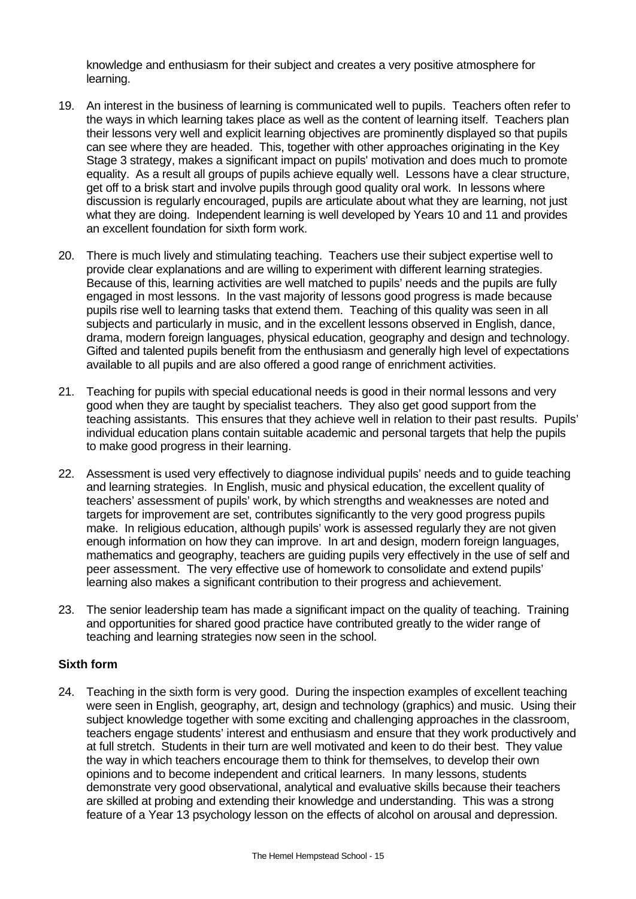knowledge and enthusiasm for their subject and creates a very positive atmosphere for learning.

19. An interest in the business of learning is communicated well to pupils. Teachers often refer to the ways in which learning takes place as well as the content of learning itself. Teachers plan their lessons very well and explicit learning objectives are prominently displayed so that pupils can see where they are headed. This, together with other approaches originating in the Key Stage 3 strategy, makes a significant impact on pupils' motivation and does much to promote equality. As a result all groups of pupils achieve equally well. Lessons have a clear structure, get off to a brisk start and involve pupils through good quality oral work. In lessons where discussion is regularly encouraged, pupils are articulate about what they are learning, not just what they are doing. Independent learning is well developed by Years 10 and 11 and provides an excellent foundation for sixth form work.

20. There is much lively and stimulating teaching. Teachers use their subject expertise well to provide clear explanations and are willing to experiment with different learning strategies. Because of this, learning activities are well matched to pupils' needs and the pupils are fully engaged in most lessons. In the vast majority of lessons good progress is made because pupils rise well to learning tasks that extend them. Teaching of this quality was seen in all subjects and particularly in music, and in the excellent lessons observed in English, dance, drama, modern foreign languages, physical education, geography and design and technology. Gifted and talented pupils benefit from the enthusiasm and generally high level of expectations available to all pupils and are also offered a good range of enrichment activities.

21. Teaching for pupils with special educational needs is good in their normal lessons and very good when they are taught by specialist teachers. They also get good support from the teaching assistants. This ensures that they achieve well in relation to their past results. Pupils' individual education plans contain suitable academic and personal targets that help the pupils to make good progress in their learning.

22. Assessment is used very effectively to diagnose individual pupils' needs and to guide teaching and learning strategies. In English, music and physical education, the excellent quality of teachers' assessment of pupils' work, by which strengths and weaknesses are noted and targets for improvement are set, contributes significantly to the very good progress pupils make. In religious education, although pupils' work is assessed regularly they are not given enough information on how they can improve. In art and design, modern foreign languages, mathematics and geography, teachers are guiding pupils very effectively in the use of self and peer assessment. The very effective use of homework to consolidate and extend pupils' learning also makes a significant contribution to their progress and achievement.

23. The senior leadership team has made a significant impact on the quality of teaching. Training and opportunities for shared good practice have contributed greatly to the wider range of teaching and learning strategies now seen in the school.

**Sixth form**

24. Teaching in the sixth form is very good. During the inspection examples of excellent teaching were seen in English, geography, art, design and technology (graphics) and music. Using their subject knowledge together with some exciting and challenging approaches in the classroom, teachers engage students' interest and enthusiasm and ensure that they work productively and at full stretch. Students in their turn are well motivated and keen to do their best. They value the way in which teachers encourage them to think for themselves, to develop their own opinions and to become independent and critical learners. In many lessons, students demonstrate very good observational, analytical and evaluative skills because their teachers are skilled at probing and extending their knowledge and understanding. This was a strong feature of a Year 13 psychology lesson on the effects of alcohol on arousal and depression.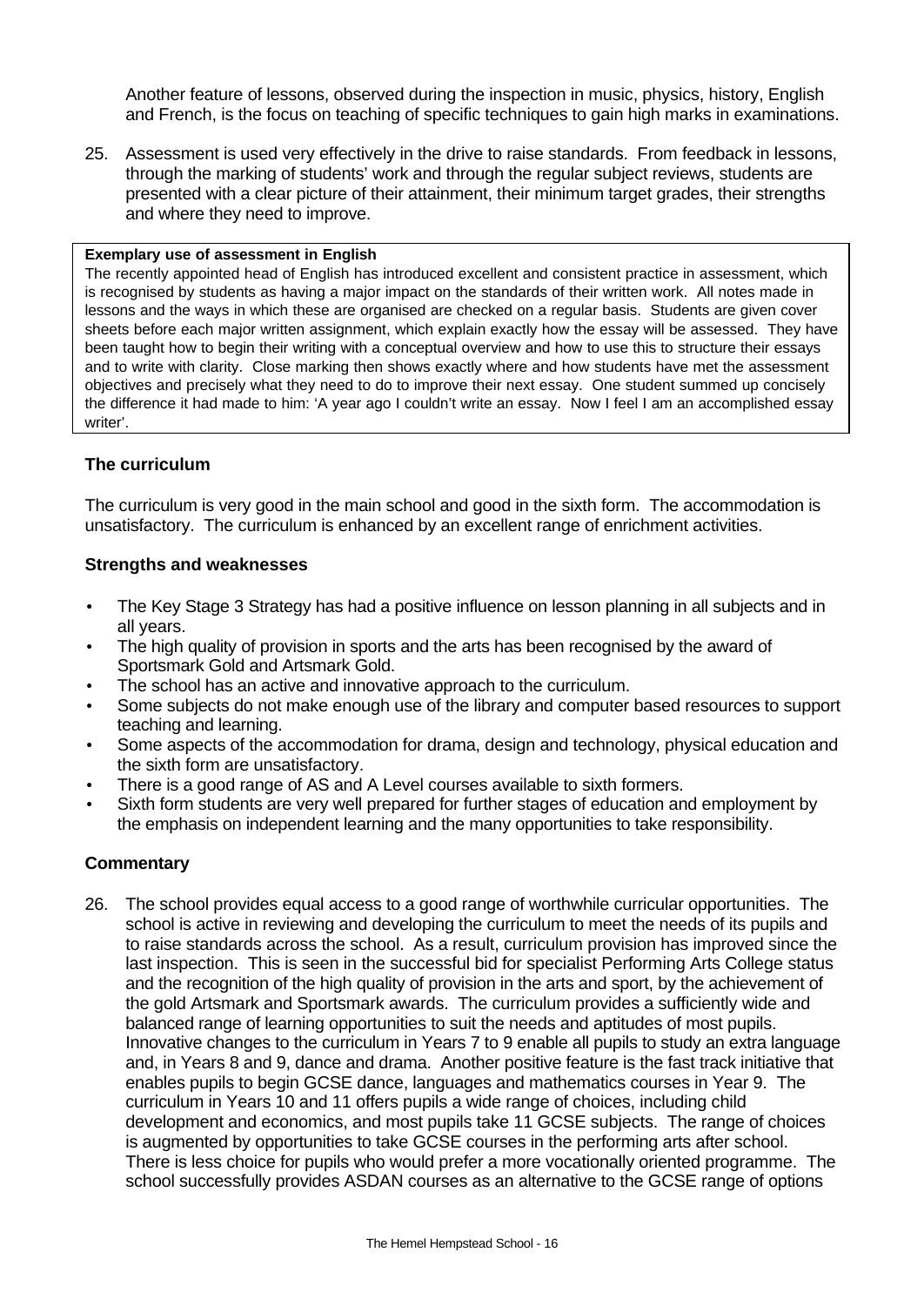Another feature of lessons, observed during the inspection in music, physics, history, English and French, is the focus on teaching of specific techniques to gain high marks in examinations.

25. Assessment is used very effectively in the drive to raise standards. From feedback in lessons, through the marking of students' work and through the regular subject reviews, students are presented with a clear picture of their attainment, their minimum target grades, their strengths and where they need to improve.

**Exemplary use of assessment in English**

The recently appointed head of English has introduced excellent and consistent practice in assessment, which is recognised by students as having a major impact on the standards of their written work. All notes made in lessons and the ways in which these are organised are checked on a regular basis. Students are given cover sheets before each major written assignment, which explain exactly how the essay will be assessed. They have been taught how to begin their writing with a conceptual overview and how to use this to structure their essays and to write with clarity. Close marking then shows exactly where and how students have met the assessment objectives and precisely what they need to do to improve their next essay. One student summed up concisely the difference it had made to him: 'A year ago I couldn't write an essay. Now I feel I am an accomplished essay writer'.

### The curriculum

The curriculum is very good in the main school and good in the sixth form. The accommodation is unsatisfactory. The curriculum is enhanced by an excellent range of enrichment activities.

### Strengths and weaknesses

- The Key Stage 3 Strategy has had a positive influence on lesson planning in all subjects and in all years.
- The high quality of provision in sports and the arts has been recognised by the award of Sportsmark Gold and Artsmark Gold.
- The school has an active and innovative approach to the curriculum.
- Some subjects do not make enough use of the library and computer based resources to support teaching and learning.
- Some aspects of the accommodation for drama, design and technology, physical education and the sixth form are unsatisfactory.
- There is a good range of AS and A Level courses available to sixth formers.
- Sixth form students are very well prepared for further stages of education and employment by the emphasis on independent learning and the many opportunities to take responsibility.

### Commentary

26. The school provides equal access to a good range of worthwhile curricular opportunities. The school is active in reviewing and developing the curriculum to meet the needs of its pupils and to raise standards across the school. As a result, curriculum provision has improved since the last inspection. This is seen in the successful bid for specialist Performing Arts College status and the recognition of the high quality of provision in the arts and sport, by the achievement of the gold Artsmark and Sportsmark awards. The curriculum provides a sufficiently wide and balanced range of learning opportunities to suit the needs and aptitudes of most pupils. Innovative changes to the curriculum in Years 7 to 9 enable all pupils to study an extra language and, in Years 8 and 9, dance and drama. Another positive feature is the fast track initiative that enables pupils to begin GCSE dance, languages and mathematics courses in Year 9. The curriculum in Years 10 and 11 offers pupils a wide range of choices, including child development and economics, and most pupils take 11 GCSE subjects. The range of choices is augmented by opportunities to take GCSE courses in the performing arts after school. There is less choice for pupils who would prefer a more vocationally oriented programme. The school successfully provides ASDAN courses as an alternative to the GCSE range of options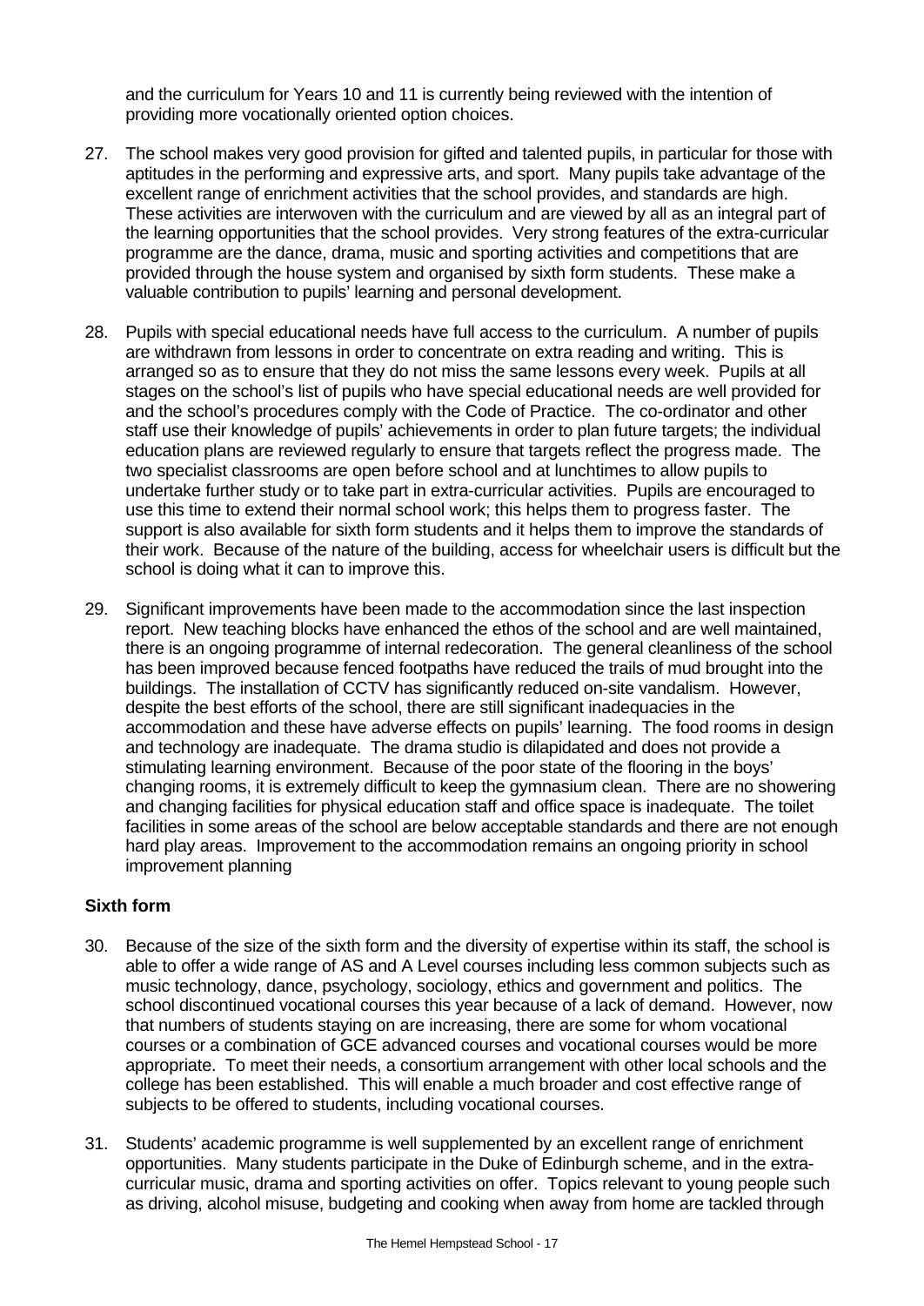and the curriculum for Years 10 and 11 is currently being reviewed with the intention of providing more vocationally oriented option choices.

27. The school makes very good provision for gifted and talented pupils, in particular for those with aptitudes in the performing and expressive arts, and sport. Many pupils take advantage of the excellent range of enrichment activities that the school provides, and standards are high. These activities are interwoven with the curriculum and are viewed by all as an integral part of the learning opportunities that the school provides. Very strong features of the extra-curricular programme are the dance, drama, music and sporting activities and competitions that are provided through the house system and organised by sixth form students. These make a valuable contribution to pupils' learning and personal development.

28. Pupils with special educational needs have full access to the curriculum. A number of pupils are withdrawn from lessons in order to concentrate on extra reading and writing. This is arranged so as to ensure that they do not miss the same lessons every week. Pupils at all stages on the school's list of pupils who have special educational needs are well provided for and the school's procedures comply with the Code of Practice. The co-ordinator and other staff use their knowledge of pupils' achievements in order to plan future targets; the individual education plans are reviewed regularly to ensure that targets reflect the progress made. The two specialist classrooms are open before school and at lunchtimes to allow pupils to undertake further study or to take part in extra-curricular activities. Pupils are encouraged to use this time to extend their normal school work; this helps them to progress faster. The support is also available for sixth form students and it helps them to improve the standards of their work. Because of the nature of the building, access for wheelchair users is difficult but the school is doing what it can to improve this.

29. Significant improvements have been made to the accommodation since the last inspection report. New teaching blocks have enhanced the ethos of the school and are well maintained, there is an ongoing programme of internal redecoration. The general cleanliness of the school has been improved because fenced footpaths have reduced the trails of mud brought into the buildings. The installation of CCTV has significantly reduced on-site vandalism. However, despite the best efforts of the school, there are still significant inadequacies in the accommodation and these have adverse effects on pupils' learning. The food rooms in design and technology are inadequate. The drama studio is dilapidated and does not provide a stimulating learning environment. Because of the poor state of the flooring in the boys' changing rooms, it is extremely difficult to keep the gymnasium clean. There are no showering and changing facilities for physical education staff and office space is inadequate. The toilet facilities in some areas of the school are below acceptable standards and there are not enough hard play areas. Improvement to the accommodation remains an ongoing priority in school improvement planning

**Sixth form**

30. Because of the size of the sixth form and the diversity of expertise within its staff, the school is able to offer a wide range of AS and A Level courses including less common subjects such as music technology, dance, psychology, sociology, ethics and government and politics. The school discontinued vocational courses this year because of a lack of demand. However, now that numbers of students staying on are increasing, there are some for whom vocational courses or a combination of GCE advanced courses and vocational courses would be more appropriate. To meet their needs, a consortium arrangement with other local schools and the college has been established. This will enable a much broader and cost effective range of subjects to be offered to students, including vocational courses.

31. Students' academic programme is well supplemented by an excellent range of enrichment opportunities. Many students participate in the Duke of Edinburgh scheme, and in the extra-curricular music, drama and sporting activities on offer. Topics relevant to young people such as driving, alcohol misuse, budgeting and cooking when away from home are tackled through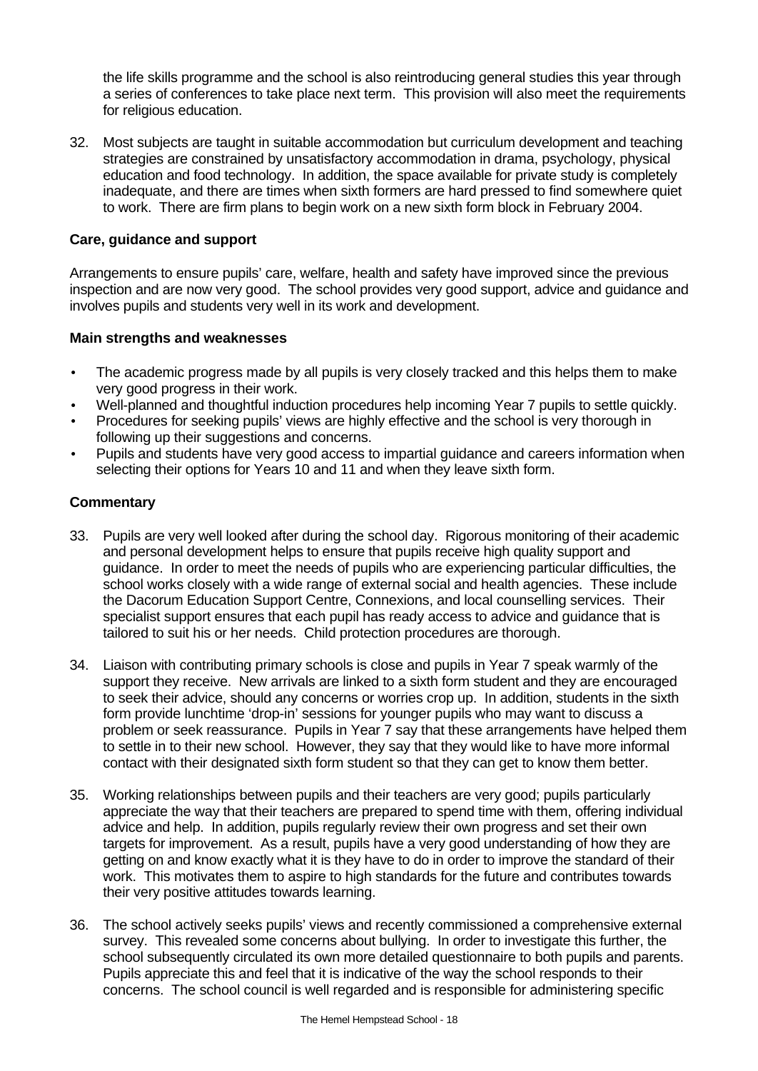the life skills programme and the school is also reintroducing general studies this year through a series of conferences to take place next term. This provision will also meet the requirements for religious education.

32. Most subjects are taught in suitable accommodation but curriculum development and teaching strategies are constrained by unsatisfactory accommodation in drama, psychology, physical education and food technology. In addition, the space available for private study is completely inadequate, and there are times when sixth formers are hard pressed to find somewhere quiet to work. There are firm plans to begin work on a new sixth form block in February 2004.

### Care, guidance and support

Arrangements to ensure pupils' care, welfare, health and safety have improved since the previous inspection and are now very good. The school provides very good support, advice and guidance and involves pupils and students very well in its work and development.

#### Main strengths and weaknesses

- The academic progress made by all pupils is very closely tracked and this helps them to make very good progress in their work.
- Well-planned and thoughtful induction procedures help incoming Year 7 pupils to settle quickly.
- Procedures for seeking pupils' views are highly effective and the school is very thorough in following up their suggestions and concerns.
- Pupils and students have very good access to impartial guidance and careers information when selecting their options for Years 10 and 11 and when they leave sixth form.

#### Commentary

33. Pupils are very well looked after during the school day. Rigorous monitoring of their academic and personal development helps to ensure that pupils receive high quality support and guidance. In order to meet the needs of pupils who are experiencing particular difficulties, the school works closely with a wide range of external social and health agencies. These include the Dacorum Education Support Centre, Connexions, and local counselling services. Their specialist support ensures that each pupil has ready access to advice and guidance that is tailored to suit his or her needs. Child protection procedures are thorough.

34. Liaison with contributing primary schools is close and pupils in Year 7 speak warmly of the support they receive. New arrivals are linked to a sixth form student and they are encouraged to seek their advice, should any concerns or worries crop up. In addition, students in the sixth form provide lunchtime 'drop-in' sessions for younger pupils who may want to discuss a problem or seek reassurance. Pupils in Year 7 say that these arrangements have helped them to settle in to their new school. However, they say that they would like to have more informal contact with their designated sixth form student so that they can get to know them better.

35. Working relationships between pupils and their teachers are very good; pupils particularly appreciate the way that their teachers are prepared to spend time with them, offering individual advice and help. In addition, pupils regularly review their own progress and set their own targets for improvement. As a result, pupils have a very good understanding of how they are getting on and know exactly what it is they have to do in order to improve the standard of their work. This motivates them to aspire to high standards for the future and contributes towards their very positive attitudes towards learning.

36. The school actively seeks pupils' views and recently commissioned a comprehensive external survey. This revealed some concerns about bullying. In order to investigate this further, the school subsequently circulated its own more detailed questionnaire to both pupils and parents. Pupils appreciate this and feel that it is indicative of the way the school responds to their concerns. The school council is well regarded and is responsible for administering specific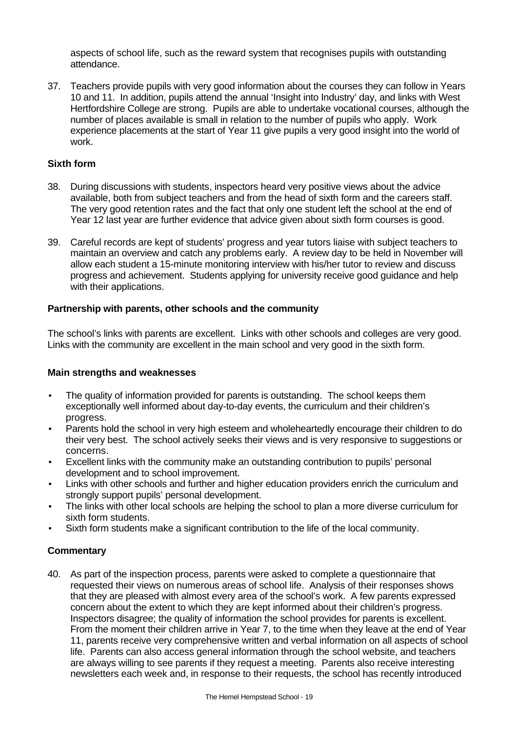aspects of school life, such as the reward system that recognises pupils with outstanding attendance.

37. Teachers provide pupils with very good information about the courses they can follow in Years 10 and 11. In addition, pupils attend the annual 'Insight into Industry' day, and links with West Hertfordshire College are strong. Pupils are able to undertake vocational courses, although the number of places available is small in relation to the number of pupils who apply. Work experience placements at the start of Year 11 give pupils a very good insight into the world of work.

### Sixth form

38. During discussions with students, inspectors heard very positive views about the advice available, both from subject teachers and from the head of sixth form and the careers staff. The very good retention rates and the fact that only one student left the school at the end of Year 12 last year are further evidence that advice given about sixth form courses is good.

39. Careful records are kept of students' progress and year tutors liaise with subject teachers to maintain an overview and catch any problems early. A review day to be held in November will allow each student a 15-minute monitoring interview with his/her tutor to review and discuss progress and achievement. Students applying for university receive good guidance and help with their applications.

### Partnership with parents, other schools and the community

The school's links with parents are excellent. Links with other schools and colleges are very good. Links with the community are excellent in the main school and very good in the sixth form.

### Main strengths and weaknesses

- The quality of information provided for parents is outstanding. The school keeps them exceptionally well informed about day-to-day events, the curriculum and their children's progress.
- Parents hold the school in very high esteem and wholeheartedly encourage their children to do their very best. The school actively seeks their views and is very responsive to suggestions or concerns.
- Excellent links with the community make an outstanding contribution to pupils' personal development and to school improvement.
- Links with other schools and further and higher education providers enrich the curriculum and strongly support pupils' personal development.
- The links with other local schools are helping the school to plan a more diverse curriculum for sixth form students.
- Sixth form students make a significant contribution to the life of the local community.

### Commentary

40. As part of the inspection process, parents were asked to complete a questionnaire that requested their views on numerous areas of school life. Analysis of their responses shows that they are pleased with almost every area of the school's work. A few parents expressed concern about the extent to which they are kept informed about their children's progress. Inspectors disagree; the quality of information the school provides for parents is excellent. From the moment their children arrive in Year 7, to the time when they leave at the end of Year 11, parents receive very comprehensive written and verbal information on all aspects of school life. Parents can also access general information through the school website, and teachers are always willing to see parents if they request a meeting. Parents also receive interesting newsletters each week and, in response to their requests, the school has recently introduced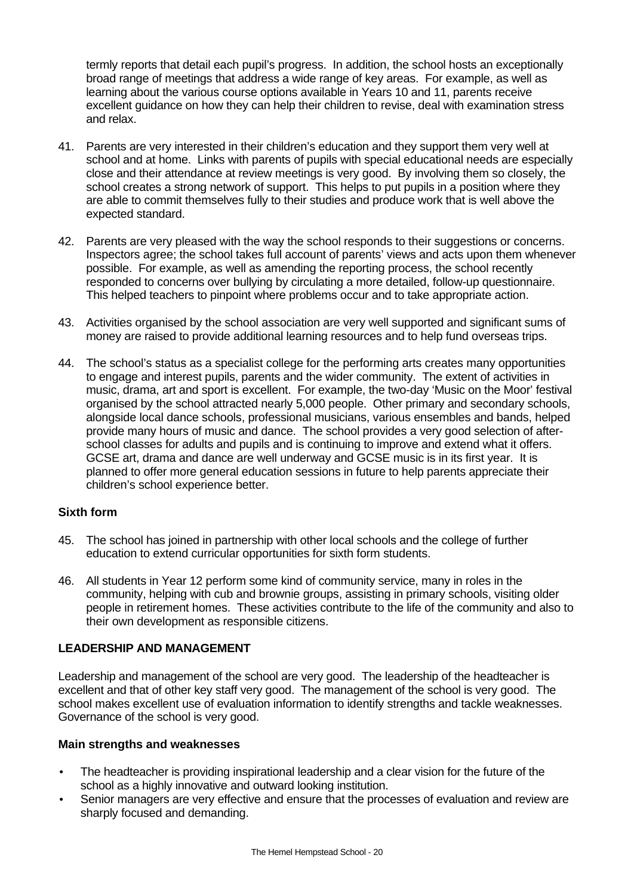termly reports that detail each pupil's progress. In addition, the school hosts an exceptionally broad range of meetings that address a wide range of key areas. For example, as well as learning about the various course options available in Years 10 and 11, parents receive excellent guidance on how they can help their children to revise, deal with examination stress and relax.

41. Parents are very interested in their children's education and they support them very well at school and at home. Links with parents of pupils with special educational needs are especially close and their attendance at review meetings is very good. By involving them so closely, the school creates a strong network of support. This helps to put pupils in a position where they are able to commit themselves fully to their studies and produce work that is well above the expected standard.

42. Parents are very pleased with the way the school responds to their suggestions or concerns. Inspectors agree; the school takes full account of parents' views and acts upon them whenever possible. For example, as well as amending the reporting process, the school recently responded to concerns over bullying by circulating a more detailed, follow-up questionnaire. This helped teachers to pinpoint where problems occur and to take appropriate action.

43. Activities organised by the school association are very well supported and significant sums of money are raised to provide additional learning resources and to help fund overseas trips.

44. The school's status as a specialist college for the performing arts creates many opportunities to engage and interest pupils, parents and the wider community. The extent of activities in music, drama, art and sport is excellent. For example, the two-day 'Music on the Moor' festival organised by the school attracted nearly 5,000 people. Other primary and secondary schools, alongside local dance schools, professional musicians, various ensembles and bands, helped provide many hours of music and dance. The school provides a very good selection of after-school classes for adults and pupils and is continuing to improve and extend what it offers. GCSE art, drama and dance are well underway and GCSE music is in its first year. It is planned to offer more general education sessions in future to help parents appreciate their children's school experience better.

**Sixth form**

45. The school has joined in partnership with other local schools and the college of further education to extend curricular opportunities for sixth form students.

46. All students in Year 12 perform some kind of community service, many in roles in the community, helping with cub and brownie groups, assisting in primary schools, visiting older people in retirement homes. These activities contribute to the life of the community and also to their own development as responsible citizens.

## LEADERSHIP AND MANAGEMENT

Leadership and management of the school are very good. The leadership of the headteacher is excellent and that of other key staff very good. The management of the school is very good. The school makes excellent use of evaluation information to identify strengths and tackle weaknesses. Governance of the school is very good.

**Main strengths and weaknesses**

- The headteacher is providing inspirational leadership and a clear vision for the future of the school as a highly innovative and outward looking institution.
- Senior managers are very effective and ensure that the processes of evaluation and review are sharply focused and demanding.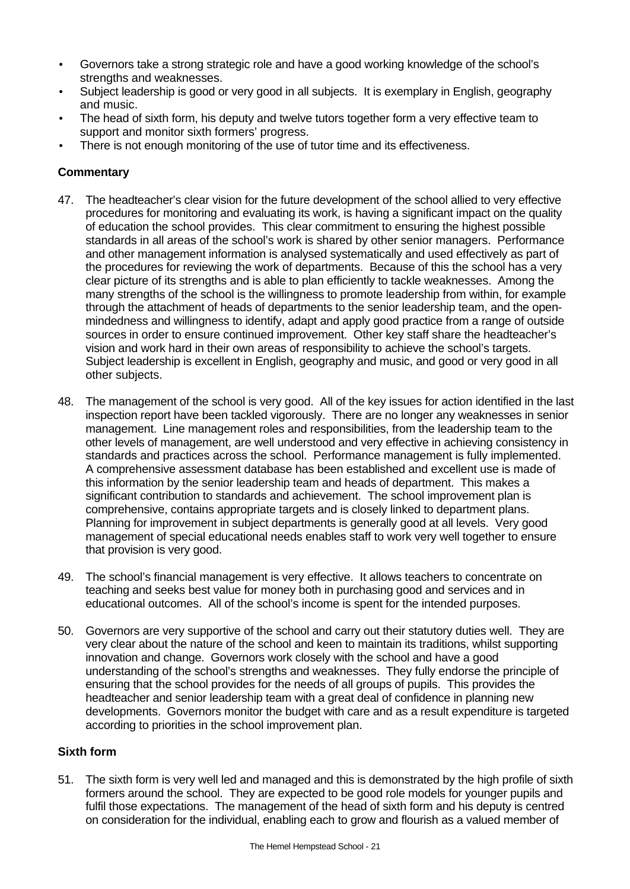- Governors take a strong strategic role and have a good working knowledge of the school's strengths and weaknesses.
- Subject leadership is good or very good in all subjects. It is exemplary in English, geography and music.
- The head of sixth form, his deputy and twelve tutors together form a very effective team to support and monitor sixth formers' progress.
- There is not enough monitoring of the use of tutor time and its effectiveness.

### Commentary

47. The headteacher's clear vision for the future development of the school allied to very effective procedures for monitoring and evaluating its work, is having a significant impact on the quality of education the school provides. This clear commitment to ensuring the highest possible standards in all areas of the school's work is shared by other senior managers. Performance and other management information is analysed systematically and used effectively as part of the procedures for reviewing the work of departments. Because of this the school has a very clear picture of its strengths and is able to plan efficiently to tackle weaknesses. Among the many strengths of the school is the willingness to promote leadership from within, for example through the attachment of heads of departments to the senior leadership team, and the open-mindedness and willingness to identify, adapt and apply good practice from a range of outside sources in order to ensure continued improvement. Other key staff share the headteacher's vision and work hard in their own areas of responsibility to achieve the school's targets. Subject leadership is excellent in English, geography and music, and good or very good in all other subjects.

48. The management of the school is very good. All of the key issues for action identified in the last inspection report have been tackled vigorously. There are no longer any weaknesses in senior management. Line management roles and responsibilities, from the leadership team to the other levels of management, are well understood and very effective in achieving consistency in standards and practices across the school. Performance management is fully implemented. A comprehensive assessment database has been established and excellent use is made of this information by the senior leadership team and heads of department. This makes a significant contribution to standards and achievement. The school improvement plan is comprehensive, contains appropriate targets and is closely linked to department plans. Planning for improvement in subject departments is generally good at all levels. Very good management of special educational needs enables staff to work very well together to ensure that provision is very good.

49. The school's financial management is very effective. It allows teachers to concentrate on teaching and seeks best value for money both in purchasing good and services and in educational outcomes. All of the school's income is spent for the intended purposes.

50. Governors are very supportive of the school and carry out their statutory duties well. They are very clear about the nature of the school and keen to maintain its traditions, whilst supporting innovation and change. Governors work closely with the school and have a good understanding of the school's strengths and weaknesses. They fully endorse the principle of ensuring that the school provides for the needs of all groups of pupils. This provides the headteacher and senior leadership team with a great deal of confidence in planning new developments. Governors monitor the budget with care and as a result expenditure is targeted according to priorities in the school improvement plan.

### Sixth form

51. The sixth form is very well led and managed and this is demonstrated by the high profile of sixth formers around the school. They are expected to be good role models for younger pupils and fulfil those expectations. The management of the head of sixth form and his deputy is centred on consideration for the individual, enabling each to grow and flourish as a valued member of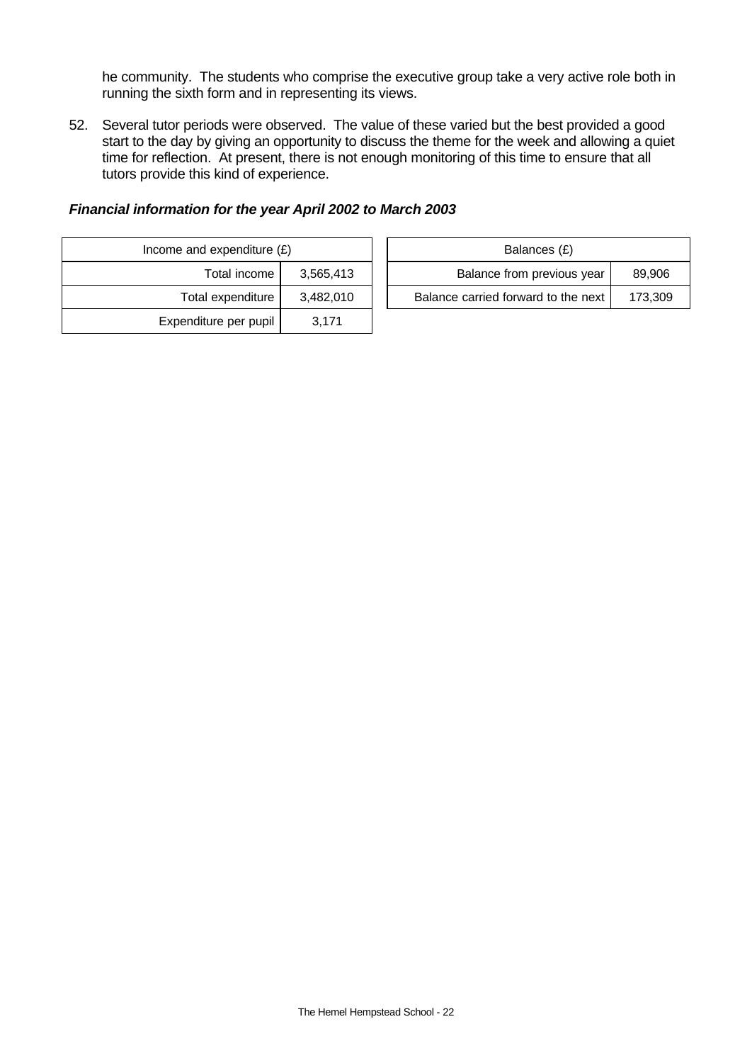he community. The students who comprise the executive group take a very active role both in running the sixth form and in representing its views.

52. Several tutor periods were observed. The value of these varied but the best provided a good start to the day by giving an opportunity to discuss the theme for the week and allowing a quiet time for reflection. At present, there is not enough monitoring of this time to ensure that all tutors provide this kind of experience.

***Financial information for the year April 2002 to March 2003***

| Income and expenditure (£) | |
|---|---|
| Total income | 3,565,413 |
| Total expenditure | 3,482,010 |
| Expenditure per pupil | 3,171 |

| Balances (£) | |
|---|---|
| Balance from previous year | 89,906 |
| Balance carried forward to the next | 173,309 |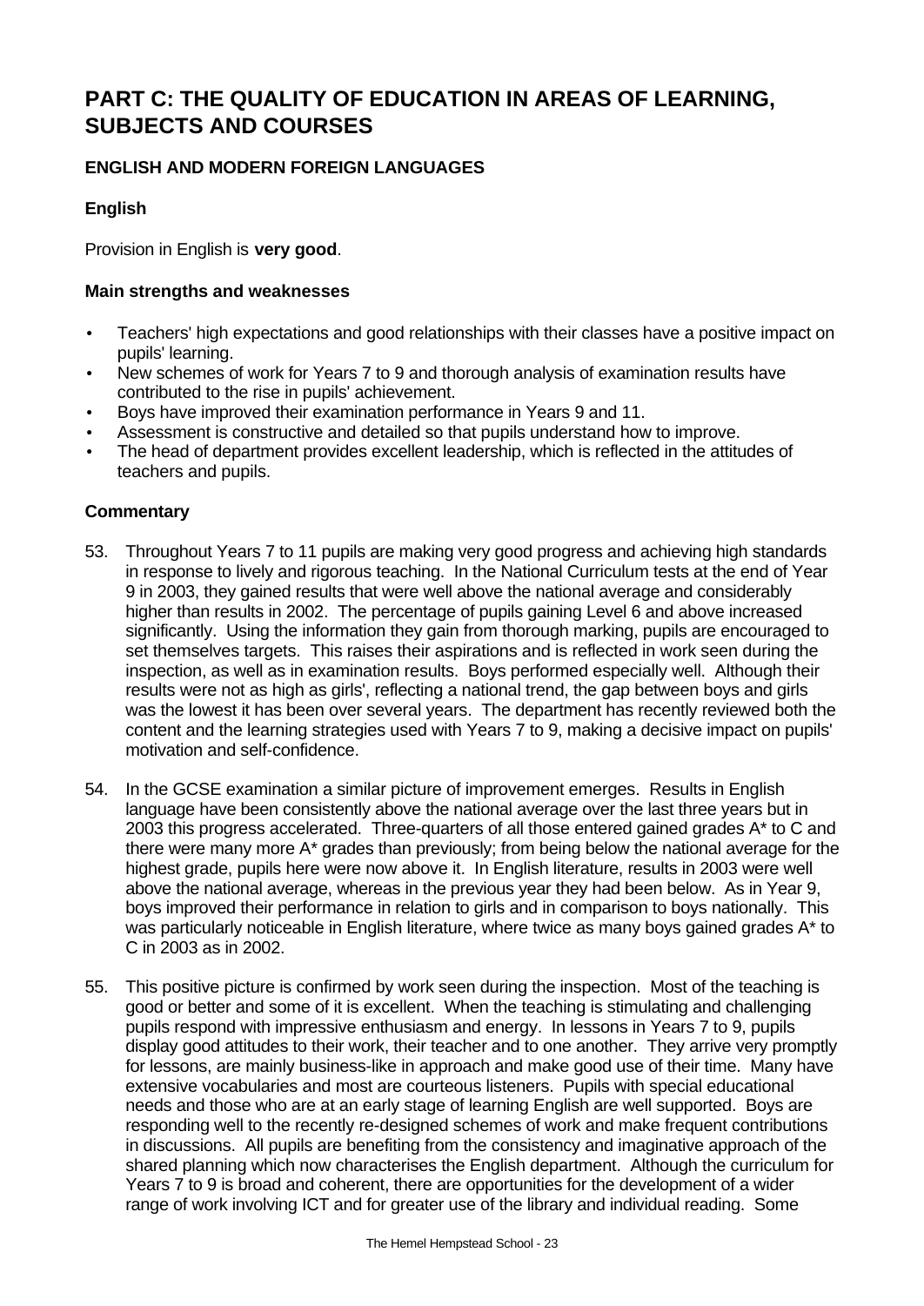# PART C: THE QUALITY OF EDUCATION IN AREAS OF LEARNING, SUBJECTS AND COURSES

## ENGLISH AND MODERN FOREIGN LANGUAGES

### English

Provision in English is **very good**.

#### Main strengths and weaknesses

- Teachers' high expectations and good relationships with their classes have a positive impact on pupils' learning.
- New schemes of work for Years 7 to 9 and thorough analysis of examination results have contributed to the rise in pupils' achievement.
- Boys have improved their examination performance in Years 9 and 11.
- Assessment is constructive and detailed so that pupils understand how to improve.
- The head of department provides excellent leadership, which is reflected in the attitudes of teachers and pupils.

#### Commentary

53. Throughout Years 7 to 11 pupils are making very good progress and achieving high standards in response to lively and rigorous teaching. In the National Curriculum tests at the end of Year 9 in 2003, they gained results that were well above the national average and considerably higher than results in 2002. The percentage of pupils gaining Level 6 and above increased significantly. Using the information they gain from thorough marking, pupils are encouraged to set themselves targets. This raises their aspirations and is reflected in work seen during the inspection, as well as in examination results. Boys performed especially well. Although their results were not as high as girls', reflecting a national trend, the gap between boys and girls was the lowest it has been over several years. The department has recently reviewed both the content and the learning strategies used with Years 7 to 9, making a decisive impact on pupils' motivation and self-confidence.

54. In the GCSE examination a similar picture of improvement emerges. Results in English language have been consistently above the national average over the last three years but in 2003 this progress accelerated. Three-quarters of all those entered gained grades A* to C and there were many more A* grades than previously; from being below the national average for the highest grade, pupils here were now above it. In English literature, results in 2003 were well above the national average, whereas in the previous year they had been below. As in Year 9, boys improved their performance in relation to girls and in comparison to boys nationally. This was particularly noticeable in English literature, where twice as many boys gained grades A* to C in 2003 as in 2002.

55. This positive picture is confirmed by work seen during the inspection. Most of the teaching is good or better and some of it is excellent. When the teaching is stimulating and challenging pupils respond with impressive enthusiasm and energy. In lessons in Years 7 to 9, pupils display good attitudes to their work, their teacher and to one another. They arrive very promptly for lessons, are mainly business-like in approach and make good use of their time. Many have extensive vocabularies and most are courteous listeners. Pupils with special educational needs and those who are at an early stage of learning English are well supported. Boys are responding well to the recently re-designed schemes of work and make frequent contributions in discussions. All pupils are benefiting from the consistency and imaginative approach of the shared planning which now characterises the English department. Although the curriculum for Years 7 to 9 is broad and coherent, there are opportunities for the development of a wider range of work involving ICT and for greater use of the library and individual reading. Some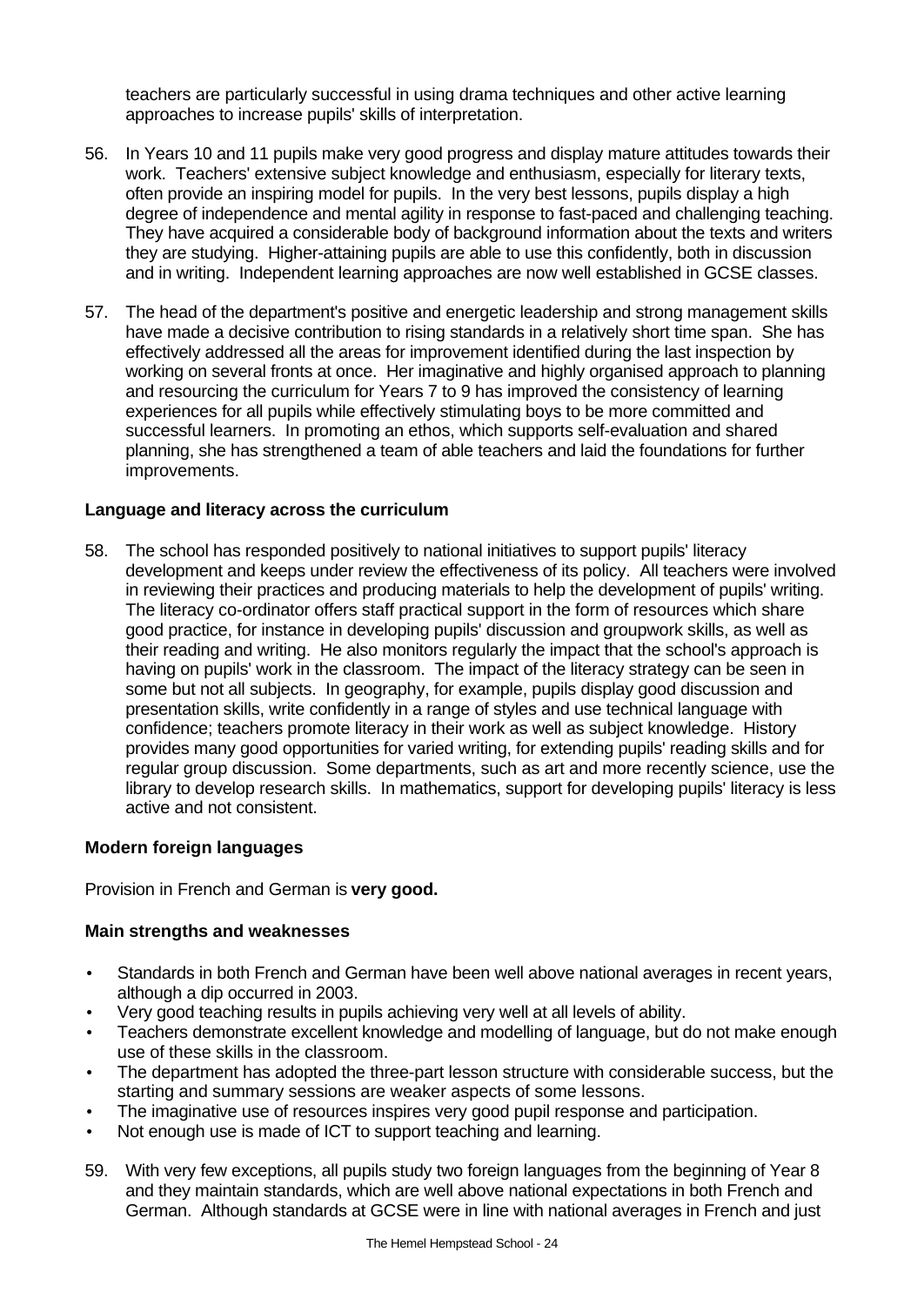teachers are particularly successful in using drama techniques and other active learning approaches to increase pupils' skills of interpretation.

56. In Years 10 and 11 pupils make very good progress and display mature attitudes towards their work. Teachers' extensive subject knowledge and enthusiasm, especially for literary texts, often provide an inspiring model for pupils. In the very best lessons, pupils display a high degree of independence and mental agility in response to fast-paced and challenging teaching. They have acquired a considerable body of background information about the texts and writers they are studying. Higher-attaining pupils are able to use this confidently, both in discussion and in writing. Independent learning approaches are now well established in GCSE classes.

57. The head of the department's positive and energetic leadership and strong management skills have made a decisive contribution to rising standards in a relatively short time span. She has effectively addressed all the areas for improvement identified during the last inspection by working on several fronts at once. Her imaginative and highly organised approach to planning and resourcing the curriculum for Years 7 to 9 has improved the consistency of learning experiences for all pupils while effectively stimulating boys to be more committed and successful learners. In promoting an ethos, which supports self-evaluation and shared planning, she has strengthened a team of able teachers and laid the foundations for further improvements.

### Language and literacy across the curriculum

58. The school has responded positively to national initiatives to support pupils' literacy development and keeps under review the effectiveness of its policy. All teachers were involved in reviewing their practices and producing materials to help the development of pupils' writing. The literacy co-ordinator offers staff practical support in the form of resources which share good practice, for instance in developing pupils' discussion and groupwork skills, as well as their reading and writing. He also monitors regularly the impact that the school's approach is having on pupils' work in the classroom. The impact of the literacy strategy can be seen in some but not all subjects. In geography, for example, pupils display good discussion and presentation skills, write confidently in a range of styles and use technical language with confidence; teachers promote literacy in their work as well as subject knowledge. History provides many good opportunities for varied writing, for extending pupils' reading skills and for regular group discussion. Some departments, such as art and more recently science, use the library to develop research skills. In mathematics, support for developing pupils' literacy is less active and not consistent.

### Modern foreign languages

Provision in French and German is **very good.**

### Main strengths and weaknesses

- Standards in both French and German have been well above national averages in recent years, although a dip occurred in 2003.
- Very good teaching results in pupils achieving very well at all levels of ability.
- Teachers demonstrate excellent knowledge and modelling of language, but do not make enough use of these skills in the classroom.
- The department has adopted the three-part lesson structure with considerable success, but the starting and summary sessions are weaker aspects of some lessons.
- The imaginative use of resources inspires very good pupil response and participation.
- Not enough use is made of ICT to support teaching and learning.

59. With very few exceptions, all pupils study two foreign languages from the beginning of Year 8 and they maintain standards, which are well above national expectations in both French and German. Although standards at GCSE were in line with national averages in French and just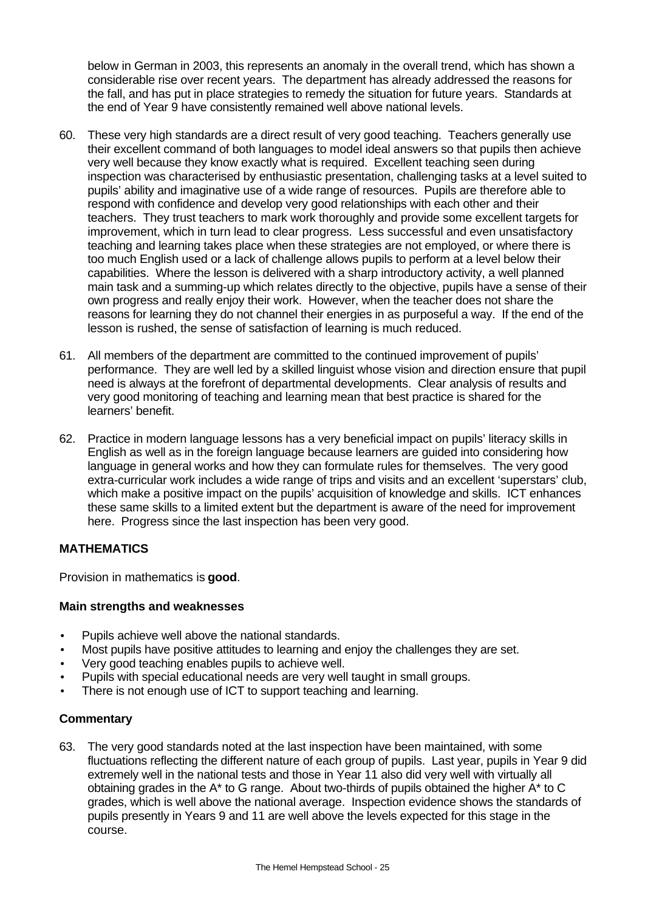below in German in 2003, this represents an anomaly in the overall trend, which has shown a considerable rise over recent years. The department has already addressed the reasons for the fall, and has put in place strategies to remedy the situation for future years. Standards at the end of Year 9 have consistently remained well above national levels.

60. These very high standards are a direct result of very good teaching. Teachers generally use their excellent command of both languages to model ideal answers so that pupils then achieve very well because they know exactly what is required. Excellent teaching seen during inspection was characterised by enthusiastic presentation, challenging tasks at a level suited to pupils' ability and imaginative use of a wide range of resources. Pupils are therefore able to respond with confidence and develop very good relationships with each other and their teachers. They trust teachers to mark work thoroughly and provide some excellent targets for improvement, which in turn lead to clear progress. Less successful and even unsatisfactory teaching and learning takes place when these strategies are not employed, or where there is too much English used or a lack of challenge allows pupils to perform at a level below their capabilities. Where the lesson is delivered with a sharp introductory activity, a well planned main task and a summing-up which relates directly to the objective, pupils have a sense of their own progress and really enjoy their work. However, when the teacher does not share the reasons for learning they do not channel their energies in as purposeful a way. If the end of the lesson is rushed, the sense of satisfaction of learning is much reduced.

61. All members of the department are committed to the continued improvement of pupils' performance. They are well led by a skilled linguist whose vision and direction ensure that pupil need is always at the forefront of departmental developments. Clear analysis of results and very good monitoring of teaching and learning mean that best practice is shared for the learners' benefit.

62. Practice in modern language lessons has a very beneficial impact on pupils' literacy skills in English as well as in the foreign language because learners are guided into considering how language in general works and how they can formulate rules for themselves. The very good extra-curricular work includes a wide range of trips and visits and an excellent 'superstars' club, which make a positive impact on the pupils' acquisition of knowledge and skills. ICT enhances these same skills to a limited extent but the department is aware of the need for improvement here. Progress since the last inspection has been very good.

## MATHEMATICS

Provision in mathematics is **good**.

### Main strengths and weaknesses

- Pupils achieve well above the national standards.
- Most pupils have positive attitudes to learning and enjoy the challenges they are set.
- Very good teaching enables pupils to achieve well.
- Pupils with special educational needs are very well taught in small groups.
- There is not enough use of ICT to support teaching and learning.

### Commentary

63. The very good standards noted at the last inspection have been maintained, with some fluctuations reflecting the different nature of each group of pupils. Last year, pupils in Year 9 did extremely well in the national tests and those in Year 11 also did very well with virtually all obtaining grades in the A* to G range. About two-thirds of pupils obtained the higher A* to C grades, which is well above the national average. Inspection evidence shows the standards of pupils presently in Years 9 and 11 are well above the levels expected for this stage in the course.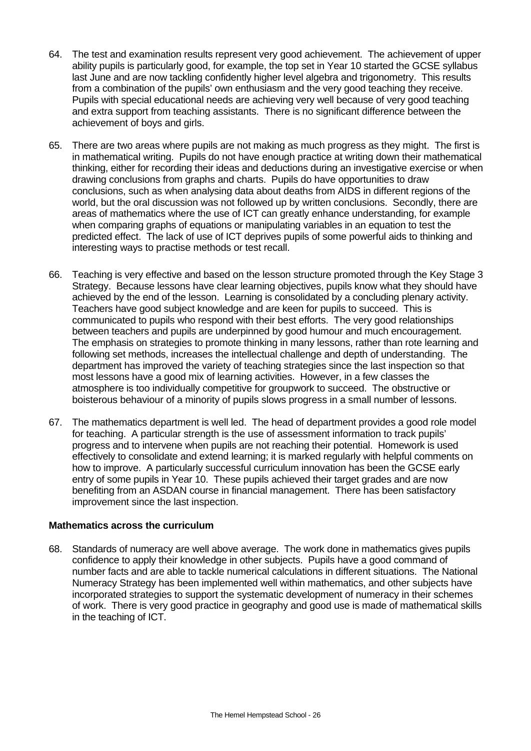64. The test and examination results represent very good achievement. The achievement of upper ability pupils is particularly good, for example, the top set in Year 10 started the GCSE syllabus last June and are now tackling confidently higher level algebra and trigonometry. This results from a combination of the pupils' own enthusiasm and the very good teaching they receive. Pupils with special educational needs are achieving very well because of very good teaching and extra support from teaching assistants. There is no significant difference between the achievement of boys and girls.

65. There are two areas where pupils are not making as much progress as they might. The first is in mathematical writing. Pupils do not have enough practice at writing down their mathematical thinking, either for recording their ideas and deductions during an investigative exercise or when drawing conclusions from graphs and charts. Pupils do have opportunities to draw conclusions, such as when analysing data about deaths from AIDS in different regions of the world, but the oral discussion was not followed up by written conclusions. Secondly, there are areas of mathematics where the use of ICT can greatly enhance understanding, for example when comparing graphs of equations or manipulating variables in an equation to test the predicted effect. The lack of use of ICT deprives pupils of some powerful aids to thinking and interesting ways to practise methods or test recall.

66. Teaching is very effective and based on the lesson structure promoted through the Key Stage 3 Strategy. Because lessons have clear learning objectives, pupils know what they should have achieved by the end of the lesson. Learning is consolidated by a concluding plenary activity. Teachers have good subject knowledge and are keen for pupils to succeed. This is communicated to pupils who respond with their best efforts. The very good relationships between teachers and pupils are underpinned by good humour and much encouragement. The emphasis on strategies to promote thinking in many lessons, rather than rote learning and following set methods, increases the intellectual challenge and depth of understanding. The department has improved the variety of teaching strategies since the last inspection so that most lessons have a good mix of learning activities. However, in a few classes the atmosphere is too individually competitive for groupwork to succeed. The obstructive or boisterous behaviour of a minority of pupils slows progress in a small number of lessons.

67. The mathematics department is well led. The head of department provides a good role model for teaching. A particular strength is the use of assessment information to track pupils' progress and to intervene when pupils are not reaching their potential. Homework is used effectively to consolidate and extend learning; it is marked regularly with helpful comments on how to improve. A particularly successful curriculum innovation has been the GCSE early entry of some pupils in Year 10. These pupils achieved their target grades and are now benefiting from an ASDAN course in financial management. There has been satisfactory improvement since the last inspection.

**Mathematics across the curriculum**

68. Standards of numeracy are well above average. The work done in mathematics gives pupils confidence to apply their knowledge in other subjects. Pupils have a good command of number facts and are able to tackle numerical calculations in different situations. The National Numeracy Strategy has been implemented well within mathematics, and other subjects have incorporated strategies to support the systematic development of numeracy in their schemes of work. There is very good practice in geography and good use is made of mathematical skills in the teaching of ICT.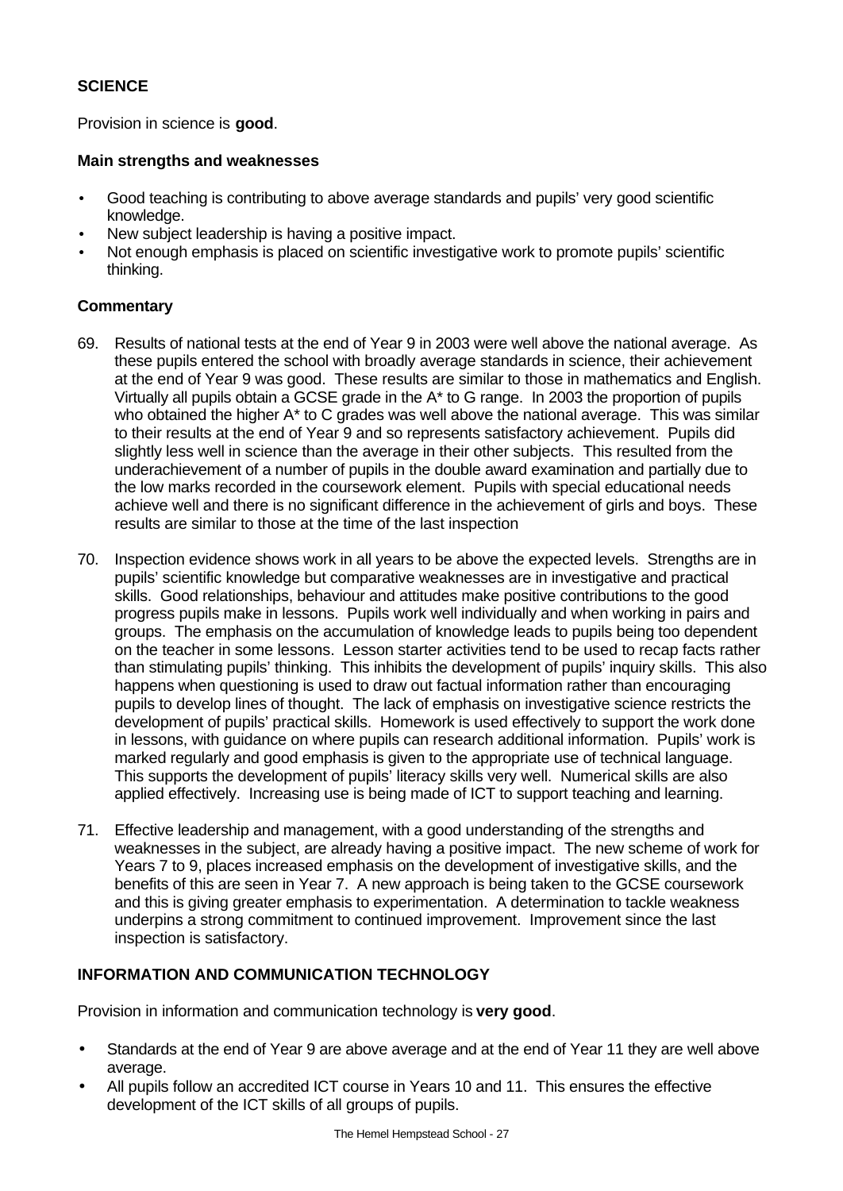## SCIENCE

Provision in science is **good**.

### Main strengths and weaknesses

- Good teaching is contributing to above average standards and pupils' very good scientific knowledge.
- New subject leadership is having a positive impact.
- Not enough emphasis is placed on scientific investigative work to promote pupils' scientific thinking.

### Commentary

69. Results of national tests at the end of Year 9 in 2003 were well above the national average. As these pupils entered the school with broadly average standards in science, their achievement at the end of Year 9 was good. These results are similar to those in mathematics and English. Virtually all pupils obtain a GCSE grade in the A* to G range. In 2003 the proportion of pupils who obtained the higher A* to C grades was well above the national average. This was similar to their results at the end of Year 9 and so represents satisfactory achievement. Pupils did slightly less well in science than the average in their other subjects. This resulted from the underachievement of a number of pupils in the double award examination and partially due to the low marks recorded in the coursework element. Pupils with special educational needs achieve well and there is no significant difference in the achievement of girls and boys. These results are similar to those at the time of the last inspection

70. Inspection evidence shows work in all years to be above the expected levels. Strengths are in pupils' scientific knowledge but comparative weaknesses are in investigative and practical skills. Good relationships, behaviour and attitudes make positive contributions to the good progress pupils make in lessons. Pupils work well individually and when working in pairs and groups. The emphasis on the accumulation of knowledge leads to pupils being too dependent on the teacher in some lessons. Lesson starter activities tend to be used to recap facts rather than stimulating pupils' thinking. This inhibits the development of pupils' inquiry skills. This also happens when questioning is used to draw out factual information rather than encouraging pupils to develop lines of thought. The lack of emphasis on investigative science restricts the development of pupils' practical skills. Homework is used effectively to support the work done in lessons, with guidance on where pupils can research additional information. Pupils' work is marked regularly and good emphasis is given to the appropriate use of technical language. This supports the development of pupils' literacy skills very well. Numerical skills are also applied effectively. Increasing use is being made of ICT to support teaching and learning.

71. Effective leadership and management, with a good understanding of the strengths and weaknesses in the subject, are already having a positive impact. The new scheme of work for Years 7 to 9, places increased emphasis on the development of investigative skills, and the benefits of this are seen in Year 7. A new approach is being taken to the GCSE coursework and this is giving greater emphasis to experimentation. A determination to tackle weakness underpins a strong commitment to continued improvement. Improvement since the last inspection is satisfactory.

## INFORMATION AND COMMUNICATION TECHNOLOGY

Provision in information and communication technology is **very good**.

- Standards at the end of Year 9 are above average and at the end of Year 11 they are well above average.
- All pupils follow an accredited ICT course in Years 10 and 11. This ensures the effective development of the ICT skills of all groups of pupils.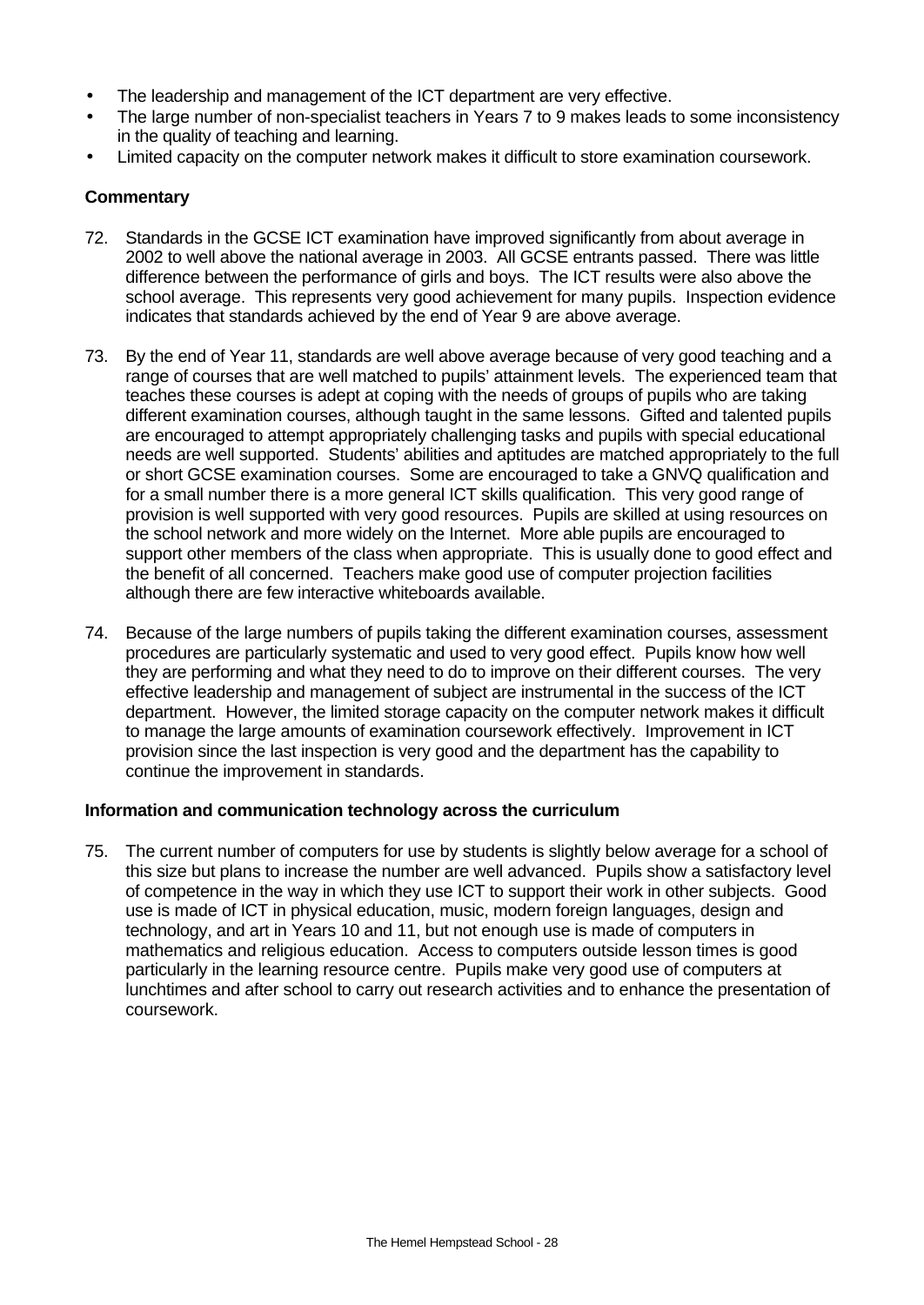- The leadership and management of the ICT department are very effective.
- The large number of non-specialist teachers in Years 7 to 9 makes leads to some inconsistency in the quality of teaching and learning.
- Limited capacity on the computer network makes it difficult to store examination coursework.

**Commentary**

72. Standards in the GCSE ICT examination have improved significantly from about average in 2002 to well above the national average in 2003. All GCSE entrants passed. There was little difference between the performance of girls and boys. The ICT results were also above the school average. This represents very good achievement for many pupils. Inspection evidence indicates that standards achieved by the end of Year 9 are above average.

73. By the end of Year 11, standards are well above average because of very good teaching and a range of courses that are well matched to pupils' attainment levels. The experienced team that teaches these courses is adept at coping with the needs of groups of pupils who are taking different examination courses, although taught in the same lessons. Gifted and talented pupils are encouraged to attempt appropriately challenging tasks and pupils with special educational needs are well supported. Students' abilities and aptitudes are matched appropriately to the full or short GCSE examination courses. Some are encouraged to take a GNVQ qualification and for a small number there is a more general ICT skills qualification. This very good range of provision is well supported with very good resources. Pupils are skilled at using resources on the school network and more widely on the Internet. More able pupils are encouraged to support other members of the class when appropriate. This is usually done to good effect and the benefit of all concerned. Teachers make good use of computer projection facilities although there are few interactive whiteboards available.

74. Because of the large numbers of pupils taking the different examination courses, assessment procedures are particularly systematic and used to very good effect. Pupils know how well they are performing and what they need to do to improve on their different courses. The very effective leadership and management of subject are instrumental in the success of the ICT department. However, the limited storage capacity on the computer network makes it difficult to manage the large amounts of examination coursework effectively. Improvement in ICT provision since the last inspection is very good and the department has the capability to continue the improvement in standards.

**Information and communication technology across the curriculum**

75. The current number of computers for use by students is slightly below average for a school of this size but plans to increase the number are well advanced. Pupils show a satisfactory level of competence in the way in which they use ICT to support their work in other subjects. Good use is made of ICT in physical education, music, modern foreign languages, design and technology, and art in Years 10 and 11, but not enough use is made of computers in mathematics and religious education. Access to computers outside lesson times is good particularly in the learning resource centre. Pupils make very good use of computers at lunchtimes and after school to carry out research activities and to enhance the presentation of coursework.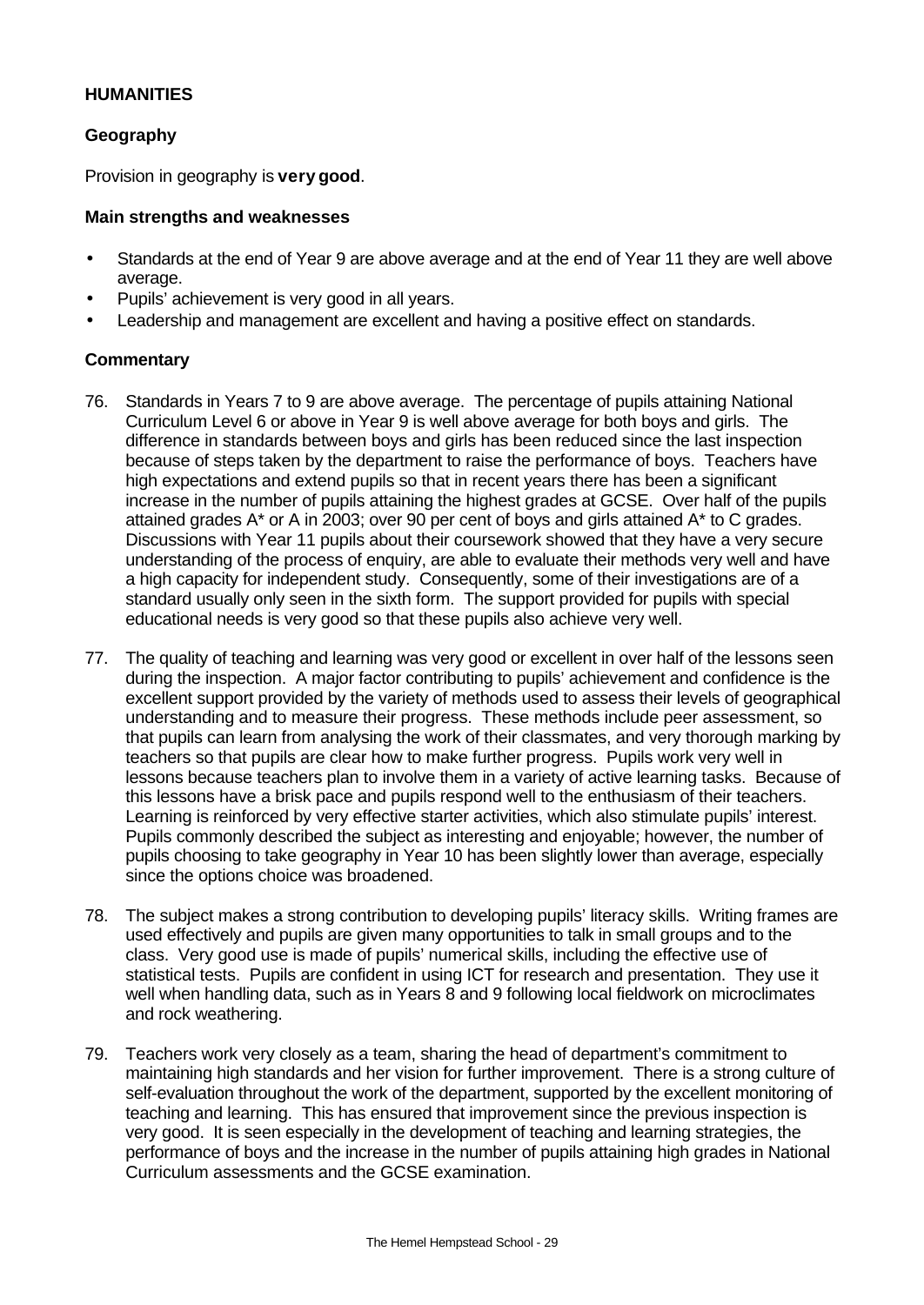## HUMANITIES

### Geography

Provision in geography is **very good**.

#### Main strengths and weaknesses

- Standards at the end of Year 9 are above average and at the end of Year 11 they are well above average.
- Pupils' achievement is very good in all years.
- Leadership and management are excellent and having a positive effect on standards.

#### Commentary

76. Standards in Years 7 to 9 are above average. The percentage of pupils attaining National Curriculum Level 6 or above in Year 9 is well above average for both boys and girls. The difference in standards between boys and girls has been reduced since the last inspection because of steps taken by the department to raise the performance of boys. Teachers have high expectations and extend pupils so that in recent years there has been a significant increase in the number of pupils attaining the highest grades at GCSE. Over half of the pupils attained grades A* or A in 2003; over 90 per cent of boys and girls attained A* to C grades. Discussions with Year 11 pupils about their coursework showed that they have a very secure understanding of the process of enquiry, are able to evaluate their methods very well and have a high capacity for independent study. Consequently, some of their investigations are of a standard usually only seen in the sixth form. The support provided for pupils with special educational needs is very good so that these pupils also achieve very well.

77. The quality of teaching and learning was very good or excellent in over half of the lessons seen during the inspection. A major factor contributing to pupils' achievement and confidence is the excellent support provided by the variety of methods used to assess their levels of geographical understanding and to measure their progress. These methods include peer assessment, so that pupils can learn from analysing the work of their classmates, and very thorough marking by teachers so that pupils are clear how to make further progress. Pupils work very well in lessons because teachers plan to involve them in a variety of active learning tasks. Because of this lessons have a brisk pace and pupils respond well to the enthusiasm of their teachers. Learning is reinforced by very effective starter activities, which also stimulate pupils' interest. Pupils commonly described the subject as interesting and enjoyable; however, the number of pupils choosing to take geography in Year 10 has been slightly lower than average, especially since the options choice was broadened.

78. The subject makes a strong contribution to developing pupils' literacy skills. Writing frames are used effectively and pupils are given many opportunities to talk in small groups and to the class. Very good use is made of pupils' numerical skills, including the effective use of statistical tests. Pupils are confident in using ICT for research and presentation. They use it well when handling data, such as in Years 8 and 9 following local fieldwork on microclimates and rock weathering.

79. Teachers work very closely as a team, sharing the head of department's commitment to maintaining high standards and her vision for further improvement. There is a strong culture of self-evaluation throughout the work of the department, supported by the excellent monitoring of teaching and learning. This has ensured that improvement since the previous inspection is very good. It is seen especially in the development of teaching and learning strategies, the performance of boys and the increase in the number of pupils attaining high grades in National Curriculum assessments and the GCSE examination.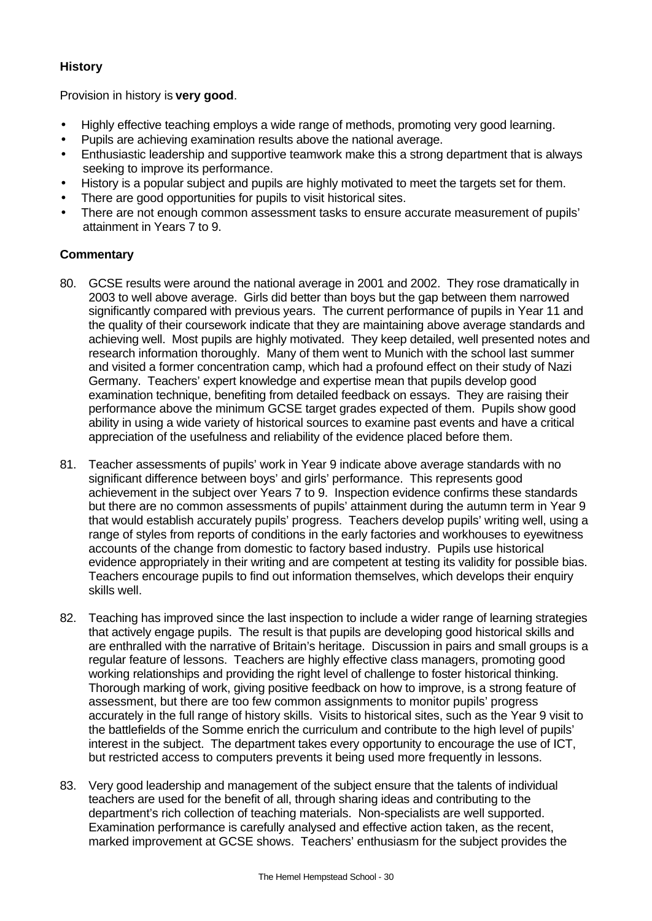### History

Provision in history is **very good**.

- Highly effective teaching employs a wide range of methods, promoting very good learning.
- Pupils are achieving examination results above the national average.
- Enthusiastic leadership and supportive teamwork make this a strong department that is always seeking to improve its performance.
- History is a popular subject and pupils are highly motivated to meet the targets set for them.
- There are good opportunities for pupils to visit historical sites.
- There are not enough common assessment tasks to ensure accurate measurement of pupils' attainment in Years 7 to 9.

### Commentary

80. GCSE results were around the national average in 2001 and 2002. They rose dramatically in 2003 to well above average. Girls did better than boys but the gap between them narrowed significantly compared with previous years. The current performance of pupils in Year 11 and the quality of their coursework indicate that they are maintaining above average standards and achieving well. Most pupils are highly motivated. They keep detailed, well presented notes and research information thoroughly. Many of them went to Munich with the school last summer and visited a former concentration camp, which had a profound effect on their study of Nazi Germany. Teachers' expert knowledge and expertise mean that pupils develop good examination technique, benefiting from detailed feedback on essays. They are raising their performance above the minimum GCSE target grades expected of them. Pupils show good ability in using a wide variety of historical sources to examine past events and have a critical appreciation of the usefulness and reliability of the evidence placed before them.

81. Teacher assessments of pupils' work in Year 9 indicate above average standards with no significant difference between boys' and girls' performance. This represents good achievement in the subject over Years 7 to 9. Inspection evidence confirms these standards but there are no common assessments of pupils' attainment during the autumn term in Year 9 that would establish accurately pupils' progress. Teachers develop pupils' writing well, using a range of styles from reports of conditions in the early factories and workhouses to eyewitness accounts of the change from domestic to factory based industry. Pupils use historical evidence appropriately in their writing and are competent at testing its validity for possible bias. Teachers encourage pupils to find out information themselves, which develops their enquiry skills well.

82. Teaching has improved since the last inspection to include a wider range of learning strategies that actively engage pupils. The result is that pupils are developing good historical skills and are enthralled with the narrative of Britain's heritage. Discussion in pairs and small groups is a regular feature of lessons. Teachers are highly effective class managers, promoting good working relationships and providing the right level of challenge to foster historical thinking. Thorough marking of work, giving positive feedback on how to improve, is a strong feature of assessment, but there are too few common assignments to monitor pupils' progress accurately in the full range of history skills. Visits to historical sites, such as the Year 9 visit to the battlefields of the Somme enrich the curriculum and contribute to the high level of pupils' interest in the subject. The department takes every opportunity to encourage the use of ICT, but restricted access to computers prevents it being used more frequently in lessons.

83. Very good leadership and management of the subject ensure that the talents of individual teachers are used for the benefit of all, through sharing ideas and contributing to the department's rich collection of teaching materials. Non-specialists are well supported. Examination performance is carefully analysed and effective action taken, as the recent, marked improvement at GCSE shows. Teachers' enthusiasm for the subject provides the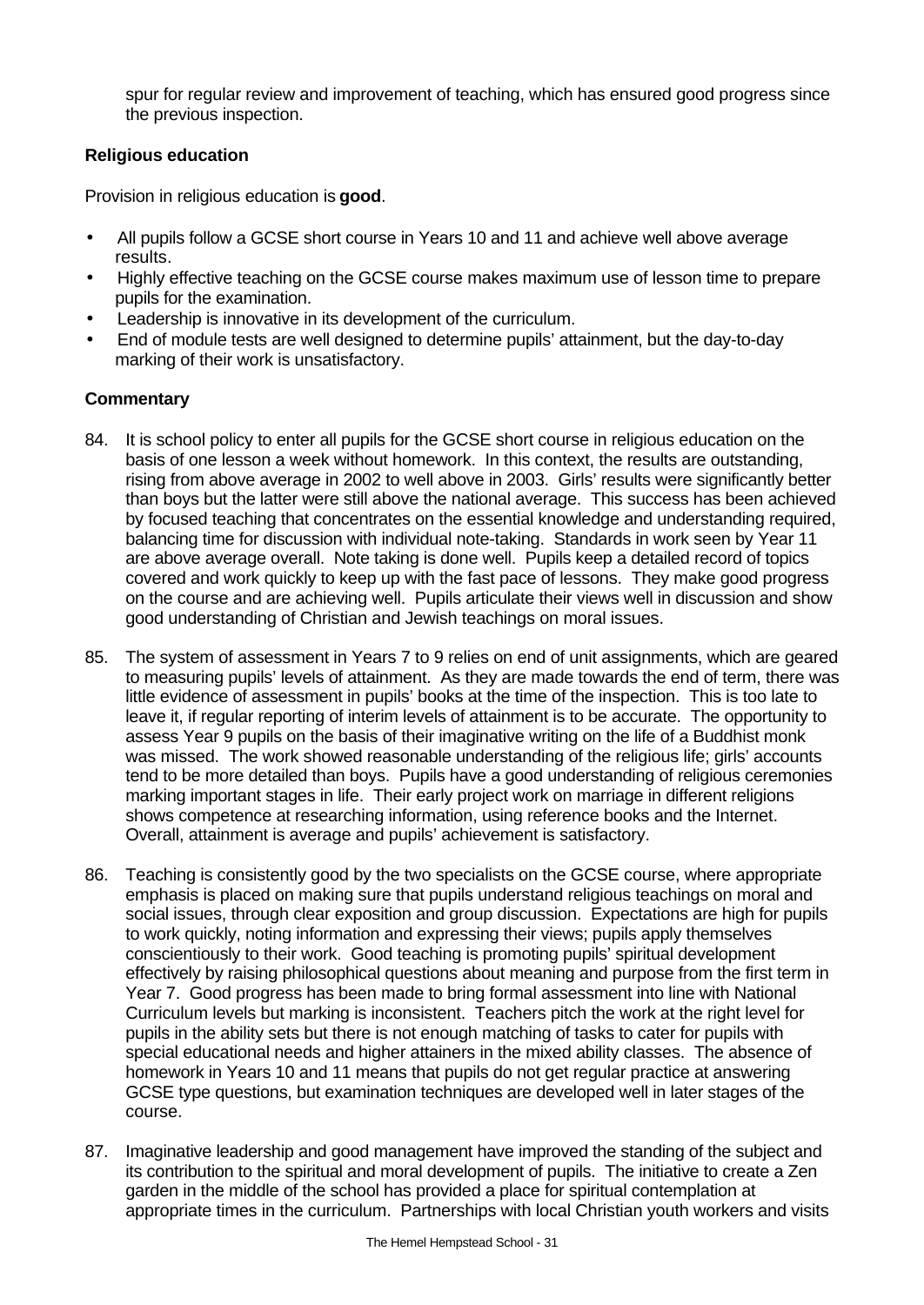spur for regular review and improvement of teaching, which has ensured good progress since the previous inspection.

**Religious education**

Provision in religious education is **good**.

- All pupils follow a GCSE short course in Years 10 and 11 and achieve well above average results.
- Highly effective teaching on the GCSE course makes maximum use of lesson time to prepare pupils for the examination.
- Leadership is innovative in its development of the curriculum.
- End of module tests are well designed to determine pupils' attainment, but the day-to-day marking of their work is unsatisfactory.

**Commentary**

84. It is school policy to enter all pupils for the GCSE short course in religious education on the basis of one lesson a week without homework. In this context, the results are outstanding, rising from above average in 2002 to well above in 2003. Girls' results were significantly better than boys but the latter were still above the national average. This success has been achieved by focused teaching that concentrates on the essential knowledge and understanding required, balancing time for discussion with individual note-taking. Standards in work seen by Year 11 are above average overall. Note taking is done well. Pupils keep a detailed record of topics covered and work quickly to keep up with the fast pace of lessons. They make good progress on the course and are achieving well. Pupils articulate their views well in discussion and show good understanding of Christian and Jewish teachings on moral issues.

85. The system of assessment in Years 7 to 9 relies on end of unit assignments, which are geared to measuring pupils' levels of attainment. As they are made towards the end of term, there was little evidence of assessment in pupils' books at the time of the inspection. This is too late to leave it, if regular reporting of interim levels of attainment is to be accurate. The opportunity to assess Year 9 pupils on the basis of their imaginative writing on the life of a Buddhist monk was missed. The work showed reasonable understanding of the religious life; girls' accounts tend to be more detailed than boys. Pupils have a good understanding of religious ceremonies marking important stages in life. Their early project work on marriage in different religions shows competence at researching information, using reference books and the Internet. Overall, attainment is average and pupils' achievement is satisfactory.

86. Teaching is consistently good by the two specialists on the GCSE course, where appropriate emphasis is placed on making sure that pupils understand religious teachings on moral and social issues, through clear exposition and group discussion. Expectations are high for pupils to work quickly, noting information and expressing their views; pupils apply themselves conscientiously to their work. Good teaching is promoting pupils' spiritual development effectively by raising philosophical questions about meaning and purpose from the first term in Year 7. Good progress has been made to bring formal assessment into line with National Curriculum levels but marking is inconsistent. Teachers pitch the work at the right level for pupils in the ability sets but there is not enough matching of tasks to cater for pupils with special educational needs and higher attainers in the mixed ability classes. The absence of homework in Years 10 and 11 means that pupils do not get regular practice at answering GCSE type questions, but examination techniques are developed well in later stages of the course.

87. Imaginative leadership and good management have improved the standing of the subject and its contribution to the spiritual and moral development of pupils. The initiative to create a Zen garden in the middle of the school has provided a place for spiritual contemplation at appropriate times in the curriculum. Partnerships with local Christian youth workers and visits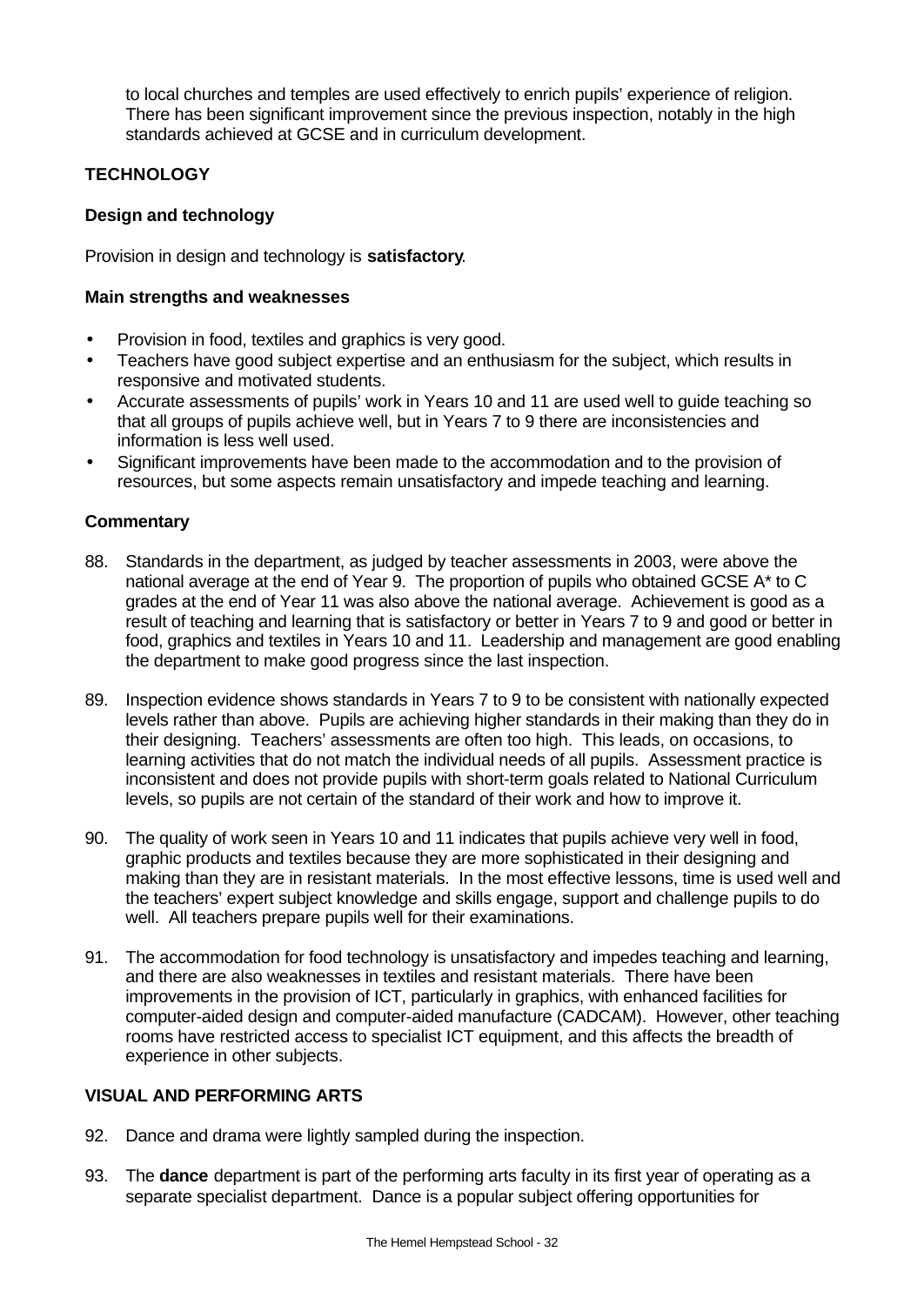to local churches and temples are used effectively to enrich pupils' experience of religion. There has been significant improvement since the previous inspection, notably in the high standards achieved at GCSE and in curriculum development.

## TECHNOLOGY

### Design and technology

Provision in design and technology is **satisfactory**.

#### Main strengths and weaknesses

- Provision in food, textiles and graphics is very good.
- Teachers have good subject expertise and an enthusiasm for the subject, which results in responsive and motivated students.
- Accurate assessments of pupils' work in Years 10 and 11 are used well to guide teaching so that all groups of pupils achieve well, but in Years 7 to 9 there are inconsistencies and information is less well used.
- Significant improvements have been made to the accommodation and to the provision of resources, but some aspects remain unsatisfactory and impede teaching and learning.

#### Commentary

88. Standards in the department, as judged by teacher assessments in 2003, were above the national average at the end of Year 9. The proportion of pupils who obtained GCSE A* to C grades at the end of Year 11 was also above the national average. Achievement is good as a result of teaching and learning that is satisfactory or better in Years 7 to 9 and good or better in food, graphics and textiles in Years 10 and 11. Leadership and management are good enabling the department to make good progress since the last inspection.

89. Inspection evidence shows standards in Years 7 to 9 to be consistent with nationally expected levels rather than above. Pupils are achieving higher standards in their making than they do in their designing. Teachers' assessments are often too high. This leads, on occasions, to learning activities that do not match the individual needs of all pupils. Assessment practice is inconsistent and does not provide pupils with short-term goals related to National Curriculum levels, so pupils are not certain of the standard of their work and how to improve it.

90. The quality of work seen in Years 10 and 11 indicates that pupils achieve very well in food, graphic products and textiles because they are more sophisticated in their designing and making than they are in resistant materials. In the most effective lessons, time is used well and the teachers' expert subject knowledge and skills engage, support and challenge pupils to do well. All teachers prepare pupils well for their examinations.

91. The accommodation for food technology is unsatisfactory and impedes teaching and learning, and there are also weaknesses in textiles and resistant materials. There have been improvements in the provision of ICT, particularly in graphics, with enhanced facilities for computer-aided design and computer-aided manufacture (CADCAM). However, other teaching rooms have restricted access to specialist ICT equipment, and this affects the breadth of experience in other subjects.

## VISUAL AND PERFORMING ARTS

92. Dance and drama were lightly sampled during the inspection.

93. The **dance** department is part of the performing arts faculty in its first year of operating as a separate specialist department. Dance is a popular subject offering opportunities for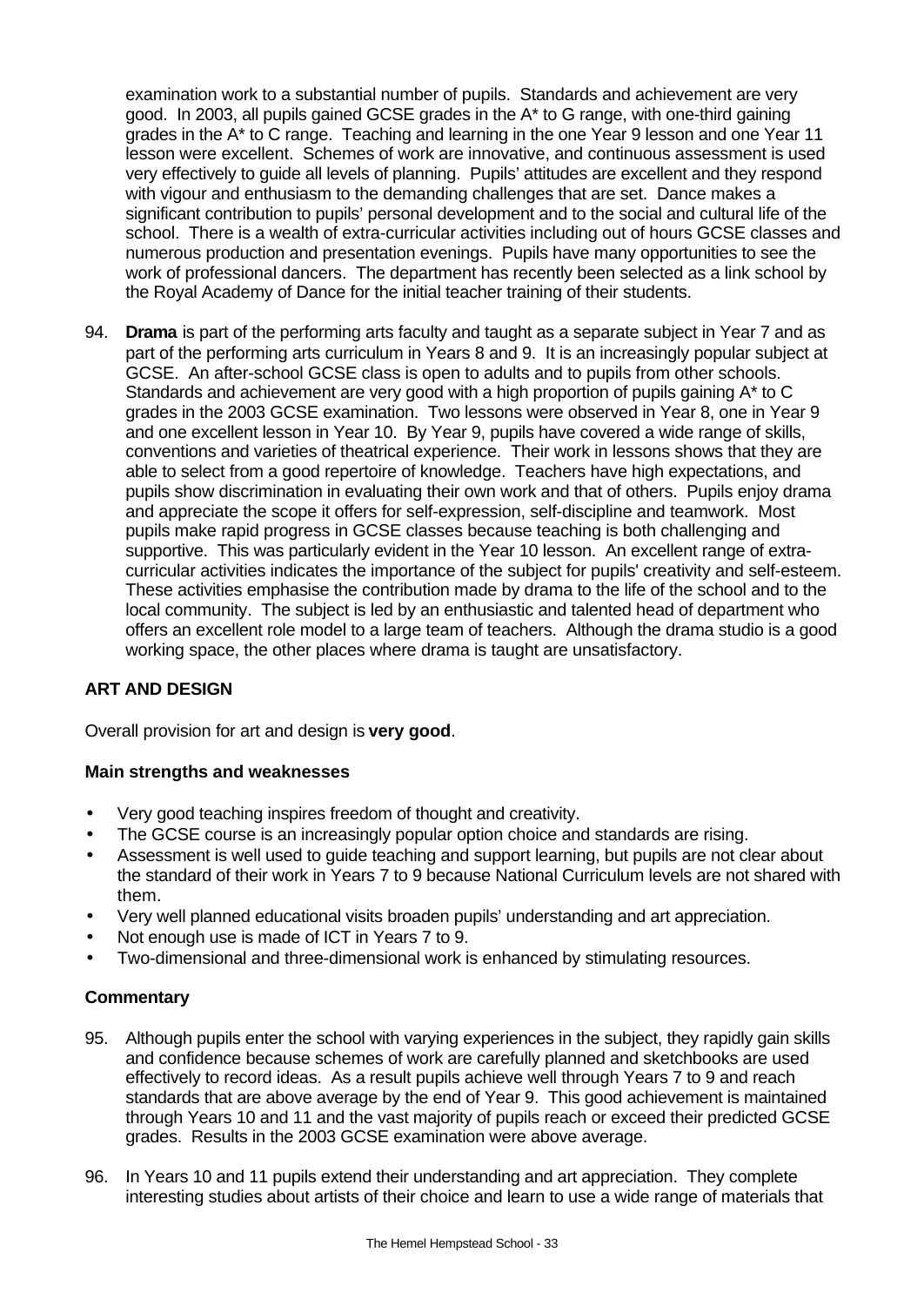examination work to a substantial number of pupils. Standards and achievement are very good. In 2003, all pupils gained GCSE grades in the A* to G range, with one-third gaining grades in the A* to C range. Teaching and learning in the one Year 9 lesson and one Year 11 lesson were excellent. Schemes of work are innovative, and continuous assessment is used very effectively to guide all levels of planning. Pupils' attitudes are excellent and they respond with vigour and enthusiasm to the demanding challenges that are set. Dance makes a significant contribution to pupils' personal development and to the social and cultural life of the school. There is a wealth of extra-curricular activities including out of hours GCSE classes and numerous production and presentation evenings. Pupils have many opportunities to see the work of professional dancers. The department has recently been selected as a link school by the Royal Academy of Dance for the initial teacher training of their students.

94. **Drama** is part of the performing arts faculty and taught as a separate subject in Year 7 and as part of the performing arts curriculum in Years 8 and 9. It is an increasingly popular subject at GCSE. An after-school GCSE class is open to adults and to pupils from other schools. Standards and achievement are very good with a high proportion of pupils gaining A* to C grades in the 2003 GCSE examination. Two lessons were observed in Year 8, one in Year 9 and one excellent lesson in Year 10. By Year 9, pupils have covered a wide range of skills, conventions and varieties of theatrical experience. Their work in lessons shows that they are able to select from a good repertoire of knowledge. Teachers have high expectations, and pupils show discrimination in evaluating their own work and that of others. Pupils enjoy drama and appreciate the scope it offers for self-expression, self-discipline and teamwork. Most pupils make rapid progress in GCSE classes because teaching is both challenging and supportive. This was particularly evident in the Year 10 lesson. An excellent range of extra-curricular activities indicates the importance of the subject for pupils' creativity and self-esteem. These activities emphasise the contribution made by drama to the life of the school and to the local community. The subject is led by an enthusiastic and talented head of department who offers an excellent role model to a large team of teachers. Although the drama studio is a good working space, the other places where drama is taught are unsatisfactory.

## ART AND DESIGN

Overall provision for art and design is **very good**.

### Main strengths and weaknesses

- Very good teaching inspires freedom of thought and creativity.
- The GCSE course is an increasingly popular option choice and standards are rising.
- Assessment is well used to guide teaching and support learning, but pupils are not clear about the standard of their work in Years 7 to 9 because National Curriculum levels are not shared with them.
- Very well planned educational visits broaden pupils' understanding and art appreciation.
- Not enough use is made of ICT in Years 7 to 9.
- Two-dimensional and three-dimensional work is enhanced by stimulating resources.

### Commentary

95. Although pupils enter the school with varying experiences in the subject, they rapidly gain skills and confidence because schemes of work are carefully planned and sketchbooks are used effectively to record ideas. As a result pupils achieve well through Years 7 to 9 and reach standards that are above average by the end of Year 9. This good achievement is maintained through Years 10 and 11 and the vast majority of pupils reach or exceed their predicted GCSE grades. Results in the 2003 GCSE examination were above average.

96. In Years 10 and 11 pupils extend their understanding and art appreciation. They complete interesting studies about artists of their choice and learn to use a wide range of materials that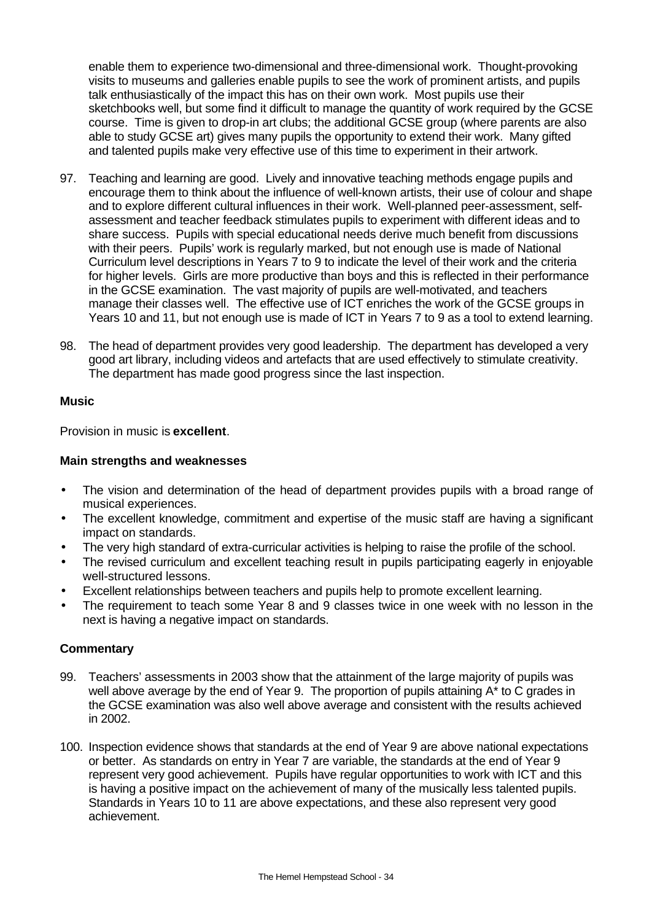enable them to experience two-dimensional and three-dimensional work. Thought-provoking visits to museums and galleries enable pupils to see the work of prominent artists, and pupils talk enthusiastically of the impact this has on their own work. Most pupils use their sketchbooks well, but some find it difficult to manage the quantity of work required by the GCSE course. Time is given to drop-in art clubs; the additional GCSE group (where parents are also able to study GCSE art) gives many pupils the opportunity to extend their work. Many gifted and talented pupils make very effective use of this time to experiment in their artwork.

97. Teaching and learning are good. Lively and innovative teaching methods engage pupils and encourage them to think about the influence of well-known artists, their use of colour and shape and to explore different cultural influences in their work. Well-planned peer-assessment, self-assessment and teacher feedback stimulates pupils to experiment with different ideas and to share success. Pupils with special educational needs derive much benefit from discussions with their peers. Pupils' work is regularly marked, but not enough use is made of National Curriculum level descriptions in Years 7 to 9 to indicate the level of their work and the criteria for higher levels. Girls are more productive than boys and this is reflected in their performance in the GCSE examination. The vast majority of pupils are well-motivated, and teachers manage their classes well. The effective use of ICT enriches the work of the GCSE groups in Years 10 and 11, but not enough use is made of ICT in Years 7 to 9 as a tool to extend learning.

98. The head of department provides very good leadership. The department has developed a very good art library, including videos and artefacts that are used effectively to stimulate creativity. The department has made good progress since the last inspection.

### Music

Provision in music is **excellent**.

#### Main strengths and weaknesses

- The vision and determination of the head of department provides pupils with a broad range of musical experiences.
- The excellent knowledge, commitment and expertise of the music staff are having a significant impact on standards.
- The very high standard of extra-curricular activities is helping to raise the profile of the school.
- The revised curriculum and excellent teaching result in pupils participating eagerly in enjoyable well-structured lessons.
- Excellent relationships between teachers and pupils help to promote excellent learning.
- The requirement to teach some Year 8 and 9 classes twice in one week with no lesson in the next is having a negative impact on standards.

#### Commentary

99. Teachers' assessments in 2003 show that the attainment of the large majority of pupils was well above average by the end of Year 9. The proportion of pupils attaining A* to C grades in the GCSE examination was also well above average and consistent with the results achieved in 2002.

100. Inspection evidence shows that standards at the end of Year 9 are above national expectations or better. As standards on entry in Year 7 are variable, the standards at the end of Year 9 represent very good achievement. Pupils have regular opportunities to work with ICT and this is having a positive impact on the achievement of many of the musically less talented pupils. Standards in Years 10 to 11 are above expectations, and these also represent very good achievement.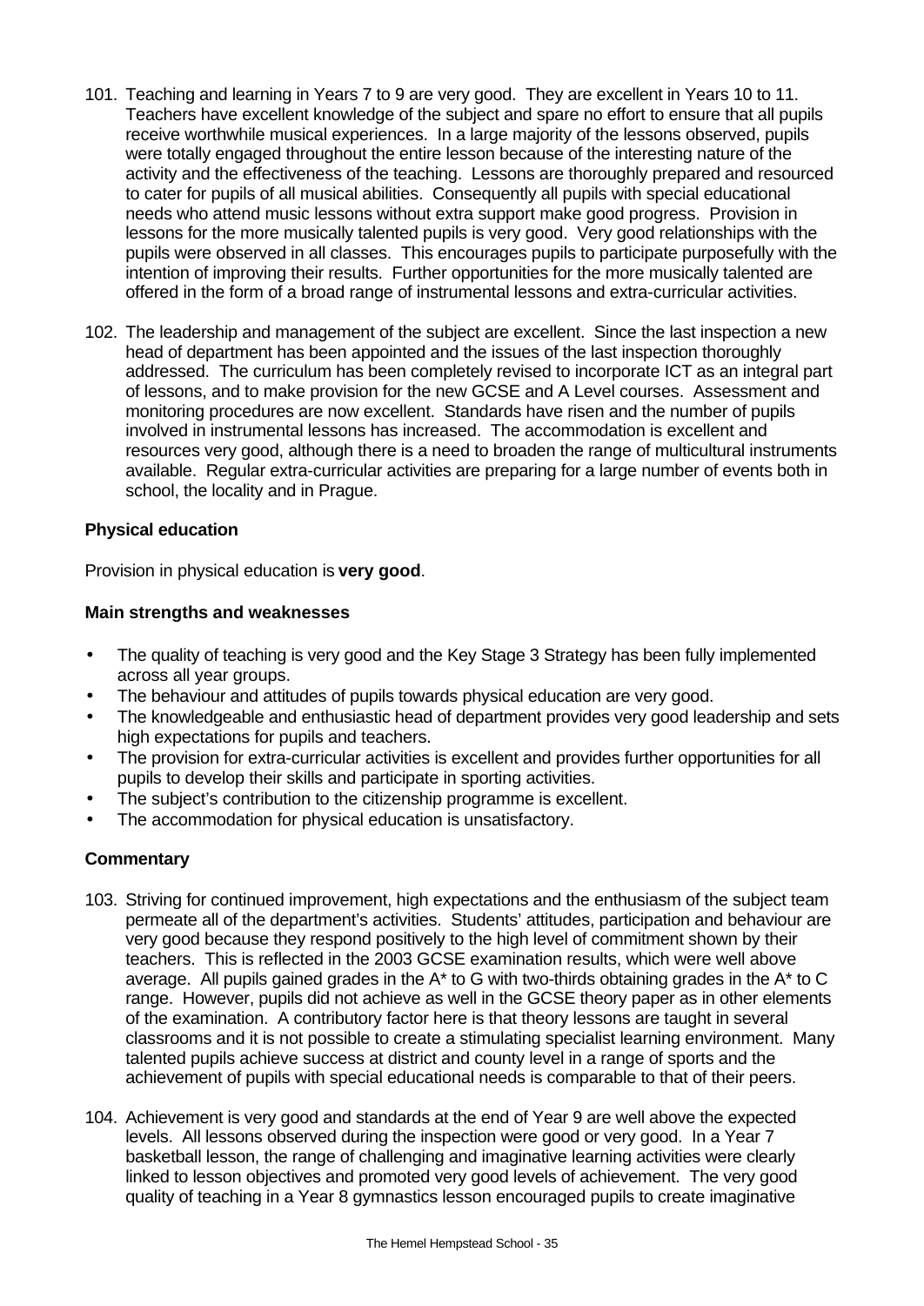101. Teaching and learning in Years 7 to 9 are very good. They are excellent in Years 10 to 11. Teachers have excellent knowledge of the subject and spare no effort to ensure that all pupils receive worthwhile musical experiences. In a large majority of the lessons observed, pupils were totally engaged throughout the entire lesson because of the interesting nature of the activity and the effectiveness of the teaching. Lessons are thoroughly prepared and resourced to cater for pupils of all musical abilities. Consequently all pupils with special educational needs who attend music lessons without extra support make good progress. Provision in lessons for the more musically talented pupils is very good. Very good relationships with the pupils were observed in all classes. This encourages pupils to participate purposefully with the intention of improving their results. Further opportunities for the more musically talented are offered in the form of a broad range of instrumental lessons and extra-curricular activities.

102. The leadership and management of the subject are excellent. Since the last inspection a new head of department has been appointed and the issues of the last inspection thoroughly addressed. The curriculum has been completely revised to incorporate ICT as an integral part of lessons, and to make provision for the new GCSE and A Level courses. Assessment and monitoring procedures are now excellent. Standards have risen and the number of pupils involved in instrumental lessons has increased. The accommodation is excellent and resources very good, although there is a need to broaden the range of multicultural instruments available. Regular extra-curricular activities are preparing for a large number of events both in school, the locality and in Prague.

### Physical education

Provision in physical education is **very good**.

#### Main strengths and weaknesses

- The quality of teaching is very good and the Key Stage 3 Strategy has been fully implemented across all year groups.
- The behaviour and attitudes of pupils towards physical education are very good.
- The knowledgeable and enthusiastic head of department provides very good leadership and sets high expectations for pupils and teachers.
- The provision for extra-curricular activities is excellent and provides further opportunities for all pupils to develop their skills and participate in sporting activities.
- The subject's contribution to the citizenship programme is excellent.
- The accommodation for physical education is unsatisfactory.

#### Commentary

103. Striving for continued improvement, high expectations and the enthusiasm of the subject team permeate all of the department's activities. Students' attitudes, participation and behaviour are very good because they respond positively to the high level of commitment shown by their teachers. This is reflected in the 2003 GCSE examination results, which were well above average. All pupils gained grades in the A* to G with two-thirds obtaining grades in the A* to C range. However, pupils did not achieve as well in the GCSE theory paper as in other elements of the examination. A contributory factor here is that theory lessons are taught in several classrooms and it is not possible to create a stimulating specialist learning environment. Many talented pupils achieve success at district and county level in a range of sports and the achievement of pupils with special educational needs is comparable to that of their peers.

104. Achievement is very good and standards at the end of Year 9 are well above the expected levels. All lessons observed during the inspection were good or very good. In a Year 7 basketball lesson, the range of challenging and imaginative learning activities were clearly linked to lesson objectives and promoted very good levels of achievement. The very good quality of teaching in a Year 8 gymnastics lesson encouraged pupils to create imaginative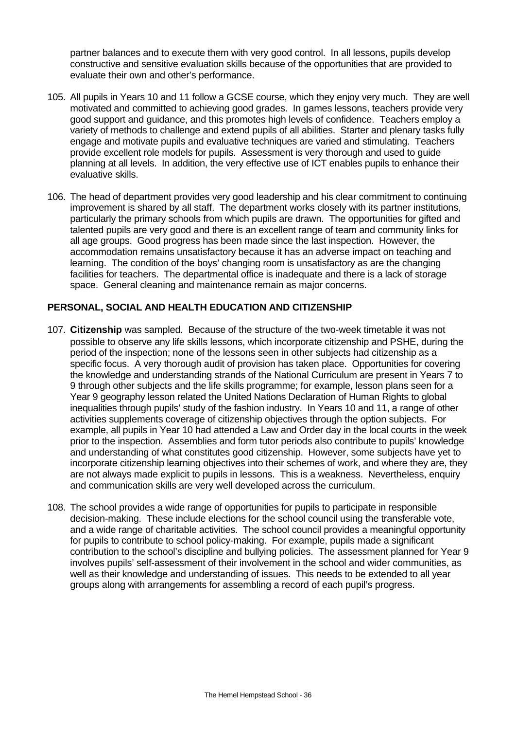partner balances and to execute them with very good control. In all lessons, pupils develop constructive and sensitive evaluation skills because of the opportunities that are provided to evaluate their own and other's performance.

105. All pupils in Years 10 and 11 follow a GCSE course, which they enjoy very much. They are well motivated and committed to achieving good grades. In games lessons, teachers provide very good support and guidance, and this promotes high levels of confidence. Teachers employ a variety of methods to challenge and extend pupils of all abilities. Starter and plenary tasks fully engage and motivate pupils and evaluative techniques are varied and stimulating. Teachers provide excellent role models for pupils. Assessment is very thorough and used to guide planning at all levels. In addition, the very effective use of ICT enables pupils to enhance their evaluative skills.

106. The head of department provides very good leadership and his clear commitment to continuing improvement is shared by all staff. The department works closely with its partner institutions, particularly the primary schools from which pupils are drawn. The opportunities for gifted and talented pupils are very good and there is an excellent range of team and community links for all age groups. Good progress has been made since the last inspection. However, the accommodation remains unsatisfactory because it has an adverse impact on teaching and learning. The condition of the boys' changing room is unsatisfactory as are the changing facilities for teachers. The departmental office is inadequate and there is a lack of storage space. General cleaning and maintenance remain as major concerns.

## PERSONAL, SOCIAL AND HEALTH EDUCATION AND CITIZENSHIP

107. **Citizenship** was sampled. Because of the structure of the two-week timetable it was not possible to observe any life skills lessons, which incorporate citizenship and PSHE, during the period of the inspection; none of the lessons seen in other subjects had citizenship as a specific focus. A very thorough audit of provision has taken place. Opportunities for covering the knowledge and understanding strands of the National Curriculum are present in Years 7 to 9 through other subjects and the life skills programme; for example, lesson plans seen for a Year 9 geography lesson related the United Nations Declaration of Human Rights to global inequalities through pupils' study of the fashion industry. In Years 10 and 11, a range of other activities supplements coverage of citizenship objectives through the option subjects. For example, all pupils in Year 10 had attended a Law and Order day in the local courts in the week prior to the inspection. Assemblies and form tutor periods also contribute to pupils' knowledge and understanding of what constitutes good citizenship. However, some subjects have yet to incorporate citizenship learning objectives into their schemes of work, and where they are, they are not always made explicit to pupils in lessons. This is a weakness. Nevertheless, enquiry and communication skills are very well developed across the curriculum.

108. The school provides a wide range of opportunities for pupils to participate in responsible decision-making. These include elections for the school council using the transferable vote, and a wide range of charitable activities. The school council provides a meaningful opportunity for pupils to contribute to school policy-making. For example, pupils made a significant contribution to the school's discipline and bullying policies. The assessment planned for Year 9 involves pupils' self-assessment of their involvement in the school and wider communities, as well as their knowledge and understanding of issues. This needs to be extended to all year groups along with arrangements for assembling a record of each pupil's progress.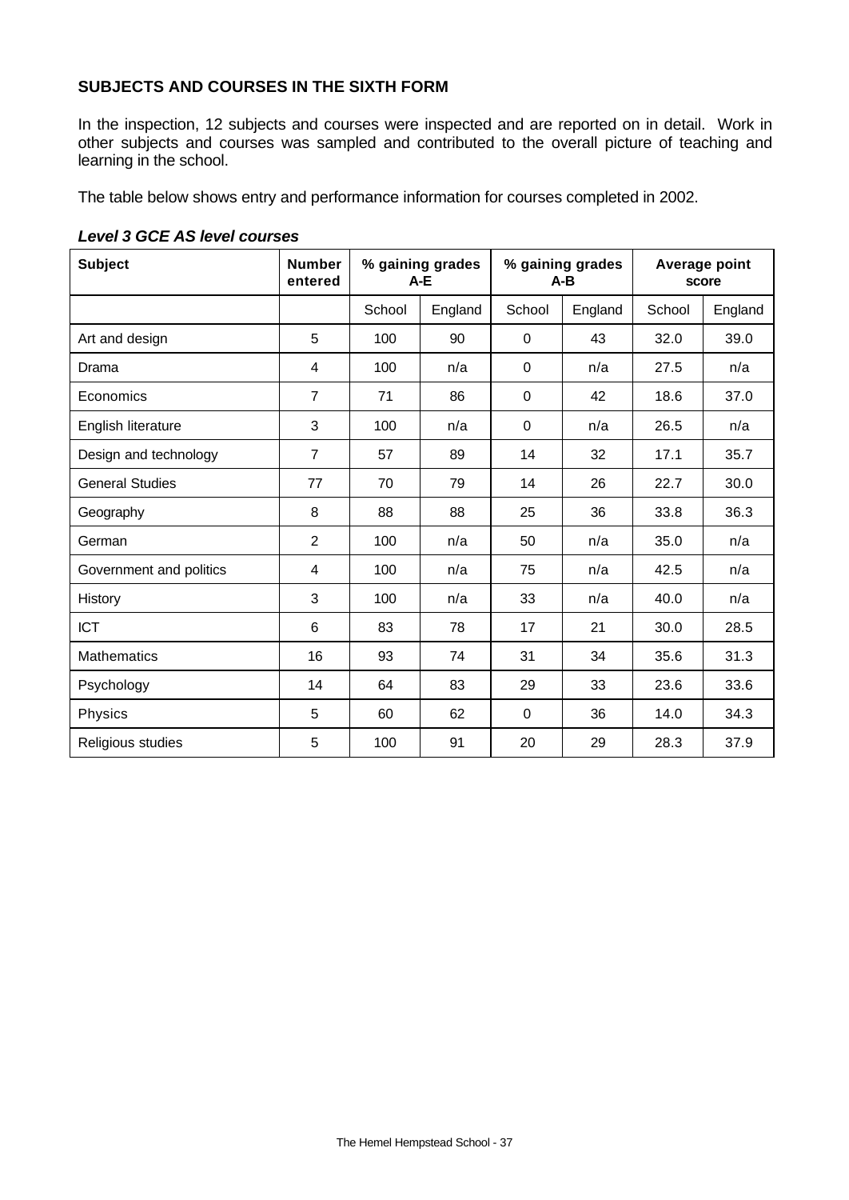## SUBJECTS AND COURSES IN THE SIXTH FORM

In the inspection, 12 subjects and courses were inspected and are reported on in detail. Work in other subjects and courses was sampled and contributed to the overall picture of teaching and learning in the school.

The table below shows entry and performance information for courses completed in 2002.

***Level 3 GCE AS level courses***

| Subject | Number entered | % gaining grades A-E | | % gaining grades A-B | | Average point score | |
|---|---|---|---|---|---|---|---|
| | | School | England | School | England | School | England |
| Art and design | 5 | 100 | 90 | 0 | 43 | 32.0 | 39.0 |
| Drama | 4 | 100 | n/a | 0 | n/a | 27.5 | n/a |
| Economics | 7 | 71 | 86 | 0 | 42 | 18.6 | 37.0 |
| English literature | 3 | 100 | n/a | 0 | n/a | 26.5 | n/a |
| Design and technology | 7 | 57 | 89 | 14 | 32 | 17.1 | 35.7 |
| General Studies | 77 | 70 | 79 | 14 | 26 | 22.7 | 30.0 |
| Geography | 8 | 88 | 88 | 25 | 36 | 33.8 | 36.3 |
| German | 2 | 100 | n/a | 50 | n/a | 35.0 | n/a |
| Government and politics | 4 | 100 | n/a | 75 | n/a | 42.5 | n/a |
| History | 3 | 100 | n/a | 33 | n/a | 40.0 | n/a |
| ICT | 6 | 83 | 78 | 17 | 21 | 30.0 | 28.5 |
| Mathematics | 16 | 93 | 74 | 31 | 34 | 35.6 | 31.3 |
| Psychology | 14 | 64 | 83 | 29 | 33 | 23.6 | 33.6 |
| Physics | 5 | 60 | 62 | 0 | 36 | 14.0 | 34.3 |
| Religious studies | 5 | 100 | 91 | 20 | 29 | 28.3 | 37.9 |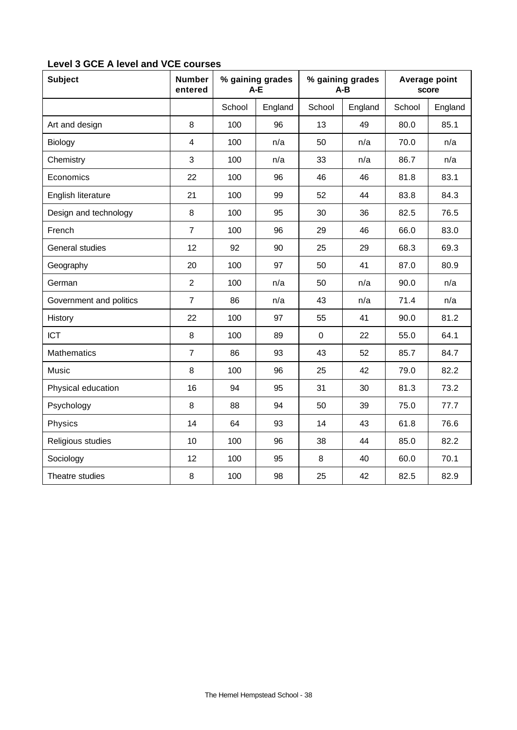### Level 3 GCE A level and VCE courses

| Subject | Number entered | % gaining grades A-E | | % gaining grades A-B | | Average point score | |
|---|---|---|---|---|---|---|---|
| | | School | England | School | England | School | England |
| Art and design | 8 | 100 | 96 | 13 | 49 | 80.0 | 85.1 |
| Biology | 4 | 100 | n/a | 50 | n/a | 70.0 | n/a |
| Chemistry | 3 | 100 | n/a | 33 | n/a | 86.7 | n/a |
| Economics | 22 | 100 | 96 | 46 | 46 | 81.8 | 83.1 |
| English literature | 21 | 100 | 99 | 52 | 44 | 83.8 | 84.3 |
| Design and technology | 8 | 100 | 95 | 30 | 36 | 82.5 | 76.5 |
| French | 7 | 100 | 96 | 29 | 46 | 66.0 | 83.0 |
| General studies | 12 | 92 | 90 | 25 | 29 | 68.3 | 69.3 |
| Geography | 20 | 100 | 97 | 50 | 41 | 87.0 | 80.9 |
| German | 2 | 100 | n/a | 50 | n/a | 90.0 | n/a |
| Government and politics | 7 | 86 | n/a | 43 | n/a | 71.4 | n/a |
| History | 22 | 100 | 97 | 55 | 41 | 90.0 | 81.2 |
| ICT | 8 | 100 | 89 | 0 | 22 | 55.0 | 64.1 |
| Mathematics | 7 | 86 | 93 | 43 | 52 | 85.7 | 84.7 |
| Music | 8 | 100 | 96 | 25 | 42 | 79.0 | 82.2 |
| Physical education | 16 | 94 | 95 | 31 | 30 | 81.3 | 73.2 |
| Psychology | 8 | 88 | 94 | 50 | 39 | 75.0 | 77.7 |
| Physics | 14 | 64 | 93 | 14 | 43 | 61.8 | 76.6 |
| Religious studies | 10 | 100 | 96 | 38 | 44 | 85.0 | 82.2 |
| Sociology | 12 | 100 | 95 | 8 | 40 | 60.0 | 70.1 |
| Theatre studies | 8 | 100 | 98 | 25 | 42 | 82.5 | 82.9 |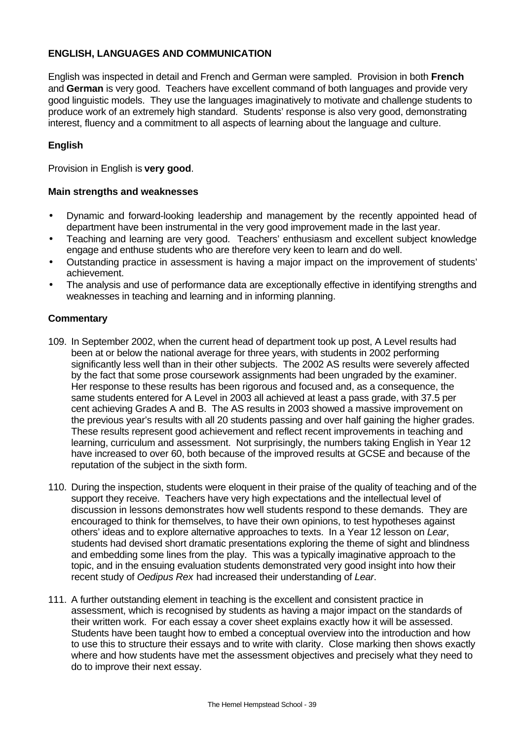## ENGLISH, LANGUAGES AND COMMUNICATION

English was inspected in detail and French and German were sampled. Provision in both **French** and **German** is very good. Teachers have excellent command of both languages and provide very good linguistic models. They use the languages imaginatively to motivate and challenge students to produce work of an extremely high standard. Students' response is also very good, demonstrating interest, fluency and a commitment to all aspects of learning about the language and culture.

### English

Provision in English is **very good**.

#### Main strengths and weaknesses

- Dynamic and forward-looking leadership and management by the recently appointed head of department have been instrumental in the very good improvement made in the last year.
- Teaching and learning are very good. Teachers' enthusiasm and excellent subject knowledge engage and enthuse students who are therefore very keen to learn and do well.
- Outstanding practice in assessment is having a major impact on the improvement of students' achievement.
- The analysis and use of performance data are exceptionally effective in identifying strengths and weaknesses in teaching and learning and in informing planning.

#### Commentary

109. In September 2002, when the current head of department took up post, A Level results had been at or below the national average for three years, with students in 2002 performing significantly less well than in their other subjects. The 2002 AS results were severely affected by the fact that some prose coursework assignments had been ungraded by the examiner. Her response to these results has been rigorous and focused and, as a consequence, the same students entered for A Level in 2003 all achieved at least a pass grade, with 37.5 per cent achieving Grades A and B. The AS results in 2003 showed a massive improvement on the previous year's results with all 20 students passing and over half gaining the higher grades. These results represent good achievement and reflect recent improvements in teaching and learning, curriculum and assessment. Not surprisingly, the numbers taking English in Year 12 have increased to over 60, both because of the improved results at GCSE and because of the reputation of the subject in the sixth form.

110. During the inspection, students were eloquent in their praise of the quality of teaching and of the support they receive. Teachers have very high expectations and the intellectual level of discussion in lessons demonstrates how well students respond to these demands. They are encouraged to think for themselves, to have their own opinions, to test hypotheses against others' ideas and to explore alternative approaches to texts. In a Year 12 lesson on *Lear*, students had devised short dramatic presentations exploring the theme of sight and blindness and embedding some lines from the play. This was a typically imaginative approach to the topic, and in the ensuing evaluation students demonstrated very good insight into how their recent study of *Oedipus Rex* had increased their understanding of *Lear*.

111. A further outstanding element in teaching is the excellent and consistent practice in assessment, which is recognised by students as having a major impact on the standards of their written work. For each essay a cover sheet explains exactly how it will be assessed. Students have been taught how to embed a conceptual overview into the introduction and how to use this to structure their essays and to write with clarity. Close marking then shows exactly where and how students have met the assessment objectives and precisely what they need to do to improve their next essay.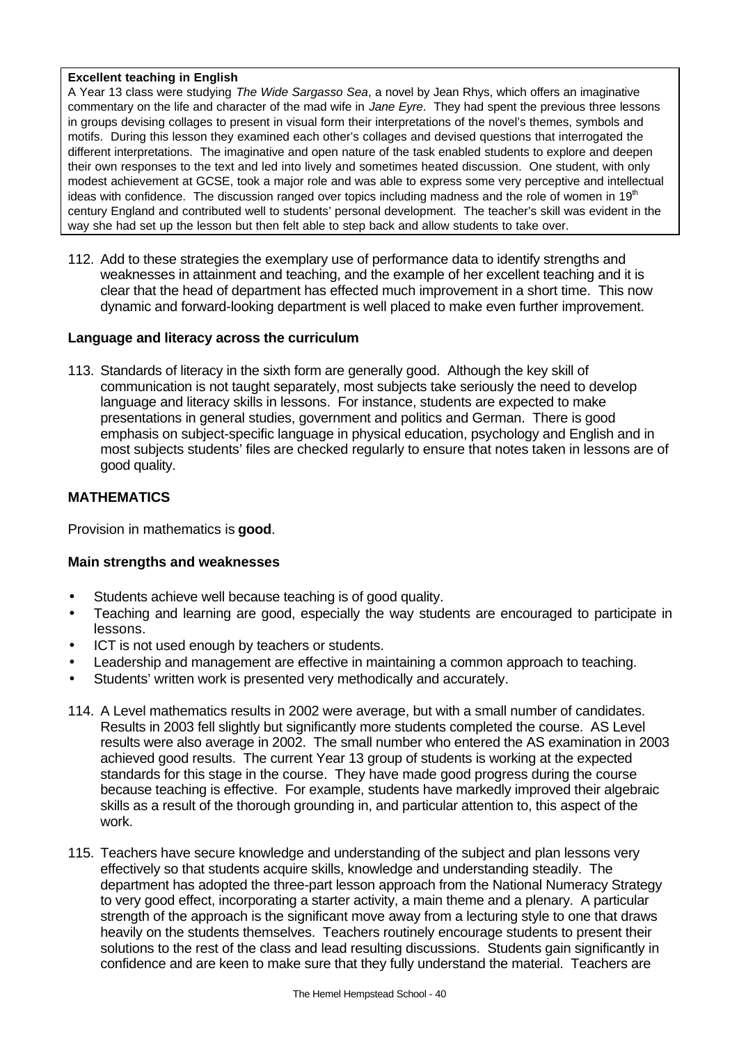**Excellent teaching in English**

A Year 13 class were studying *The Wide Sargasso Sea*, a novel by Jean Rhys, which offers an imaginative commentary on the life and character of the mad wife in *Jane Eyre*. They had spent the previous three lessons in groups devising collages to present in visual form their interpretations of the novel's themes, symbols and motifs. During this lesson they examined each other's collages and devised questions that interrogated the different interpretations. The imaginative and open nature of the task enabled students to explore and deepen their own responses to the text and led into lively and sometimes heated discussion. One student, with only modest achievement at GCSE, took a major role and was able to express some very perceptive and intellectual ideas with confidence. The discussion ranged over topics including madness and the role of women in 19th century England and contributed well to students' personal development. The teacher's skill was evident in the way she had set up the lesson but then felt able to step back and allow students to take over.

112. Add to these strategies the exemplary use of performance data to identify strengths and weaknesses in attainment and teaching, and the example of her excellent teaching and it is clear that the head of department has effected much improvement in a short time. This now dynamic and forward-looking department is well placed to make even further improvement.

**Language and literacy across the curriculum**

113. Standards of literacy in the sixth form are generally good. Although the key skill of communication is not taught separately, most subjects take seriously the need to develop language and literacy skills in lessons. For instance, students are expected to make presentations in general studies, government and politics and German. There is good emphasis on subject-specific language in physical education, psychology and English and in most subjects students' files are checked regularly to ensure that notes taken in lessons are of good quality.

## MATHEMATICS

Provision in mathematics is **good**.

**Main strengths and weaknesses**

- Students achieve well because teaching is of good quality.
- Teaching and learning are good, especially the way students are encouraged to participate in lessons.
- ICT is not used enough by teachers or students.
- Leadership and management are effective in maintaining a common approach to teaching.
- Students' written work is presented very methodically and accurately.

114. A Level mathematics results in 2002 were average, but with a small number of candidates. Results in 2003 fell slightly but significantly more students completed the course. AS Level results were also average in 2002. The small number who entered the AS examination in 2003 achieved good results. The current Year 13 group of students is working at the expected standards for this stage in the course. They have made good progress during the course because teaching is effective. For example, students have markedly improved their algebraic skills as a result of the thorough grounding in, and particular attention to, this aspect of the work.

115. Teachers have secure knowledge and understanding of the subject and plan lessons very effectively so that students acquire skills, knowledge and understanding steadily. The department has adopted the three-part lesson approach from the National Numeracy Strategy to very good effect, incorporating a starter activity, a main theme and a plenary. A particular strength of the approach is the significant move away from a lecturing style to one that draws heavily on the students themselves. Teachers routinely encourage students to present their solutions to the rest of the class and lead resulting discussions. Students gain significantly in confidence and are keen to make sure that they fully understand the material. Teachers are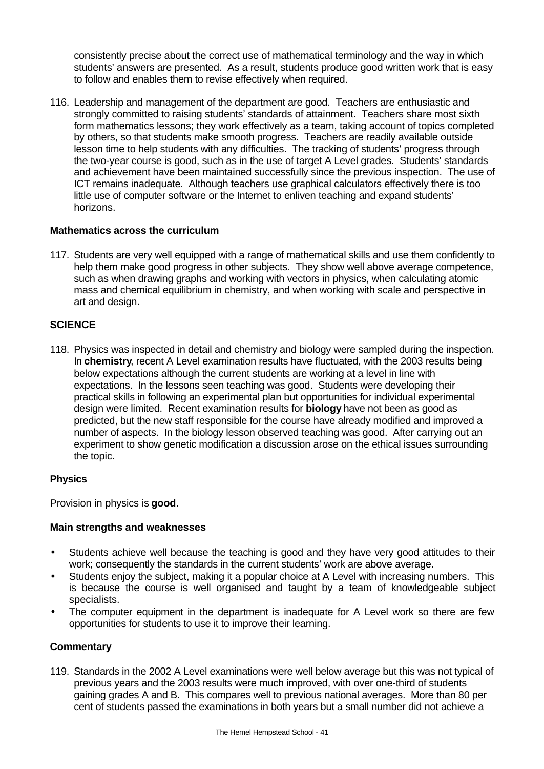consistently precise about the correct use of mathematical terminology and the way in which students' answers are presented. As a result, students produce good written work that is easy to follow and enables them to revise effectively when required.

116. Leadership and management of the department are good. Teachers are enthusiastic and strongly committed to raising students' standards of attainment. Teachers share most sixth form mathematics lessons; they work effectively as a team, taking account of topics completed by others, so that students make smooth progress. Teachers are readily available outside lesson time to help students with any difficulties. The tracking of students' progress through the two-year course is good, such as in the use of target A Level grades. Students' standards and achievement have been maintained successfully since the previous inspection. The use of ICT remains inadequate. Although teachers use graphical calculators effectively there is too little use of computer software or the Internet to enliven teaching and expand students' horizons.

### Mathematics across the curriculum

117. Students are very well equipped with a range of mathematical skills and use them confidently to help them make good progress in other subjects. They show well above average competence, such as when drawing graphs and working with vectors in physics, when calculating atomic mass and chemical equilibrium in chemistry, and when working with scale and perspective in art and design.

## SCIENCE

118. Physics was inspected in detail and chemistry and biology were sampled during the inspection. In **chemistry**, recent A Level examination results have fluctuated, with the 2003 results being below expectations although the current students are working at a level in line with expectations. In the lessons seen teaching was good. Students were developing their practical skills in following an experimental plan but opportunities for individual experimental design were limited. Recent examination results for **biology** have not been as good as predicted, but the new staff responsible for the course have already modified and improved a number of aspects. In the biology lesson observed teaching was good. After carrying out an experiment to show genetic modification a discussion arose on the ethical issues surrounding the topic.

### Physics

Provision in physics is **good**.

### Main strengths and weaknesses

- Students achieve well because the teaching is good and they have very good attitudes to their work; consequently the standards in the current students' work are above average.
- Students enjoy the subject, making it a popular choice at A Level with increasing numbers. This is because the course is well organised and taught by a team of knowledgeable subject specialists.
- The computer equipment in the department is inadequate for A Level work so there are few opportunities for students to use it to improve their learning.

### Commentary

119. Standards in the 2002 A Level examinations were well below average but this was not typical of previous years and the 2003 results were much improved, with over one-third of students gaining grades A and B. This compares well to previous national averages. More than 80 per cent of students passed the examinations in both years but a small number did not achieve a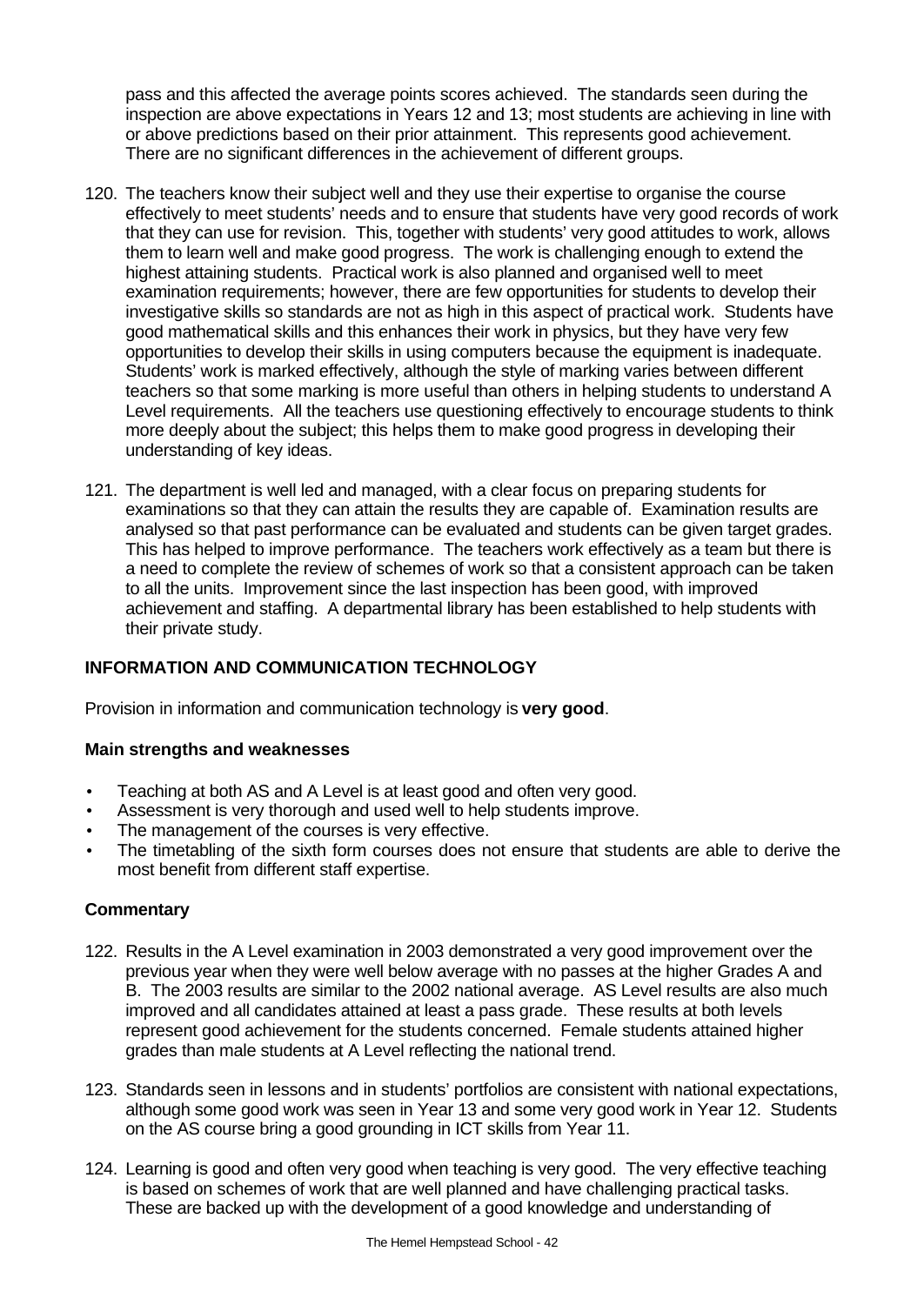pass and this affected the average points scores achieved. The standards seen during the inspection are above expectations in Years 12 and 13; most students are achieving in line with or above predictions based on their prior attainment. This represents good achievement. There are no significant differences in the achievement of different groups.

120. The teachers know their subject well and they use their expertise to organise the course effectively to meet students' needs and to ensure that students have very good records of work that they can use for revision. This, together with students' very good attitudes to work, allows them to learn well and make good progress. The work is challenging enough to extend the highest attaining students. Practical work is also planned and organised well to meet examination requirements; however, there are few opportunities for students to develop their investigative skills so standards are not as high in this aspect of practical work. Students have good mathematical skills and this enhances their work in physics, but they have very few opportunities to develop their skills in using computers because the equipment is inadequate. Students' work is marked effectively, although the style of marking varies between different teachers so that some marking is more useful than others in helping students to understand A Level requirements. All the teachers use questioning effectively to encourage students to think more deeply about the subject; this helps them to make good progress in developing their understanding of key ideas.

121. The department is well led and managed, with a clear focus on preparing students for examinations so that they can attain the results they are capable of. Examination results are analysed so that past performance can be evaluated and students can be given target grades. This has helped to improve performance. The teachers work effectively as a team but there is a need to complete the review of schemes of work so that a consistent approach can be taken to all the units. Improvement since the last inspection has been good, with improved achievement and staffing. A departmental library has been established to help students with their private study.

## INFORMATION AND COMMUNICATION TECHNOLOGY

Provision in information and communication technology is **very good**.

### Main strengths and weaknesses

- Teaching at both AS and A Level is at least good and often very good.
- Assessment is very thorough and used well to help students improve.
- The management of the courses is very effective.
- The timetabling of the sixth form courses does not ensure that students are able to derive the most benefit from different staff expertise.

### Commentary

122. Results in the A Level examination in 2003 demonstrated a very good improvement over the previous year when they were well below average with no passes at the higher Grades A and B. The 2003 results are similar to the 2002 national average. AS Level results are also much improved and all candidates attained at least a pass grade. These results at both levels represent good achievement for the students concerned. Female students attained higher grades than male students at A Level reflecting the national trend.

123. Standards seen in lessons and in students' portfolios are consistent with national expectations, although some good work was seen in Year 13 and some very good work in Year 12. Students on the AS course bring a good grounding in ICT skills from Year 11.

124. Learning is good and often very good when teaching is very good. The very effective teaching is based on schemes of work that are well planned and have challenging practical tasks. These are backed up with the development of a good knowledge and understanding of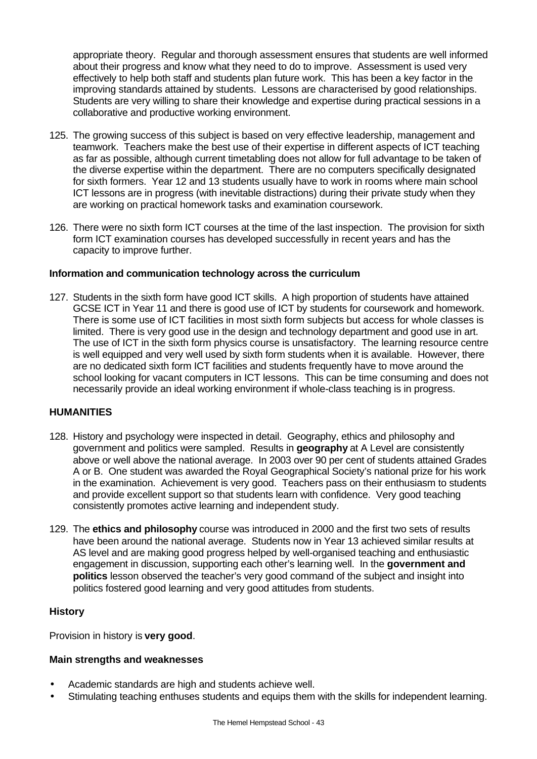appropriate theory. Regular and thorough assessment ensures that students are well informed about their progress and know what they need to do to improve. Assessment is used very effectively to help both staff and students plan future work. This has been a key factor in the improving standards attained by students. Lessons are characterised by good relationships. Students are very willing to share their knowledge and expertise during practical sessions in a collaborative and productive working environment.

125. The growing success of this subject is based on very effective leadership, management and teamwork. Teachers make the best use of their expertise in different aspects of ICT teaching as far as possible, although current timetabling does not allow for full advantage to be taken of the diverse expertise within the department. There are no computers specifically designated for sixth formers. Year 12 and 13 students usually have to work in rooms where main school ICT lessons are in progress (with inevitable distractions) during their private study when they are working on practical homework tasks and examination coursework.

126. There were no sixth form ICT courses at the time of the last inspection. The provision for sixth form ICT examination courses has developed successfully in recent years and has the capacity to improve further.

### Information and communication technology across the curriculum

127. Students in the sixth form have good ICT skills. A high proportion of students have attained GCSE ICT in Year 11 and there is good use of ICT by students for coursework and homework. There is some use of ICT facilities in most sixth form subjects but access for whole classes is limited. There is very good use in the design and technology department and good use in art. The use of ICT in the sixth form physics course is unsatisfactory. The learning resource centre is well equipped and very well used by sixth form students when it is available. However, there are no dedicated sixth form ICT facilities and students frequently have to move around the school looking for vacant computers in ICT lessons. This can be time consuming and does not necessarily provide an ideal working environment if whole-class teaching is in progress.

## HUMANITIES

128. History and psychology were inspected in detail. Geography, ethics and philosophy and government and politics were sampled. Results in **geography** at A Level are consistently above or well above the national average. In 2003 over 90 per cent of students attained Grades A or B. One student was awarded the Royal Geographical Society's national prize for his work in the examination. Achievement is very good. Teachers pass on their enthusiasm to students and provide excellent support so that students learn with confidence. Very good teaching consistently promotes active learning and independent study.

129. The **ethics and philosophy** course was introduced in 2000 and the first two sets of results have been around the national average. Students now in Year 13 achieved similar results at AS level and are making good progress helped by well-organised teaching and enthusiastic engagement in discussion, supporting each other's learning well. In the **government and politics** lesson observed the teacher's very good command of the subject and insight into politics fostered good learning and very good attitudes from students.

### History

Provision in history is **very good**.

### Main strengths and weaknesses

- Academic standards are high and students achieve well.
- Stimulating teaching enthuses students and equips them with the skills for independent learning.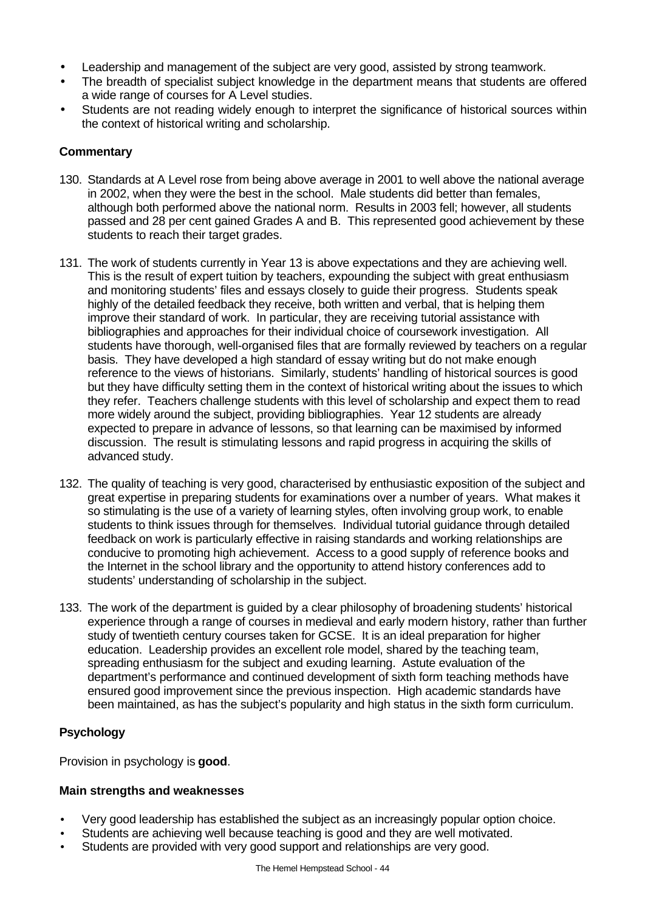- Leadership and management of the subject are very good, assisted by strong teamwork.
- The breadth of specialist subject knowledge in the department means that students are offered a wide range of courses for A Level studies.
- Students are not reading widely enough to interpret the significance of historical sources within the context of historical writing and scholarship.

**Commentary**

130. Standards at A Level rose from being above average in 2001 to well above the national average in 2002, when they were the best in the school. Male students did better than females, although both performed above the national norm. Results in 2003 fell; however, all students passed and 28 per cent gained Grades A and B. This represented good achievement by these students to reach their target grades.

131. The work of students currently in Year 13 is above expectations and they are achieving well. This is the result of expert tuition by teachers, expounding the subject with great enthusiasm and monitoring students' files and essays closely to guide their progress. Students speak highly of the detailed feedback they receive, both written and verbal, that is helping them improve their standard of work. In particular, they are receiving tutorial assistance with bibliographies and approaches for their individual choice of coursework investigation. All students have thorough, well-organised files that are formally reviewed by teachers on a regular basis. They have developed a high standard of essay writing but do not make enough reference to the views of historians. Similarly, students' handling of historical sources is good but they have difficulty setting them in the context of historical writing about the issues to which they refer. Teachers challenge students with this level of scholarship and expect them to read more widely around the subject, providing bibliographies. Year 12 students are already expected to prepare in advance of lessons, so that learning can be maximised by informed discussion. The result is stimulating lessons and rapid progress in acquiring the skills of advanced study.

132. The quality of teaching is very good, characterised by enthusiastic exposition of the subject and great expertise in preparing students for examinations over a number of years. What makes it so stimulating is the use of a variety of learning styles, often involving group work, to enable students to think issues through for themselves. Individual tutorial guidance through detailed feedback on work is particularly effective in raising standards and working relationships are conducive to promoting high achievement. Access to a good supply of reference books and the Internet in the school library and the opportunity to attend history conferences add to students' understanding of scholarship in the subject.

133. The work of the department is guided by a clear philosophy of broadening students' historical experience through a range of courses in medieval and early modern history, rather than further study of twentieth century courses taken for GCSE. It is an ideal preparation for higher education. Leadership provides an excellent role model, shared by the teaching team, spreading enthusiasm for the subject and exuding learning. Astute evaluation of the department's performance and continued development of sixth form teaching methods have ensured good improvement since the previous inspection. High academic standards have been maintained, as has the subject's popularity and high status in the sixth form curriculum.

### Psychology

Provision in psychology is **good**.

**Main strengths and weaknesses**

- Very good leadership has established the subject as an increasingly popular option choice.
- Students are achieving well because teaching is good and they are well motivated.
- Students are provided with very good support and relationships are very good.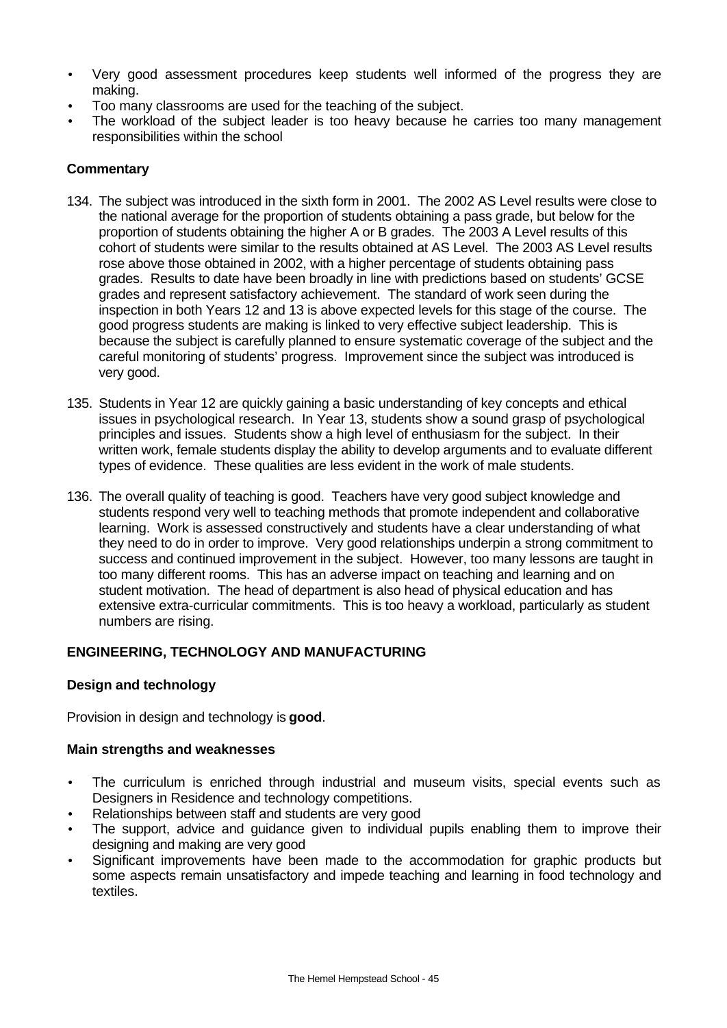- Very good assessment procedures keep students well informed of the progress they are making.
- Too many classrooms are used for the teaching of the subject.
- The workload of the subject leader is too heavy because he carries too many management responsibilities within the school

### Commentary

134. The subject was introduced in the sixth form in 2001. The 2002 AS Level results were close to the national average for the proportion of students obtaining a pass grade, but below for the proportion of students obtaining the higher A or B grades. The 2003 A Level results of this cohort of students were similar to the results obtained at AS Level. The 2003 AS Level results rose above those obtained in 2002, with a higher percentage of students obtaining pass grades. Results to date have been broadly in line with predictions based on students' GCSE grades and represent satisfactory achievement. The standard of work seen during the inspection in both Years 12 and 13 is above expected levels for this stage of the course. The good progress students are making is linked to very effective subject leadership. This is because the subject is carefully planned to ensure systematic coverage of the subject and the careful monitoring of students' progress. Improvement since the subject was introduced is very good.

135. Students in Year 12 are quickly gaining a basic understanding of key concepts and ethical issues in psychological research. In Year 13, students show a sound grasp of psychological principles and issues. Students show a high level of enthusiasm for the subject. In their written work, female students display the ability to develop arguments and to evaluate different types of evidence. These qualities are less evident in the work of male students.

136. The overall quality of teaching is good. Teachers have very good subject knowledge and students respond very well to teaching methods that promote independent and collaborative learning. Work is assessed constructively and students have a clear understanding of what they need to do in order to improve. Very good relationships underpin a strong commitment to success and continued improvement in the subject. However, too many lessons are taught in too many different rooms. This has an adverse impact on teaching and learning and on student motivation. The head of department is also head of physical education and has extensive extra-curricular commitments. This is too heavy a workload, particularly as student numbers are rising.

## ENGINEERING, TECHNOLOGY AND MANUFACTURING

### Design and technology

Provision in design and technology is **good**.

### Main strengths and weaknesses

- The curriculum is enriched through industrial and museum visits, special events such as Designers in Residence and technology competitions.
- Relationships between staff and students are very good
- The support, advice and guidance given to individual pupils enabling them to improve their designing and making are very good
- Significant improvements have been made to the accommodation for graphic products but some aspects remain unsatisfactory and impede teaching and learning in food technology and textiles.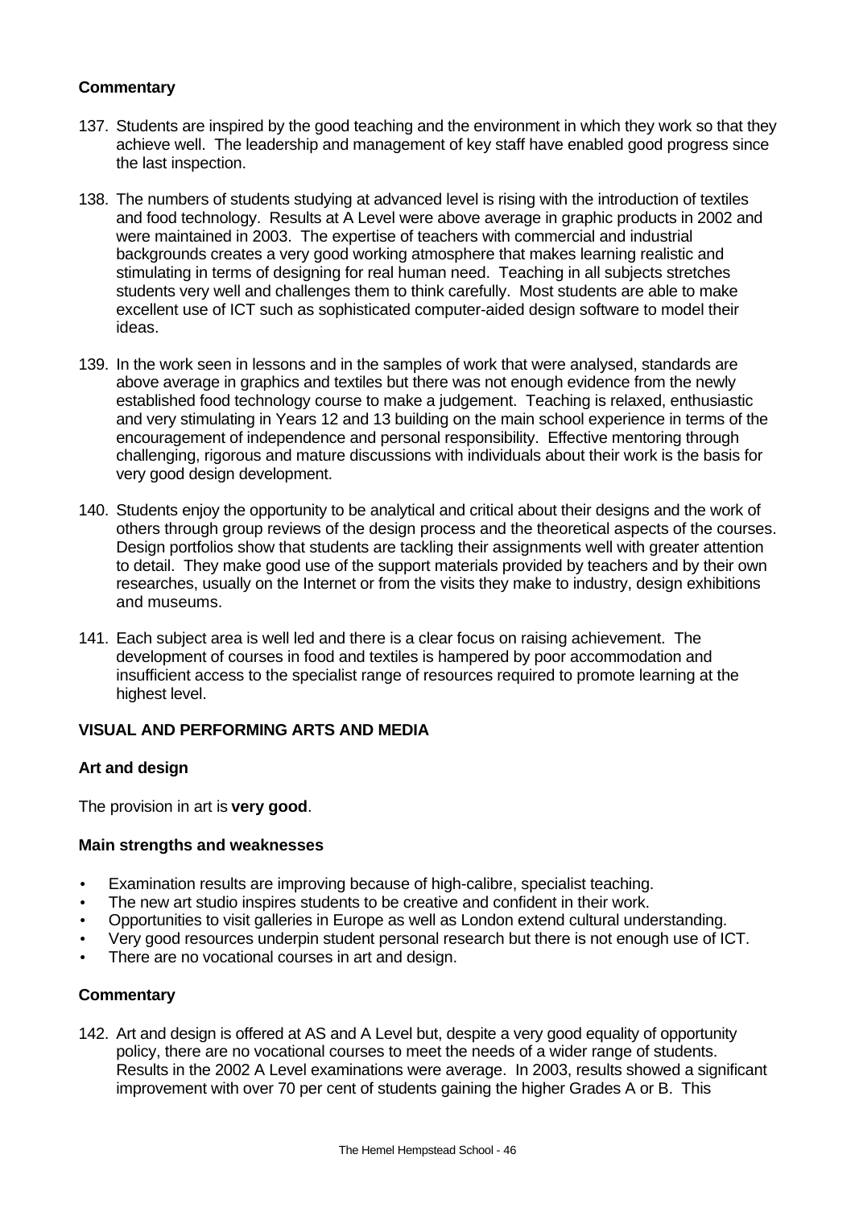**Commentary**

137. Students are inspired by the good teaching and the environment in which they work so that they achieve well. The leadership and management of key staff have enabled good progress since the last inspection.

138. The numbers of students studying at advanced level is rising with the introduction of textiles and food technology. Results at A Level were above average in graphic products in 2002 and were maintained in 2003. The expertise of teachers with commercial and industrial backgrounds creates a very good working atmosphere that makes learning realistic and stimulating in terms of designing for real human need. Teaching in all subjects stretches students very well and challenges them to think carefully. Most students are able to make excellent use of ICT such as sophisticated computer-aided design software to model their ideas.

139. In the work seen in lessons and in the samples of work that were analysed, standards are above average in graphics and textiles but there was not enough evidence from the newly established food technology course to make a judgement. Teaching is relaxed, enthusiastic and very stimulating in Years 12 and 13 building on the main school experience in terms of the encouragement of independence and personal responsibility. Effective mentoring through challenging, rigorous and mature discussions with individuals about their work is the basis for very good design development.

140. Students enjoy the opportunity to be analytical and critical about their designs and the work of others through group reviews of the design process and the theoretical aspects of the courses. Design portfolios show that students are tackling their assignments well with greater attention to detail. They make good use of the support materials provided by teachers and by their own researches, usually on the Internet or from the visits they make to industry, design exhibitions and museums.

141. Each subject area is well led and there is a clear focus on raising achievement. The development of courses in food and textiles is hampered by poor accommodation and insufficient access to the specialist range of resources required to promote learning at the highest level.

## VISUAL AND PERFORMING ARTS AND MEDIA

### Art and design

The provision in art is **very good**.

**Main strengths and weaknesses**

- Examination results are improving because of high-calibre, specialist teaching.
- The new art studio inspires students to be creative and confident in their work.
- Opportunities to visit galleries in Europe as well as London extend cultural understanding.
- Very good resources underpin student personal research but there is not enough use of ICT.
- There are no vocational courses in art and design.

**Commentary**

142. Art and design is offered at AS and A Level but, despite a very good equality of opportunity policy, there are no vocational courses to meet the needs of a wider range of students. Results in the 2002 A Level examinations were average. In 2003, results showed a significant improvement with over 70 per cent of students gaining the higher Grades A or B. This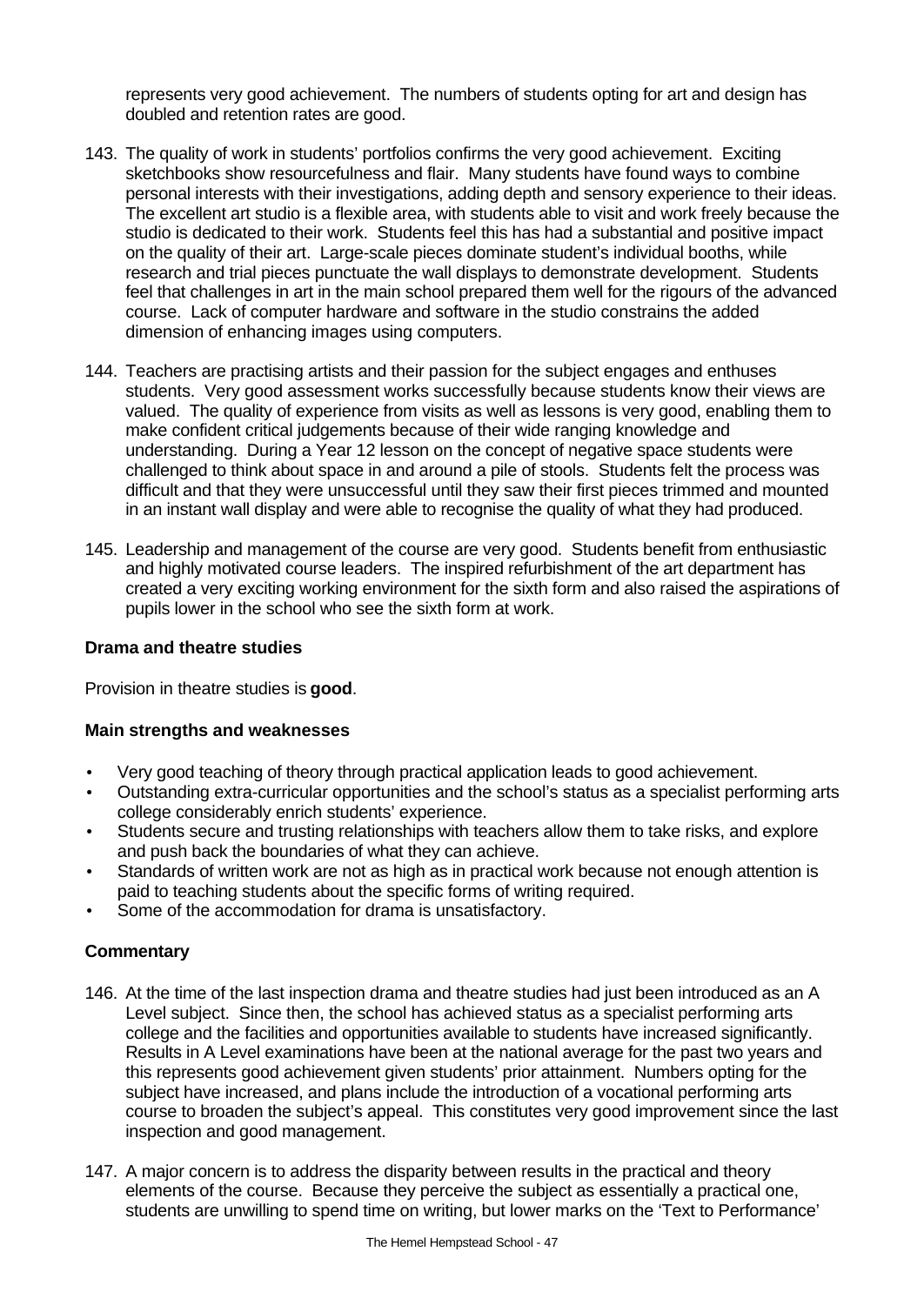represents very good achievement. The numbers of students opting for art and design has doubled and retention rates are good.

143. The quality of work in students' portfolios confirms the very good achievement. Exciting sketchbooks show resourcefulness and flair. Many students have found ways to combine personal interests with their investigations, adding depth and sensory experience to their ideas. The excellent art studio is a flexible area, with students able to visit and work freely because the studio is dedicated to their work. Students feel this has had a substantial and positive impact on the quality of their art. Large-scale pieces dominate student's individual booths, while research and trial pieces punctuate the wall displays to demonstrate development. Students feel that challenges in art in the main school prepared them well for the rigours of the advanced course. Lack of computer hardware and software in the studio constrains the added dimension of enhancing images using computers.

144. Teachers are practising artists and their passion for the subject engages and enthuses students. Very good assessment works successfully because students know their views are valued. The quality of experience from visits as well as lessons is very good, enabling them to make confident critical judgements because of their wide ranging knowledge and understanding. During a Year 12 lesson on the concept of negative space students were challenged to think about space in and around a pile of stools. Students felt the process was difficult and that they were unsuccessful until they saw their first pieces trimmed and mounted in an instant wall display and were able to recognise the quality of what they had produced.

145. Leadership and management of the course are very good. Students benefit from enthusiastic and highly motivated course leaders. The inspired refurbishment of the art department has created a very exciting working environment for the sixth form and also raised the aspirations of pupils lower in the school who see the sixth form at work.

### Drama and theatre studies

Provision in theatre studies is **good**.

#### Main strengths and weaknesses

- Very good teaching of theory through practical application leads to good achievement.
- Outstanding extra-curricular opportunities and the school's status as a specialist performing arts college considerably enrich students' experience.
- Students secure and trusting relationships with teachers allow them to take risks, and explore and push back the boundaries of what they can achieve.
- Standards of written work are not as high as in practical work because not enough attention is paid to teaching students about the specific forms of writing required.
- Some of the accommodation for drama is unsatisfactory.

#### Commentary

146. At the time of the last inspection drama and theatre studies had just been introduced as an A Level subject. Since then, the school has achieved status as a specialist performing arts college and the facilities and opportunities available to students have increased significantly. Results in A Level examinations have been at the national average for the past two years and this represents good achievement given students' prior attainment. Numbers opting for the subject have increased, and plans include the introduction of a vocational performing arts course to broaden the subject's appeal. This constitutes very good improvement since the last inspection and good management.

147. A major concern is to address the disparity between results in the practical and theory elements of the course. Because they perceive the subject as essentially a practical one, students are unwilling to spend time on writing, but lower marks on the 'Text to Performance'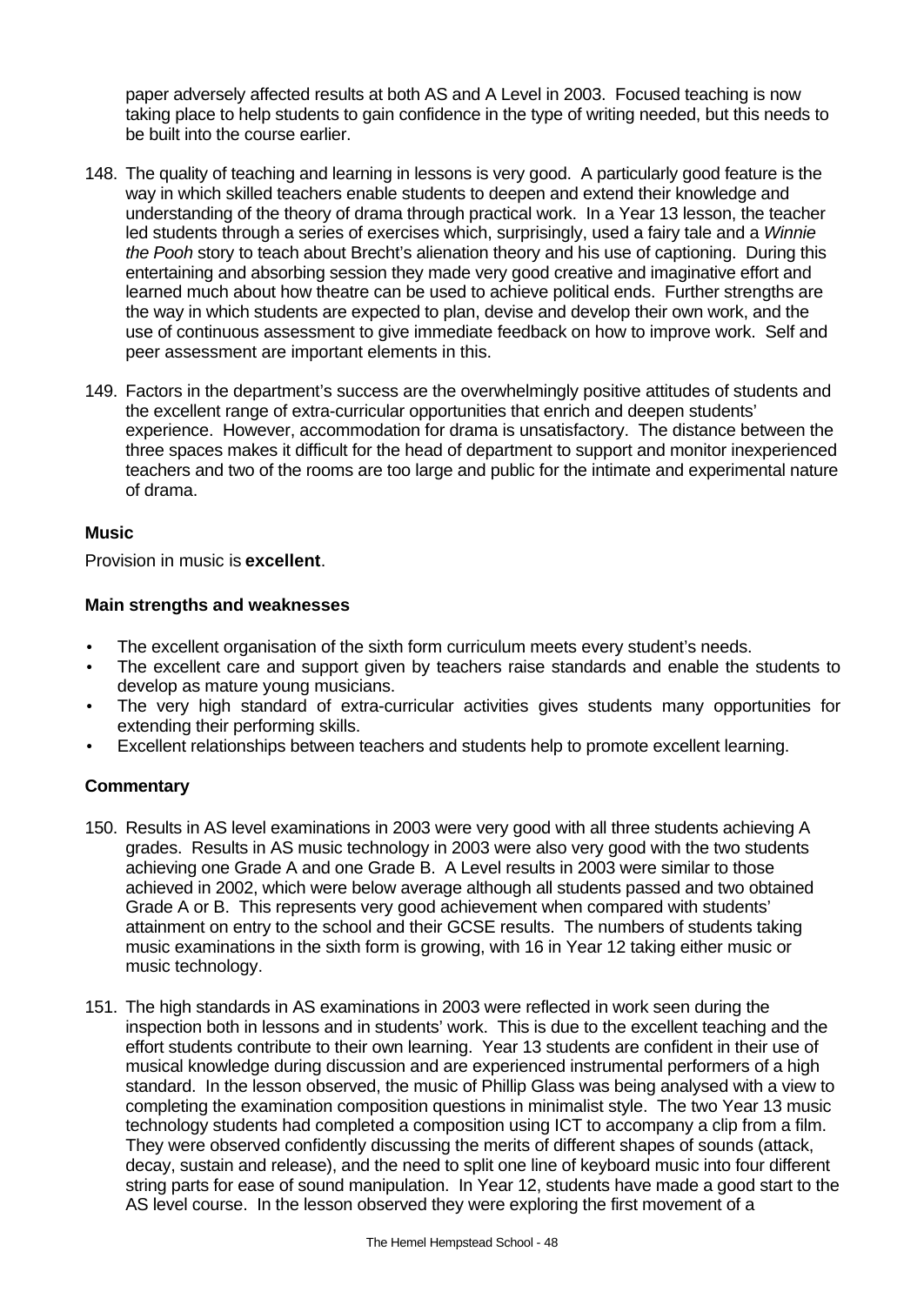paper adversely affected results at both AS and A Level in 2003. Focused teaching is now taking place to help students to gain confidence in the type of writing needed, but this needs to be built into the course earlier.

148. The quality of teaching and learning in lessons is very good. A particularly good feature is the way in which skilled teachers enable students to deepen and extend their knowledge and understanding of the theory of drama through practical work. In a Year 13 lesson, the teacher led students through a series of exercises which, surprisingly, used a fairy tale and a *Winnie the Pooh* story to teach about Brecht's alienation theory and his use of captioning. During this entertaining and absorbing session they made very good creative and imaginative effort and learned much about how theatre can be used to achieve political ends. Further strengths are the way in which students are expected to plan, devise and develop their own work, and the use of continuous assessment to give immediate feedback on how to improve work. Self and peer assessment are important elements in this.

149. Factors in the department's success are the overwhelmingly positive attitudes of students and the excellent range of extra-curricular opportunities that enrich and deepen students' experience. However, accommodation for drama is unsatisfactory. The distance between the three spaces makes it difficult for the head of department to support and monitor inexperienced teachers and two of the rooms are too large and public for the intimate and experimental nature of drama.

**Music**

Provision in music is **excellent**.

**Main strengths and weaknesses**

- The excellent organisation of the sixth form curriculum meets every student's needs.
- The excellent care and support given by teachers raise standards and enable the students to develop as mature young musicians.
- The very high standard of extra-curricular activities gives students many opportunities for extending their performing skills.
- Excellent relationships between teachers and students help to promote excellent learning.

**Commentary**

150. Results in AS level examinations in 2003 were very good with all three students achieving A grades. Results in AS music technology in 2003 were also very good with the two students achieving one Grade A and one Grade B. A Level results in 2003 were similar to those achieved in 2002, which were below average although all students passed and two obtained Grade A or B. This represents very good achievement when compared with students' attainment on entry to the school and their GCSE results. The numbers of students taking music examinations in the sixth form is growing, with 16 in Year 12 taking either music or music technology.

151. The high standards in AS examinations in 2003 were reflected in work seen during the inspection both in lessons and in students' work. This is due to the excellent teaching and the effort students contribute to their own learning. Year 13 students are confident in their use of musical knowledge during discussion and are experienced instrumental performers of a high standard. In the lesson observed, the music of Phillip Glass was being analysed with a view to completing the examination composition questions in minimalist style. The two Year 13 music technology students had completed a composition using ICT to accompany a clip from a film. They were observed confidently discussing the merits of different shapes of sounds (attack, decay, sustain and release), and the need to split one line of keyboard music into four different string parts for ease of sound manipulation. In Year 12, students have made a good start to the AS level course. In the lesson observed they were exploring the first movement of a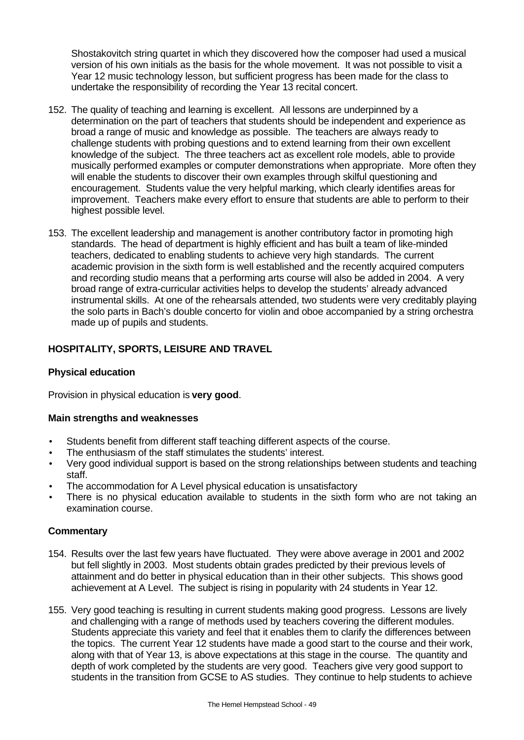Shostakovitch string quartet in which they discovered how the composer had used a musical version of his own initials as the basis for the whole movement. It was not possible to visit a Year 12 music technology lesson, but sufficient progress has been made for the class to undertake the responsibility of recording the Year 13 recital concert.

152. The quality of teaching and learning is excellent. All lessons are underpinned by a determination on the part of teachers that students should be independent and experience as broad a range of music and knowledge as possible. The teachers are always ready to challenge students with probing questions and to extend learning from their own excellent knowledge of the subject. The three teachers act as excellent role models, able to provide musically performed examples or computer demonstrations when appropriate. More often they will enable the students to discover their own examples through skilful questioning and encouragement. Students value the very helpful marking, which clearly identifies areas for improvement. Teachers make every effort to ensure that students are able to perform to their highest possible level.

153. The excellent leadership and management is another contributory factor in promoting high standards. The head of department is highly efficient and has built a team of like-minded teachers, dedicated to enabling students to achieve very high standards. The current academic provision in the sixth form is well established and the recently acquired computers and recording studio means that a performing arts course will also be added in 2004. A very broad range of extra-curricular activities helps to develop the students' already advanced instrumental skills. At one of the rehearsals attended, two students were very creditably playing the solo parts in Bach's double concerto for violin and oboe accompanied by a string orchestra made up of pupils and students.

## HOSPITALITY, SPORTS, LEISURE AND TRAVEL

### Physical education

Provision in physical education is **very good**.

### Main strengths and weaknesses

- Students benefit from different staff teaching different aspects of the course.
- The enthusiasm of the staff stimulates the students' interest.
- Very good individual support is based on the strong relationships between students and teaching staff.
- The accommodation for A Level physical education is unsatisfactory
- There is no physical education available to students in the sixth form who are not taking an examination course.

### Commentary

154. Results over the last few years have fluctuated. They were above average in 2001 and 2002 but fell slightly in 2003. Most students obtain grades predicted by their previous levels of attainment and do better in physical education than in their other subjects. This shows good achievement at A Level. The subject is rising in popularity with 24 students in Year 12.

155. Very good teaching is resulting in current students making good progress. Lessons are lively and challenging with a range of methods used by teachers covering the different modules. Students appreciate this variety and feel that it enables them to clarify the differences between the topics. The current Year 12 students have made a good start to the course and their work, along with that of Year 13, is above expectations at this stage in the course. The quantity and depth of work completed by the students are very good. Teachers give very good support to students in the transition from GCSE to AS studies. They continue to help students to achieve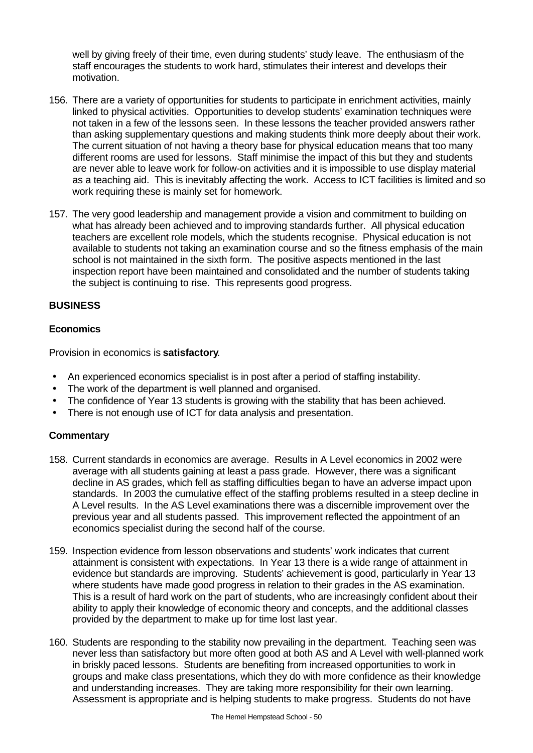well by giving freely of their time, even during students' study leave. The enthusiasm of the staff encourages the students to work hard, stimulates their interest and develops their motivation.

156. There are a variety of opportunities for students to participate in enrichment activities, mainly linked to physical activities. Opportunities to develop students' examination techniques were not taken in a few of the lessons seen. In these lessons the teacher provided answers rather than asking supplementary questions and making students think more deeply about their work. The current situation of not having a theory base for physical education means that too many different rooms are used for lessons. Staff minimise the impact of this but they and students are never able to leave work for follow-on activities and it is impossible to use display material as a teaching aid. This is inevitably affecting the work. Access to ICT facilities is limited and so work requiring these is mainly set for homework.

157. The very good leadership and management provide a vision and commitment to building on what has already been achieved and to improving standards further. All physical education teachers are excellent role models, which the students recognise. Physical education is not available to students not taking an examination course and so the fitness emphasis of the main school is not maintained in the sixth form. The positive aspects mentioned in the last inspection report have been maintained and consolidated and the number of students taking the subject is continuing to rise. This represents good progress.

## BUSINESS

### Economics

Provision in economics is **satisfactory**.

- An experienced economics specialist is in post after a period of staffing instability.
- The work of the department is well planned and organised.
- The confidence of Year 13 students is growing with the stability that has been achieved.
- There is not enough use of ICT for data analysis and presentation.

### Commentary

158. Current standards in economics are average. Results in A Level economics in 2002 were average with all students gaining at least a pass grade. However, there was a significant decline in AS grades, which fell as staffing difficulties began to have an adverse impact upon standards. In 2003 the cumulative effect of the staffing problems resulted in a steep decline in A Level results. In the AS Level examinations there was a discernible improvement over the previous year and all students passed. This improvement reflected the appointment of an economics specialist during the second half of the course.

159. Inspection evidence from lesson observations and students' work indicates that current attainment is consistent with expectations. In Year 13 there is a wide range of attainment in evidence but standards are improving. Students' achievement is good, particularly in Year 13 where students have made good progress in relation to their grades in the AS examination. This is a result of hard work on the part of students, who are increasingly confident about their ability to apply their knowledge of economic theory and concepts, and the additional classes provided by the department to make up for time lost last year.

160. Students are responding to the stability now prevailing in the department. Teaching seen was never less than satisfactory but more often good at both AS and A Level with well-planned work in briskly paced lessons. Students are benefiting from increased opportunities to work in groups and make class presentations, which they do with more confidence as their knowledge and understanding increases. They are taking more responsibility for their own learning. Assessment is appropriate and is helping students to make progress. Students do not have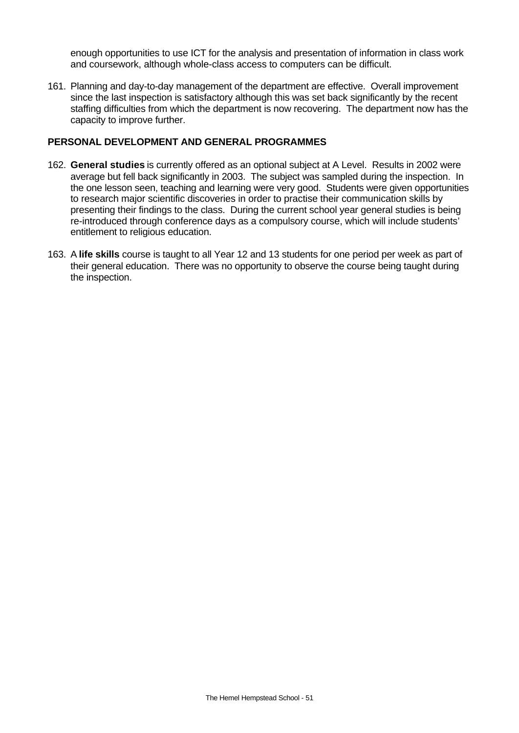enough opportunities to use ICT for the analysis and presentation of information in class work and coursework, although whole-class access to computers can be difficult.

161. Planning and day-to-day management of the department are effective. Overall improvement since the last inspection is satisfactory although this was set back significantly by the recent staffing difficulties from which the department is now recovering. The department now has the capacity to improve further.

## PERSONAL DEVELOPMENT AND GENERAL PROGRAMMES

162. **General studies** is currently offered as an optional subject at A Level. Results in 2002 were average but fell back significantly in 2003. The subject was sampled during the inspection. In the one lesson seen, teaching and learning were very good. Students were given opportunities to research major scientific discoveries in order to practise their communication skills by presenting their findings to the class. During the current school year general studies is being re-introduced through conference days as a compulsory course, which will include students' entitlement to religious education.

163. A **life skills** course is taught to all Year 12 and 13 students for one period per week as part of their general education. There was no opportunity to observe the course being taught during the inspection.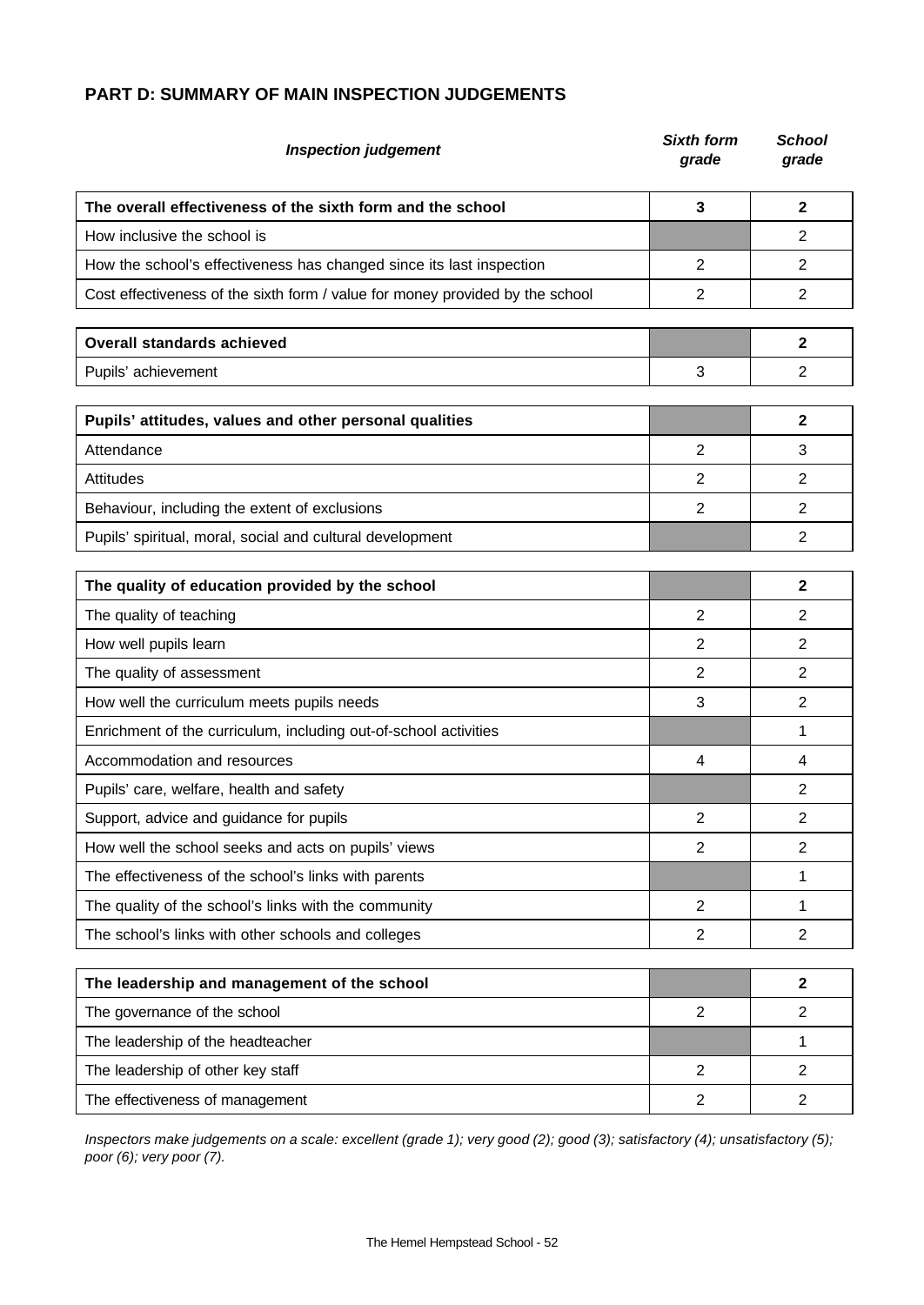## PART D: SUMMARY OF MAIN INSPECTION JUDGEMENTS

| *Inspection judgement* | *Sixth form grade* | *School grade* |
|---|---|---|
| **The overall effectiveness of the sixth form and the school** | **3** | **2** |
| How inclusive the school is | | 2 |
| How the school's effectiveness has changed since its last inspection | 2 | 2 |
| Cost effectiveness of the sixth form / value for money provided by the school | 2 | 2 |
| **Overall standards achieved** | | **2** |
| Pupils' achievement | 3 | 2 |
| **Pupils' attitudes, values and other personal qualities** | | **2** |
| Attendance | 2 | 3 |
| Attitudes | 2 | 2 |
| Behaviour, including the extent of exclusions | 2 | 2 |
| Pupils' spiritual, moral, social and cultural development | | 2 |
| **The quality of education provided by the school** | | **2** |
| The quality of teaching | 2 | 2 |
| How well pupils learn | 2 | 2 |
| The quality of assessment | 2 | 2 |
| How well the curriculum meets pupils needs | 3 | 2 |
| Enrichment of the curriculum, including out-of-school activities | | 1 |
| Accommodation and resources | 4 | 4 |
| Pupils' care, welfare, health and safety | | 2 |
| Support, advice and guidance for pupils | 2 | 2 |
| How well the school seeks and acts on pupils' views | 2 | 2 |
| The effectiveness of the school's links with parents | | 1 |
| The quality of the school's links with the community | 2 | 1 |
| The school's links with other schools and colleges | 2 | 2 |
| **The leadership and management of the school** | | **2** |
| The governance of the school | 2 | 2 |
| The leadership of the headteacher | | 1 |
| The leadership of other key staff | 2 | 2 |
| The effectiveness of management | 2 | 2 |

*Inspectors make judgements on a scale: excellent (grade 1); very good (2); good (3); satisfactory (4); unsatisfactory (5); poor (6); very poor (7).*